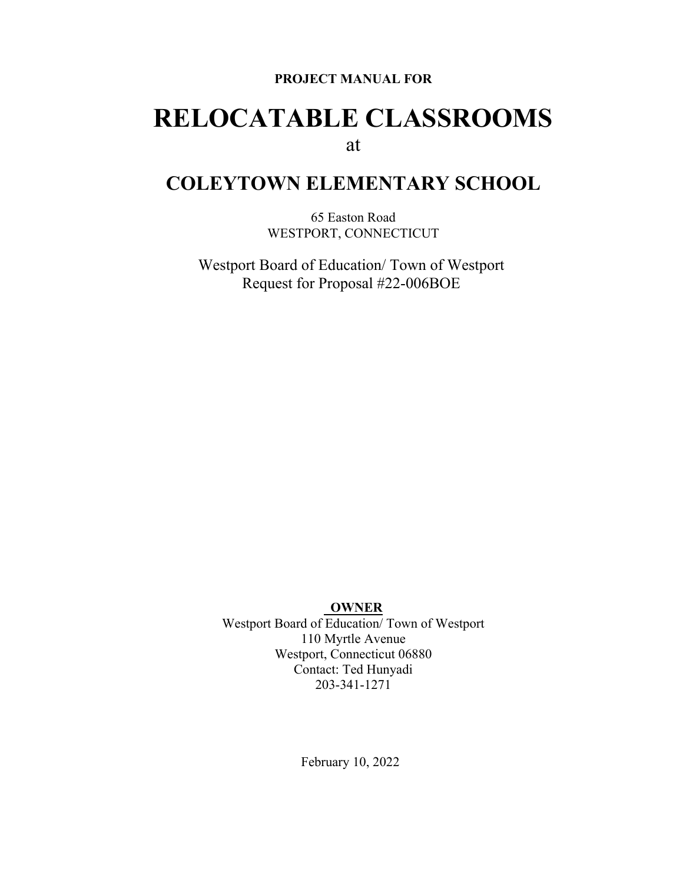**PROJECT MANUAL FOR**

# RELOCATABLE CLASSROOMS

at

## COLEYTOWN ELEMENTARY SCHOOL

65 Easton Road
WESTPORT, CONNECTICUT

Westport Board of Education/ Town of Westport
Request for Proposal #22-006BOE

**OWNER**

Westport Board of Education/ Town of Westport
110 Myrtle Avenue
Westport, Connecticut 06880
Contact: Ted Hunyadi
203-341-1271

February 10, 2022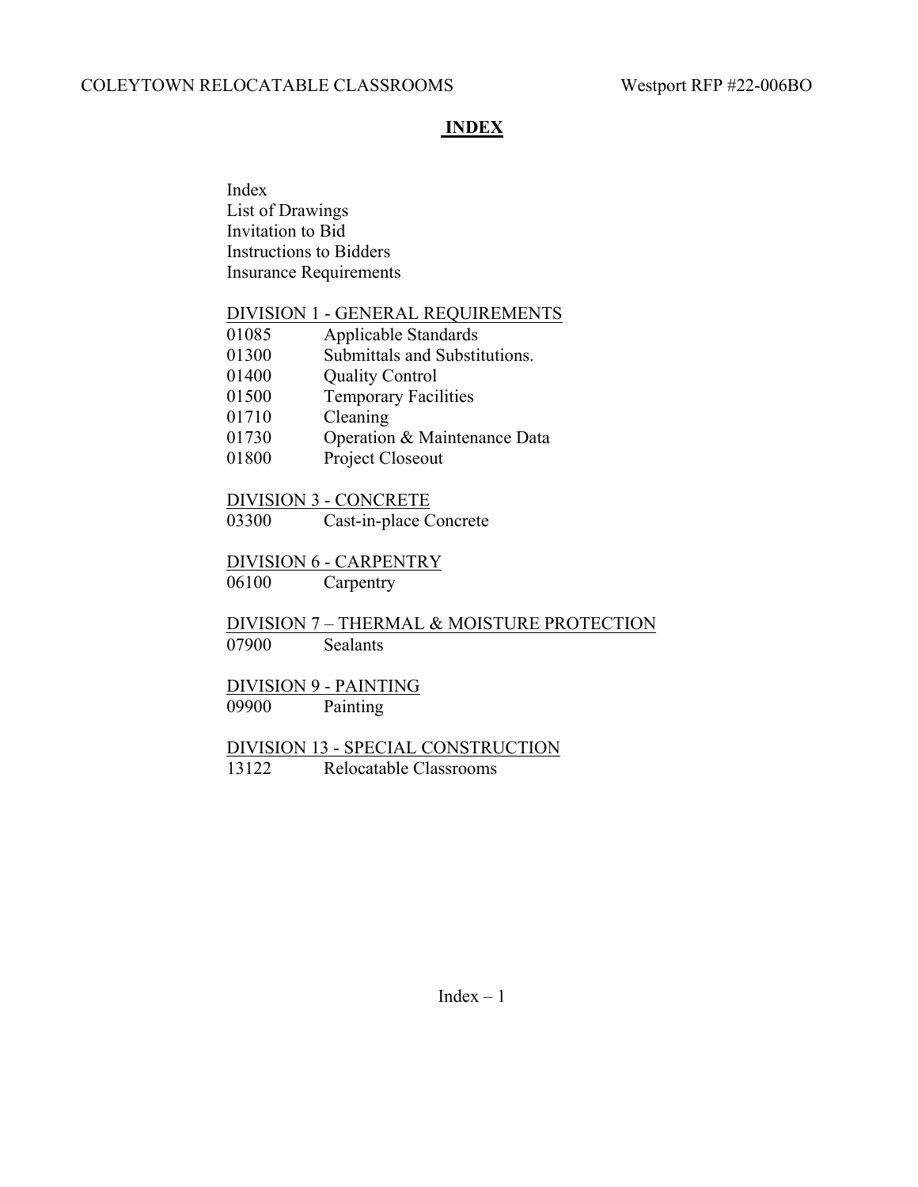# INDEX

Index
List of Drawings
Invitation to Bid
Instructions to Bidders
Insurance Requirements

DIVISION 1 - GENERAL REQUIREMENTS

| | |
|---|---|
| 01085 | Applicable Standards |
| 01300 | Submittals and Substitutions. |
| 01400 | Quality Control |
| 01500 | Temporary Facilities |
| 01710 | Cleaning |
| 01730 | Operation & Maintenance Data |
| 01800 | Project Closeout |

DIVISION 3 - CONCRETE

| | |
|---|---|
| 03300 | Cast-in-place Concrete |

DIVISION 6 - CARPENTRY

| | |
|---|---|
| 06100 | Carpentry |

DIVISION 7 – THERMAL & MOISTURE PROTECTION

| | |
|---|---|
| 07900 | Sealants |

DIVISION 9 - PAINTING

| | |
|---|---|
| 09900 | Painting |

DIVISION 13 - SPECIAL CONSTRUCTION

| | |
|---|---|
| 13122 | Relocatable Classrooms |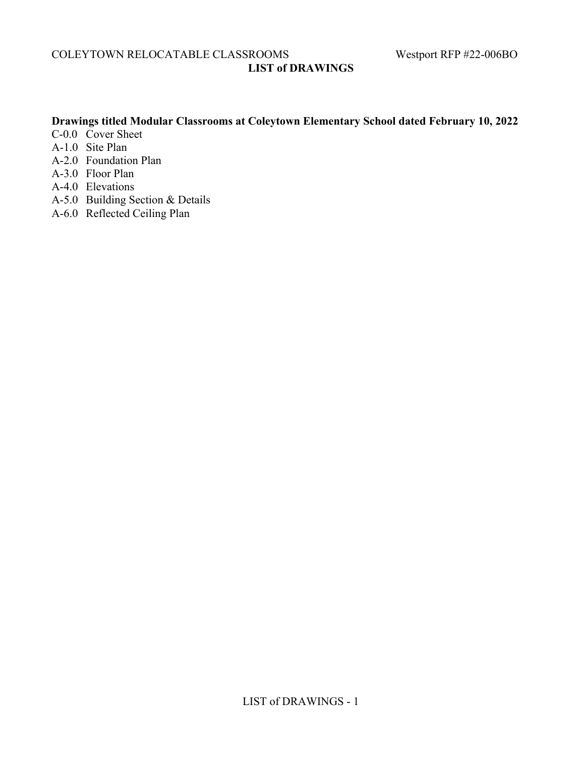# LIST of DRAWINGS

**Drawings titled Modular Classrooms at Coleytown Elementary School dated February 10, 2022**

C-0.0 Cover Sheet
A-1.0 Site Plan
A-2.0 Foundation Plan
A-3.0 Floor Plan
A-4.0 Elevations
A-5.0 Building Section & Details
A-6.0 Reflected Ceiling Plan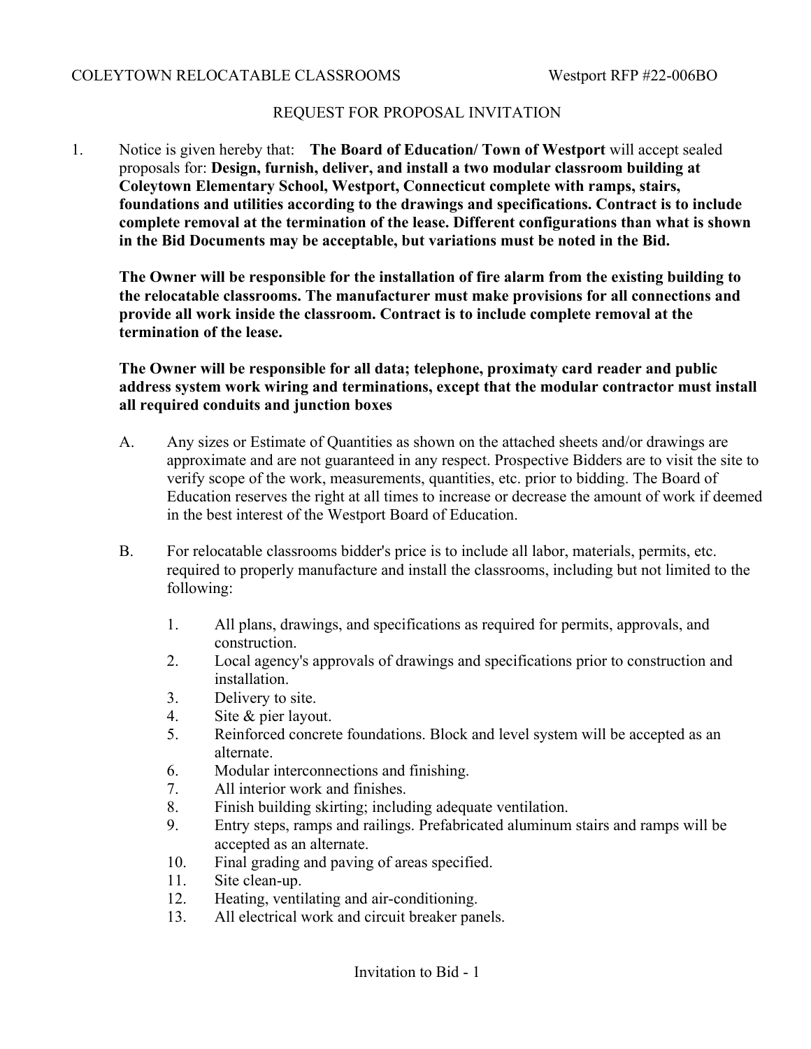COLEYTOWN RELOCATABLE CLASSROOMS Westport RFP #22-006BO

## REQUEST FOR PROPOSAL INVITATION

1. Notice is given hereby that: **The Board of Education/ Town of Westport** will accept sealed proposals for: **Design, furnish, deliver, and install a two modular classroom building at Coleytown Elementary School, Westport, Connecticut complete with ramps, stairs, foundations and utilities according to the drawings and specifications. Contract is to include complete removal at the termination of the lease. Different configurations than what is shown in the Bid Documents may be acceptable, but variations must be noted in the Bid.**

   **The Owner will be responsible for the installation of fire alarm from the existing building to the relocatable classrooms. The manufacturer must make provisions for all connections and provide all work inside the classroom. Contract is to include complete removal at the termination of the lease.**

   **The Owner will be responsible for all data; telephone, proximaty card reader and public address system work wiring and terminations, except that the modular contractor must install all required conduits and junction boxes**

   A. Any sizes or Estimate of Quantities as shown on the attached sheets and/or drawings are approximate and are not guaranteed in any respect. Prospective Bidders are to visit the site to verify scope of the work, measurements, quantities, etc. prior to bidding. The Board of Education reserves the right at all times to increase or decrease the amount of work if deemed in the best interest of the Westport Board of Education.

   B. For relocatable classrooms bidder's price is to include all labor, materials, permits, etc. required to properly manufacture and install the classrooms, including but not limited to the following:

      1. All plans, drawings, and specifications as required for permits, approvals, and construction.
      2. Local agency's approvals of drawings and specifications prior to construction and installation.
      3. Delivery to site.
      4. Site & pier layout.
      5. Reinforced concrete foundations. Block and level system will be accepted as an alternate.
      6. Modular interconnections and finishing.
      7. All interior work and finishes.
      8. Finish building skirting; including adequate ventilation.
      9. Entry steps, ramps and railings. Prefabricated aluminum stairs and ramps will be accepted as an alternate.
      10. Final grading and paving of areas specified.
      11. Site clean-up.
      12. Heating, ventilating and air-conditioning.
      13. All electrical work and circuit breaker panels.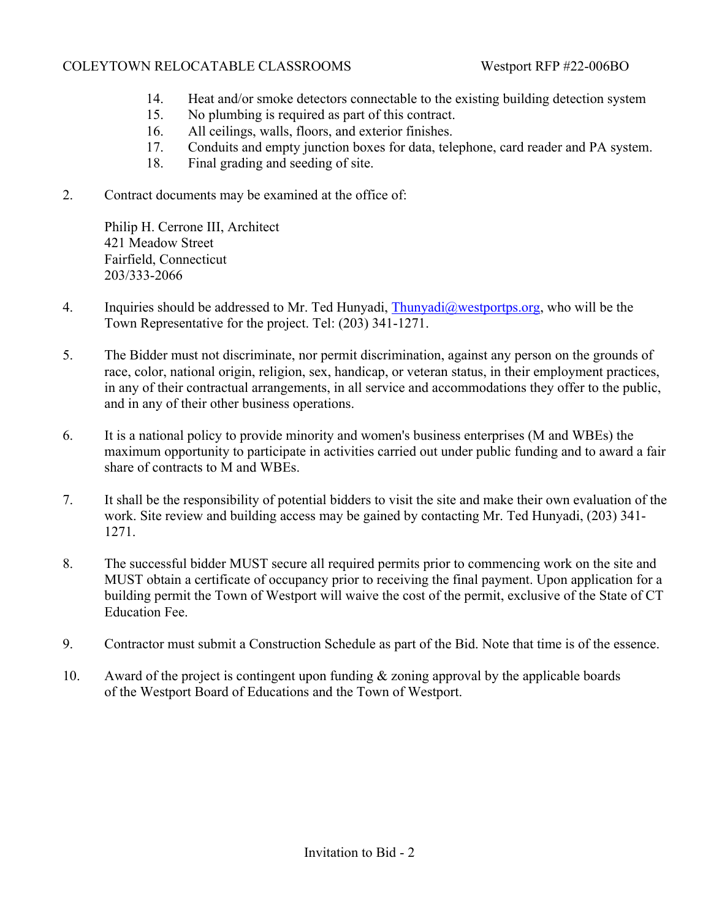14. Heat and/or smoke detectors connectable to the existing building detection system
15. No plumbing is required as part of this contract.
16. All ceilings, walls, floors, and exterior finishes.
17. Conduits and empty junction boxes for data, telephone, card reader and PA system.
18. Final grading and seeding of site.

2. Contract documents may be examined at the office of:

   Philip H. Cerrone III, Architect
   421 Meadow Street
   Fairfield, Connecticut
   203/333-2066

4. Inquiries should be addressed to Mr. Ted Hunyadi, Thunyadi@westportps.org, who will be the Town Representative for the project. Tel: (203) 341-1271.

5. The Bidder must not discriminate, nor permit discrimination, against any person on the grounds of race, color, national origin, religion, sex, handicap, or veteran status, in their employment practices, in any of their contractual arrangements, in all service and accommodations they offer to the public, and in any of their other business operations.

6. It is a national policy to provide minority and women's business enterprises (M and WBEs) the maximum opportunity to participate in activities carried out under public funding and to award a fair share of contracts to M and WBEs.

7. It shall be the responsibility of potential bidders to visit the site and make their own evaluation of the work. Site review and building access may be gained by contacting Mr. Ted Hunyadi, (203) 341-1271.

8. The successful bidder MUST secure all required permits prior to commencing work on the site and MUST obtain a certificate of occupancy prior to receiving the final payment. Upon application for a building permit the Town of Westport will waive the cost of the permit, exclusive of the State of CT Education Fee.

9. Contractor must submit a Construction Schedule as part of the Bid. Note that time is of the essence.

10. Award of the project is contingent upon funding & zoning approval by the applicable boards of the Westport Board of Educations and the Town of Westport.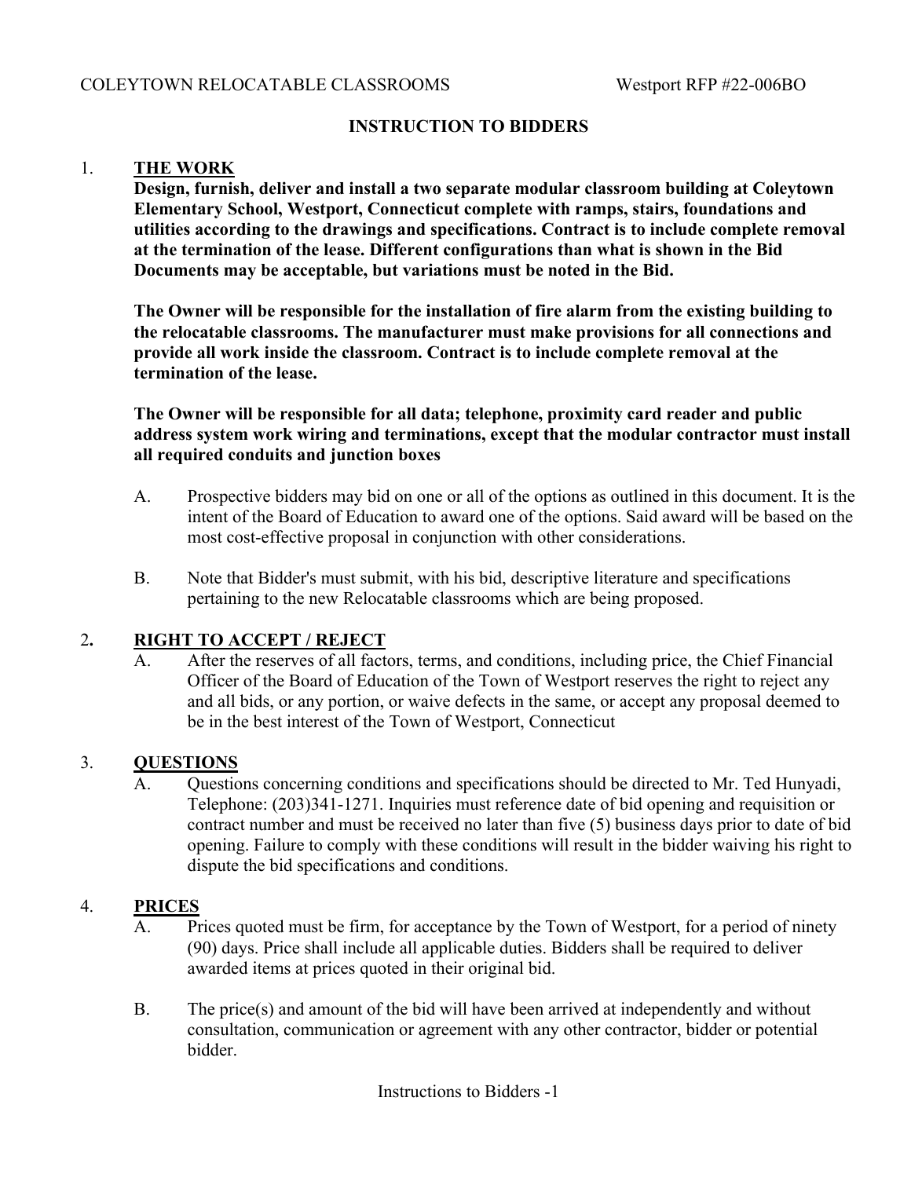## INSTRUCTION TO BIDDERS

### 1. THE WORK

**Design, furnish, deliver and install a two separate modular classroom building at Coleytown Elementary School, Westport, Connecticut complete with ramps, stairs, foundations and utilities according to the drawings and specifications. Contract is to include complete removal at the termination of the lease. Different configurations than what is shown in the Bid Documents may be acceptable, but variations must be noted in the Bid.**

**The Owner will be responsible for the installation of fire alarm from the existing building to the relocatable classrooms. The manufacturer must make provisions for all connections and provide all work inside the classroom. Contract is to include complete removal at the termination of the lease.**

**The Owner will be responsible for all data; telephone, proximity card reader and public address system work wiring and terminations, except that the modular contractor must install all required conduits and junction boxes**

A. Prospective bidders may bid on one or all of the options as outlined in this document. It is the intent of the Board of Education to award one of the options. Said award will be based on the most cost-effective proposal in conjunction with other considerations.

B. Note that Bidder's must submit, with his bid, descriptive literature and specifications pertaining to the new Relocatable classrooms which are being proposed.

### 2. RIGHT TO ACCEPT / REJECT

A. After the reserves of all factors, terms, and conditions, including price, the Chief Financial Officer of the Board of Education of the Town of Westport reserves the right to reject any and all bids, or any portion, or waive defects in the same, or accept any proposal deemed to be in the best interest of the Town of Westport, Connecticut

### 3. QUESTIONS

A. Questions concerning conditions and specifications should be directed to Mr. Ted Hunyadi, Telephone: (203)341-1271. Inquiries must reference date of bid opening and requisition or contract number and must be received no later than five (5) business days prior to date of bid opening. Failure to comply with these conditions will result in the bidder waiving his right to dispute the bid specifications and conditions.

### 4. PRICES

A. Prices quoted must be firm, for acceptance by the Town of Westport, for a period of ninety (90) days. Price shall include all applicable duties. Bidders shall be required to deliver awarded items at prices quoted in their original bid.

B. The price(s) and amount of the bid will have been arrived at independently and without consultation, communication or agreement with any other contractor, bidder or potential bidder.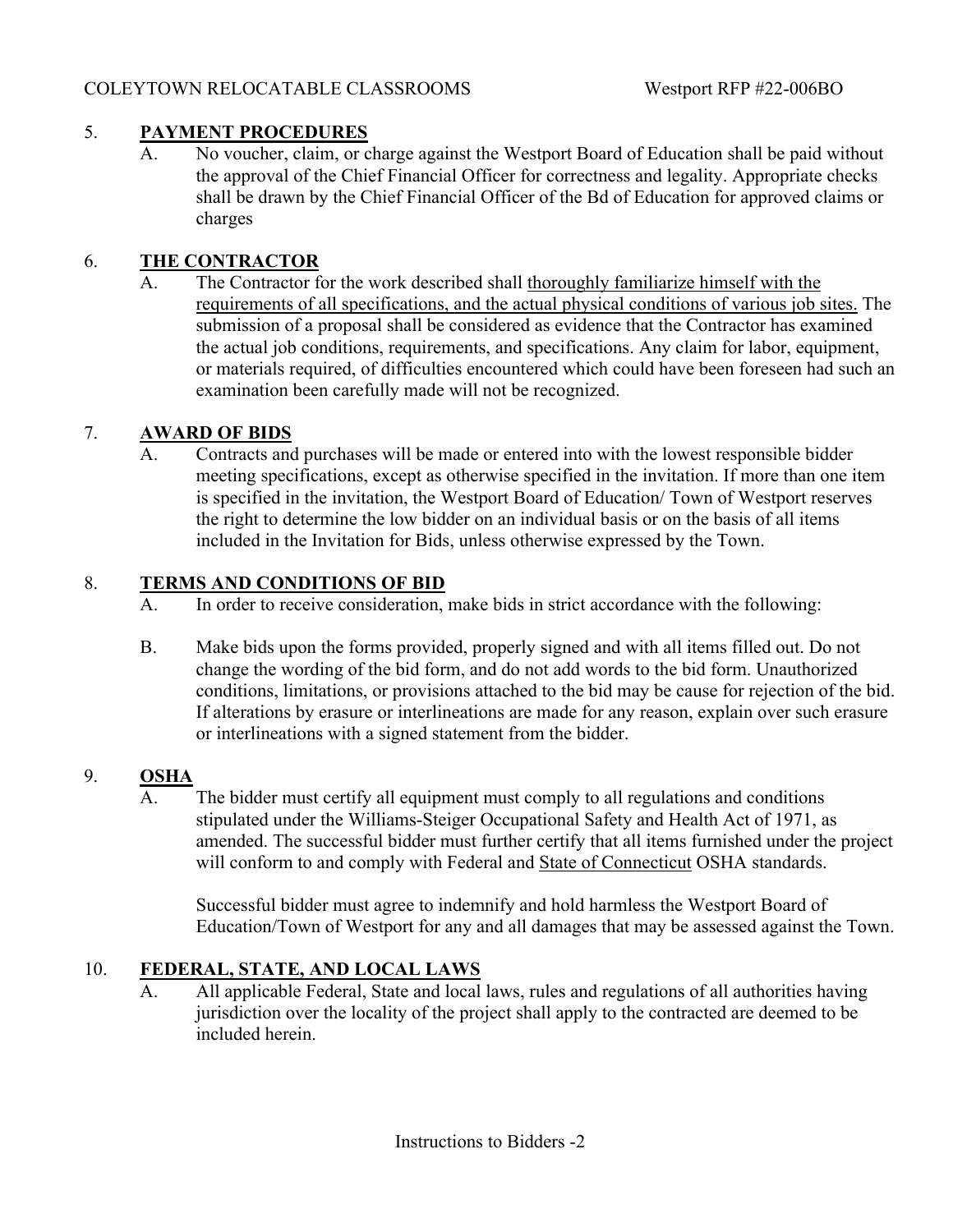## 5. **PAYMENT PROCEDURES**

A. No voucher, claim, or charge against the Westport Board of Education shall be paid without the approval of the Chief Financial Officer for correctness and legality. Appropriate checks shall be drawn by the Chief Financial Officer of the Bd of Education for approved claims or charges

## 6. **THE CONTRACTOR**

A. The Contractor for the work described shall thoroughly familiarize himself with the requirements of all specifications, and the actual physical conditions of various job sites. The submission of a proposal shall be considered as evidence that the Contractor has examined the actual job conditions, requirements, and specifications. Any claim for labor, equipment, or materials required, of difficulties encountered which could have been foreseen had such an examination been carefully made will not be recognized.

## 7. **AWARD OF BIDS**

A. Contracts and purchases will be made or entered into with the lowest responsible bidder meeting specifications, except as otherwise specified in the invitation. If more than one item is specified in the invitation, the Westport Board of Education/ Town of Westport reserves the right to determine the low bidder on an individual basis or on the basis of all items included in the Invitation for Bids, unless otherwise expressed by the Town.

## 8. **TERMS AND CONDITIONS OF BID**

A. In order to receive consideration, make bids in strict accordance with the following:

B. Make bids upon the forms provided, properly signed and with all items filled out. Do not change the wording of the bid form, and do not add words to the bid form. Unauthorized conditions, limitations, or provisions attached to the bid may be cause for rejection of the bid. If alterations by erasure or interlineations are made for any reason, explain over such erasure or interlineations with a signed statement from the bidder.

## 9. **OSHA**

A. The bidder must certify all equipment must comply to all regulations and conditions stipulated under the Williams-Steiger Occupational Safety and Health Act of 1971, as amended. The successful bidder must further certify that all items furnished under the project will conform to and comply with Federal and State of Connecticut OSHA standards.

Successful bidder must agree to indemnify and hold harmless the Westport Board of Education/Town of Westport for any and all damages that may be assessed against the Town.

## 10. **FEDERAL, STATE, AND LOCAL LAWS**

A. All applicable Federal, State and local laws, rules and regulations of all authorities having jurisdiction over the locality of the project shall apply to the contracted are deemed to be included herein.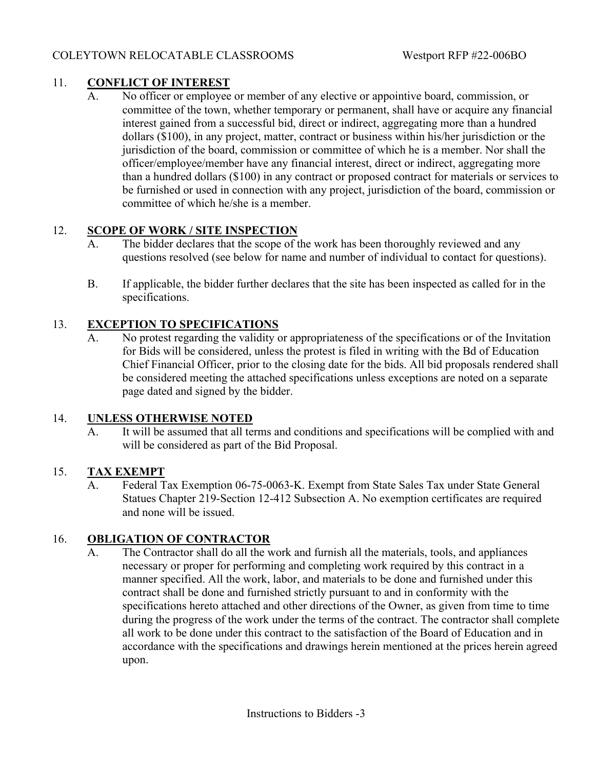## 11. CONFLICT OF INTEREST

A. No officer or employee or member of any elective or appointive board, commission, or committee of the town, whether temporary or permanent, shall have or acquire any financial interest gained from a successful bid, direct or indirect, aggregating more than a hundred dollars ($100), in any project, matter, contract or business within his/her jurisdiction or the jurisdiction of the board, commission or committee of which he is a member. Nor shall the officer/employee/member have any financial interest, direct or indirect, aggregating more than a hundred dollars ($100) in any contract or proposed contract for materials or services to be furnished or used in connection with any project, jurisdiction of the board, commission or committee of which he/she is a member.

## 12. SCOPE OF WORK / SITE INSPECTION

A. The bidder declares that the scope of the work has been thoroughly reviewed and any questions resolved (see below for name and number of individual to contact for questions).

B. If applicable, the bidder further declares that the site has been inspected as called for in the specifications.

## 13. EXCEPTION TO SPECIFICATIONS

A. No protest regarding the validity or appropriateness of the specifications or of the Invitation for Bids will be considered, unless the protest is filed in writing with the Bd of Education Chief Financial Officer, prior to the closing date for the bids. All bid proposals rendered shall be considered meeting the attached specifications unless exceptions are noted on a separate page dated and signed by the bidder.

## 14. UNLESS OTHERWISE NOTED

A. It will be assumed that all terms and conditions and specifications will be complied with and will be considered as part of the Bid Proposal.

## 15. TAX EXEMPT

A. Federal Tax Exemption 06-75-0063-K. Exempt from State Sales Tax under State General Statues Chapter 219-Section 12-412 Subsection A. No exemption certificates are required and none will be issued.

## 16. OBLIGATION OF CONTRACTOR

A. The Contractor shall do all the work and furnish all the materials, tools, and appliances necessary or proper for performing and completing work required by this contract in a manner specified. All the work, labor, and materials to be done and furnished under this contract shall be done and furnished strictly pursuant to and in conformity with the specifications hereto attached and other directions of the Owner, as given from time to time during the progress of the work under the terms of the contract. The contractor shall complete all work to be done under this contract to the satisfaction of the Board of Education and in accordance with the specifications and drawings herein mentioned at the prices herein agreed upon.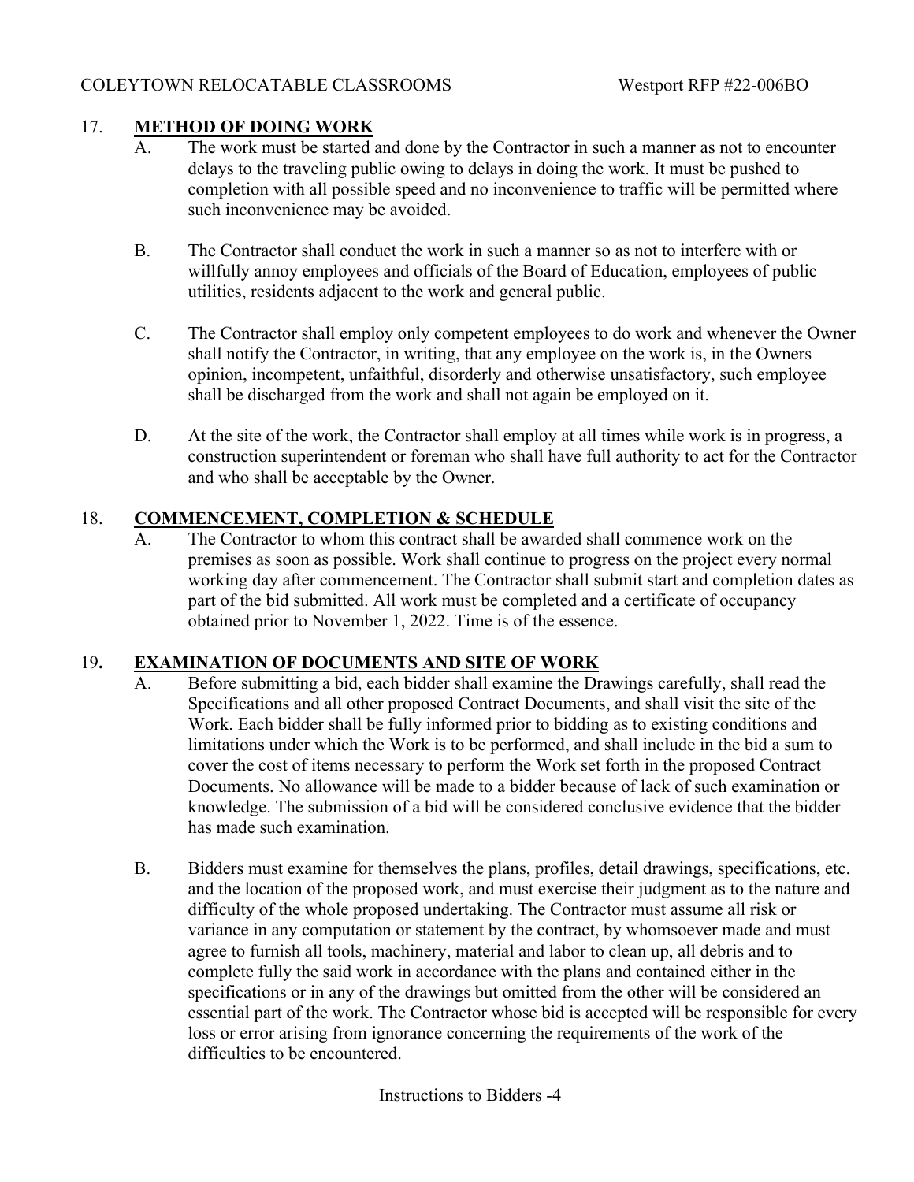## 17. METHOD OF DOING WORK

A. The work must be started and done by the Contractor in such a manner as not to encounter delays to the traveling public owing to delays in doing the work. It must be pushed to completion with all possible speed and no inconvenience to traffic will be permitted where such inconvenience may be avoided.

B. The Contractor shall conduct the work in such a manner so as not to interfere with or willfully annoy employees and officials of the Board of Education, employees of public utilities, residents adjacent to the work and general public.

C. The Contractor shall employ only competent employees to do work and whenever the Owner shall notify the Contractor, in writing, that any employee on the work is, in the Owners opinion, incompetent, unfaithful, disorderly and otherwise unsatisfactory, such employee shall be discharged from the work and shall not again be employed on it.

D. At the site of the work, the Contractor shall employ at all times while work is in progress, a construction superintendent or foreman who shall have full authority to act for the Contractor and who shall be acceptable by the Owner.

## 18. COMMENCEMENT, COMPLETION & SCHEDULE

A. The Contractor to whom this contract shall be awarded shall commence work on the premises as soon as possible. Work shall continue to progress on the project every normal working day after commencement. The Contractor shall submit start and completion dates as part of the bid submitted. All work must be completed and a certificate of occupancy obtained prior to November 1, 2022. Time is of the essence.

## 19. EXAMINATION OF DOCUMENTS AND SITE OF WORK

A. Before submitting a bid, each bidder shall examine the Drawings carefully, shall read the Specifications and all other proposed Contract Documents, and shall visit the site of the Work. Each bidder shall be fully informed prior to bidding as to existing conditions and limitations under which the Work is to be performed, and shall include in the bid a sum to cover the cost of items necessary to perform the Work set forth in the proposed Contract Documents. No allowance will be made to a bidder because of lack of such examination or knowledge. The submission of a bid will be considered conclusive evidence that the bidder has made such examination.

B. Bidders must examine for themselves the plans, profiles, detail drawings, specifications, etc. and the location of the proposed work, and must exercise their judgment as to the nature and difficulty of the whole proposed undertaking. The Contractor must assume all risk or variance in any computation or statement by the contract, by whomsoever made and must agree to furnish all tools, machinery, material and labor to clean up, all debris and to complete fully the said work in accordance with the plans and contained either in the specifications or in any of the drawings but omitted from the other will be considered an essential part of the work. The Contractor whose bid is accepted will be responsible for every loss or error arising from ignorance concerning the requirements of the work of the difficulties to be encountered.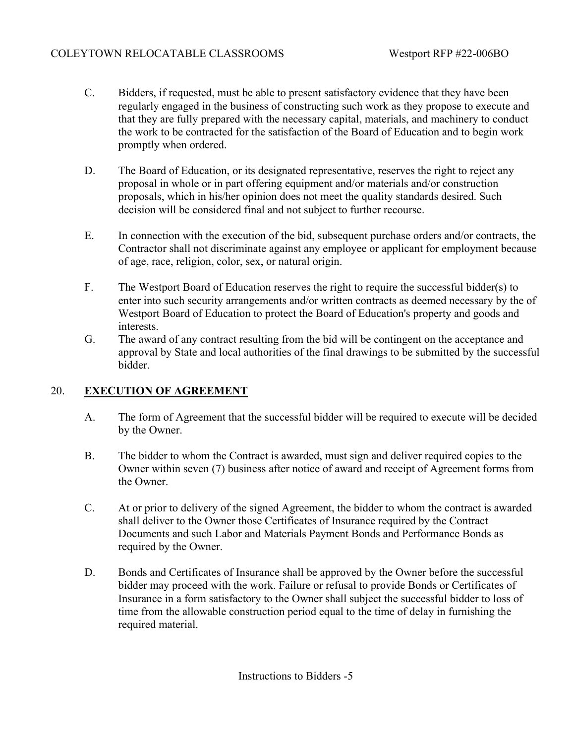C. Bidders, if requested, must be able to present satisfactory evidence that they have been regularly engaged in the business of constructing such work as they propose to execute and that they are fully prepared with the necessary capital, materials, and machinery to conduct the work to be contracted for the satisfaction of the Board of Education and to begin work promptly when ordered.

D. The Board of Education, or its designated representative, reserves the right to reject any proposal in whole or in part offering equipment and/or materials and/or construction proposals, which in his/her opinion does not meet the quality standards desired. Such decision will be considered final and not subject to further recourse.

E. In connection with the execution of the bid, subsequent purchase orders and/or contracts, the Contractor shall not discriminate against any employee or applicant for employment because of age, race, religion, color, sex, or natural origin.

F. The Westport Board of Education reserves the right to require the successful bidder(s) to enter into such security arrangements and/or written contracts as deemed necessary by the of Westport Board of Education to protect the Board of Education's property and goods and interests.

G. The award of any contract resulting from the bid will be contingent on the acceptance and approval by State and local authorities of the final drawings to be submitted by the successful bidder.

## 20. **EXECUTION OF AGREEMENT**

A. The form of Agreement that the successful bidder will be required to execute will be decided by the Owner.

B. The bidder to whom the Contract is awarded, must sign and deliver required copies to the Owner within seven (7) business after notice of award and receipt of Agreement forms from the Owner.

C. At or prior to delivery of the signed Agreement, the bidder to whom the contract is awarded shall deliver to the Owner those Certificates of Insurance required by the Contract Documents and such Labor and Materials Payment Bonds and Performance Bonds as required by the Owner.

D. Bonds and Certificates of Insurance shall be approved by the Owner before the successful bidder may proceed with the work. Failure or refusal to provide Bonds or Certificates of Insurance in a form satisfactory to the Owner shall subject the successful bidder to loss of time from the allowable construction period equal to the time of delay in furnishing the required material.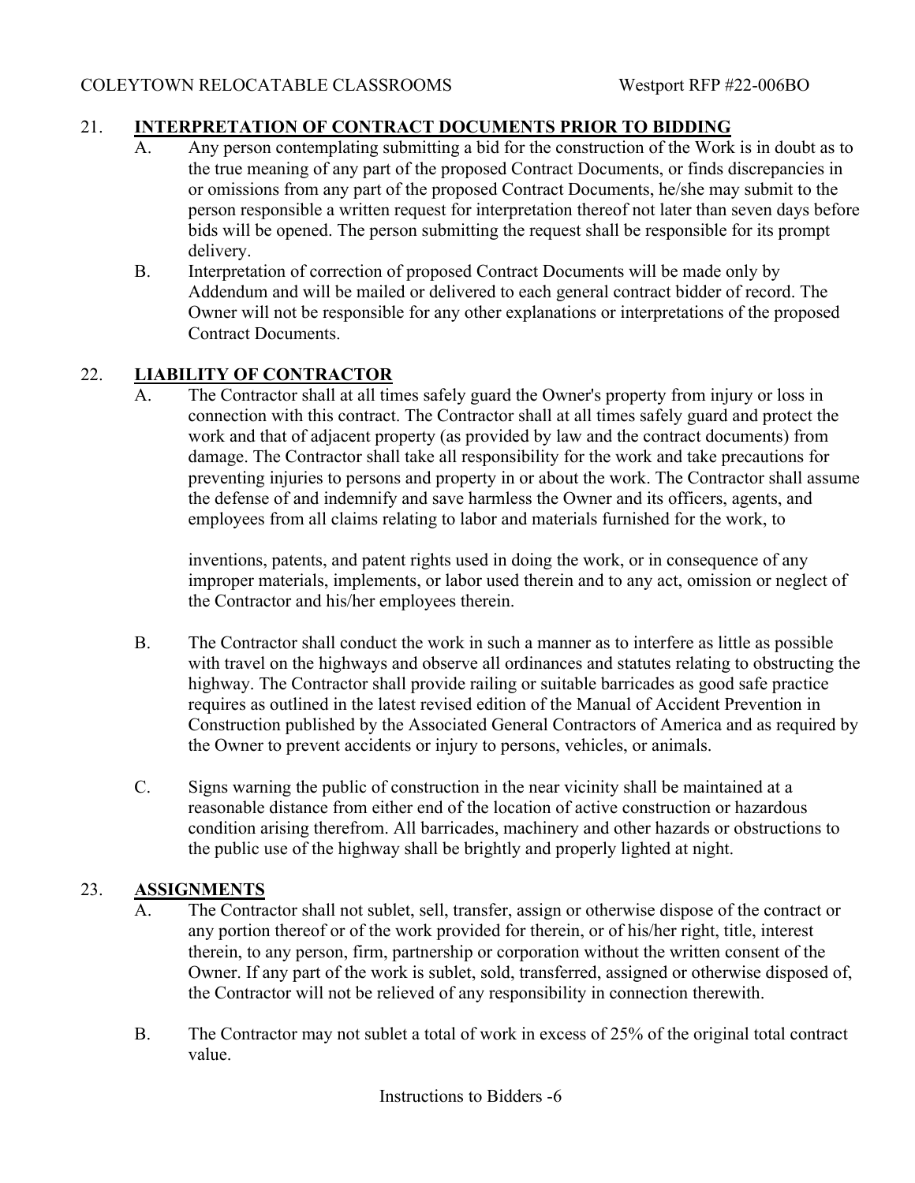## 21. INTERPRETATION OF CONTRACT DOCUMENTS PRIOR TO BIDDING

A. Any person contemplating submitting a bid for the construction of the Work is in doubt as to the true meaning of any part of the proposed Contract Documents, or finds discrepancies in or omissions from any part of the proposed Contract Documents, he/she may submit to the person responsible a written request for interpretation thereof not later than seven days before bids will be opened. The person submitting the request shall be responsible for its prompt delivery.

B. Interpretation of correction of proposed Contract Documents will be made only by Addendum and will be mailed or delivered to each general contract bidder of record. The Owner will not be responsible for any other explanations or interpretations of the proposed Contract Documents.

## 22. LIABILITY OF CONTRACTOR

A. The Contractor shall at all times safely guard the Owner's property from injury or loss in connection with this contract. The Contractor shall at all times safely guard and protect the work and that of adjacent property (as provided by law and the contract documents) from damage. The Contractor shall take all responsibility for the work and take precautions for preventing injuries to persons and property in or about the work. The Contractor shall assume the defense of and indemnify and save harmless the Owner and its officers, agents, and employees from all claims relating to labor and materials furnished for the work, to inventions, patents, and patent rights used in doing the work, or in consequence of any improper materials, implements, or labor used therein and to any act, omission or neglect of the Contractor and his/her employees therein.

B. The Contractor shall conduct the work in such a manner as to interfere as little as possible with travel on the highways and observe all ordinances and statutes relating to obstructing the highway. The Contractor shall provide railing or suitable barricades as good safe practice requires as outlined in the latest revised edition of the Manual of Accident Prevention in Construction published by the Associated General Contractors of America and as required by the Owner to prevent accidents or injury to persons, vehicles, or animals.

C. Signs warning the public of construction in the near vicinity shall be maintained at a reasonable distance from either end of the location of active construction or hazardous condition arising therefrom. All barricades, machinery and other hazards or obstructions to the public use of the highway shall be brightly and properly lighted at night.

## 23. ASSIGNMENTS

A. The Contractor shall not sublet, sell, transfer, assign or otherwise dispose of the contract or any portion thereof or of the work provided for therein, or of his/her right, title, interest therein, to any person, firm, partnership or corporation without the written consent of the Owner. If any part of the work is sublet, sold, transferred, assigned or otherwise disposed of, the Contractor will not be relieved of any responsibility in connection therewith.

B. The Contractor may not sublet a total of work in excess of 25% of the original total contract value.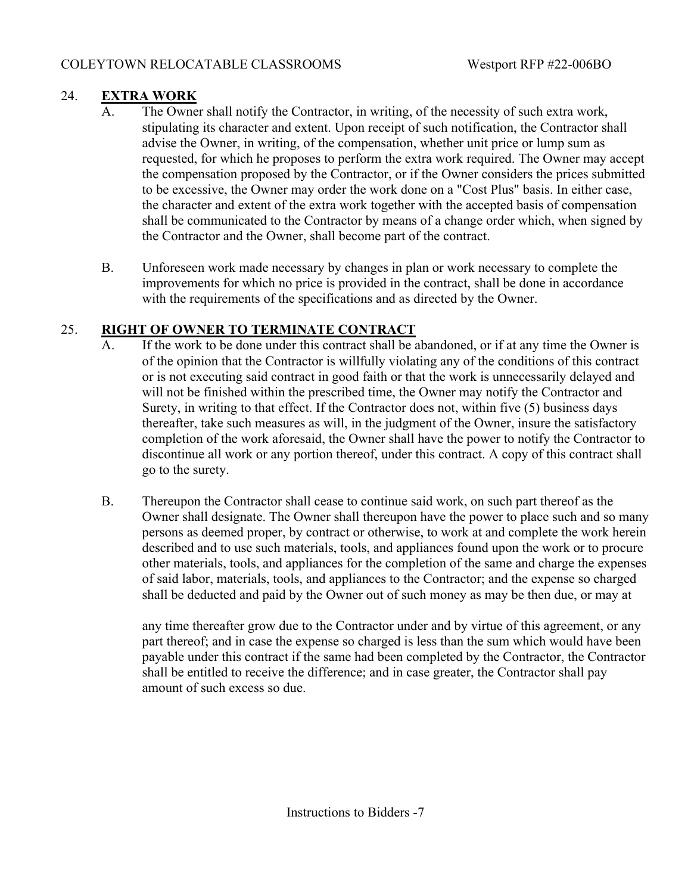## 24. **EXTRA WORK**

A. The Owner shall notify the Contractor, in writing, of the necessity of such extra work, stipulating its character and extent. Upon receipt of such notification, the Contractor shall advise the Owner, in writing, of the compensation, whether unit price or lump sum as requested, for which he proposes to perform the extra work required. The Owner may accept the compensation proposed by the Contractor, or if the Owner considers the prices submitted to be excessive, the Owner may order the work done on a "Cost Plus" basis. In either case, the character and extent of the extra work together with the accepted basis of compensation shall be communicated to the Contractor by means of a change order which, when signed by the Contractor and the Owner, shall become part of the contract.

B. Unforeseen work made necessary by changes in plan or work necessary to complete the improvements for which no price is provided in the contract, shall be done in accordance with the requirements of the specifications and as directed by the Owner.

## 25. **RIGHT OF OWNER TO TERMINATE CONTRACT**

A. If the work to be done under this contract shall be abandoned, or if at any time the Owner is of the opinion that the Contractor is willfully violating any of the conditions of this contract or is not executing said contract in good faith or that the work is unnecessarily delayed and will not be finished within the prescribed time, the Owner may notify the Contractor and Surety, in writing to that effect. If the Contractor does not, within five (5) business days thereafter, take such measures as will, in the judgment of the Owner, insure the satisfactory completion of the work aforesaid, the Owner shall have the power to notify the Contractor to discontinue all work or any portion thereof, under this contract. A copy of this contract shall go to the surety.

B. Thereupon the Contractor shall cease to continue said work, on such part thereof as the Owner shall designate. The Owner shall thereupon have the power to place such and so many persons as deemed proper, by contract or otherwise, to work at and complete the work herein described and to use such materials, tools, and appliances found upon the work or to procure other materials, tools, and appliances for the completion of the same and charge the expenses of said labor, materials, tools, and appliances to the Contractor; and the expense so charged shall be deducted and paid by the Owner out of such money as may be then due, or may at any time thereafter grow due to the Contractor under and by virtue of this agreement, or any part thereof; and in case the expense so charged is less than the sum which would have been payable under this contract if the same had been completed by the Contractor, the Contractor shall be entitled to receive the difference; and in case greater, the Contractor shall pay amount of such excess so due.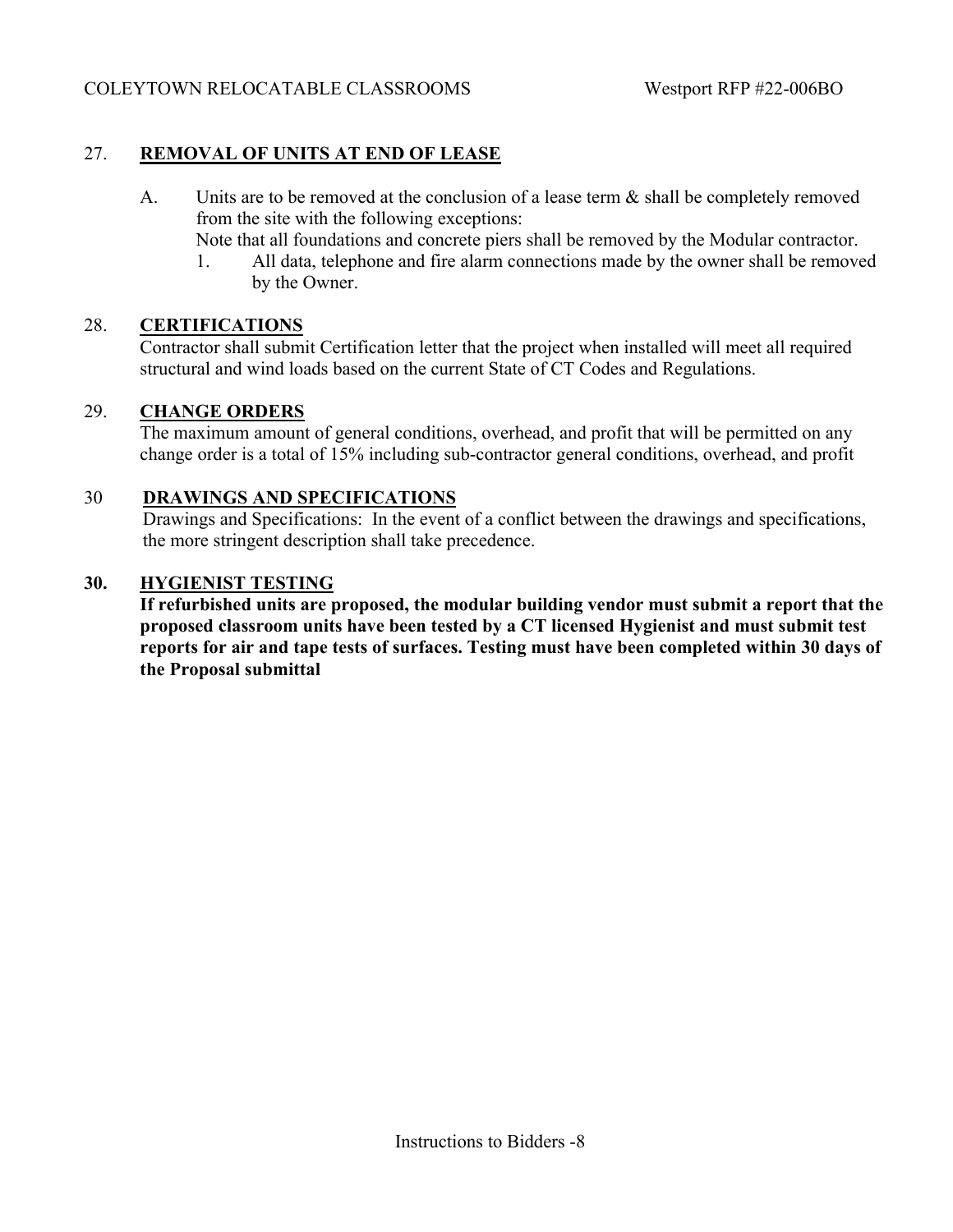## 27. **REMOVAL OF UNITS AT END OF LEASE**

A. Units are to be removed at the conclusion of a lease term & shall be completely removed from the site with the following exceptions:
   Note that all foundations and concrete piers shall be removed by the Modular contractor.
   1. All data, telephone and fire alarm connections made by the owner shall be removed by the Owner.

## 28. **CERTIFICATIONS**

Contractor shall submit Certification letter that the project when installed will meet all required structural and wind loads based on the current State of CT Codes and Regulations.

## 29. **CHANGE ORDERS**

The maximum amount of general conditions, overhead, and profit that will be permitted on any change order is a total of 15% including sub-contractor general conditions, overhead, and profit

## 30 **DRAWINGS AND SPECIFICATIONS**

Drawings and Specifications: In the event of a conflict between the drawings and specifications, the more stringent description shall take precedence.

## **30. HYGIENIST TESTING**

**If refurbished units are proposed, the modular building vendor must submit a report that the proposed classroom units have been tested by a CT licensed Hygienist and must submit test reports for air and tape tests of surfaces. Testing must have been completed within 30 days of the Proposal submittal**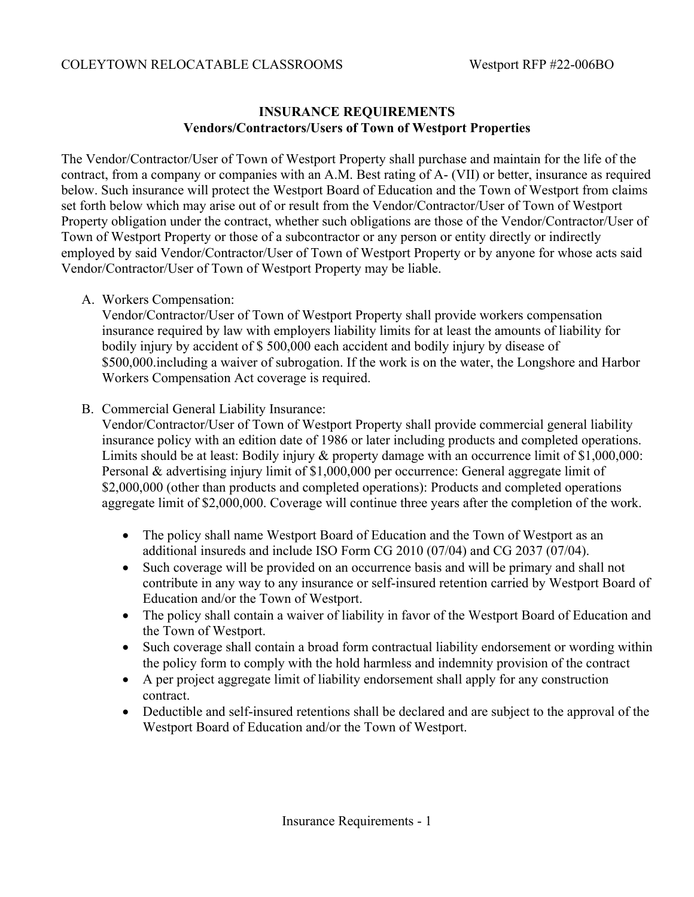## INSURANCE REQUIREMENTS
### Vendors/Contractors/Users of Town of Westport Properties

The Vendor/Contractor/User of Town of Westport Property shall purchase and maintain for the life of the contract, from a company or companies with an A.M. Best rating of A- (VII) or better, insurance as required below. Such insurance will protect the Westport Board of Education and the Town of Westport from claims set forth below which may arise out of or result from the Vendor/Contractor/User of Town of Westport Property obligation under the contract, whether such obligations are those of the Vendor/Contractor/User of Town of Westport Property or those of a subcontractor or any person or entity directly or indirectly employed by said Vendor/Contractor/User of Town of Westport Property or by anyone for whose acts said Vendor/Contractor/User of Town of Westport Property may be liable.

A. Workers Compensation:
   Vendor/Contractor/User of Town of Westport Property shall provide workers compensation insurance required by law with employers liability limits for at least the amounts of liability for bodily injury by accident of $ 500,000 each accident and bodily injury by disease of $500,000.including a waiver of subrogation. If the work is on the water, the Longshore and Harbor Workers Compensation Act coverage is required.

B. Commercial General Liability Insurance:
   Vendor/Contractor/User of Town of Westport Property shall provide commercial general liability insurance policy with an edition date of 1986 or later including products and completed operations. Limits should be at least: Bodily injury & property damage with an occurrence limit of $1,000,000: Personal & advertising injury limit of $1,000,000 per occurrence: General aggregate limit of $2,000,000 (other than products and completed operations): Products and completed operations aggregate limit of $2,000,000. Coverage will continue three years after the completion of the work.

   - The policy shall name Westport Board of Education and the Town of Westport as an additional insureds and include ISO Form CG 2010 (07/04) and CG 2037 (07/04).
   - Such coverage will be provided on an occurrence basis and will be primary and shall not contribute in any way to any insurance or self-insured retention carried by Westport Board of Education and/or the Town of Westport.
   - The policy shall contain a waiver of liability in favor of the Westport Board of Education and the Town of Westport.
   - Such coverage shall contain a broad form contractual liability endorsement or wording within the policy form to comply with the hold harmless and indemnity provision of the contract
   - A per project aggregate limit of liability endorsement shall apply for any construction contract.
   - Deductible and self-insured retentions shall be declared and are subject to the approval of the Westport Board of Education and/or the Town of Westport.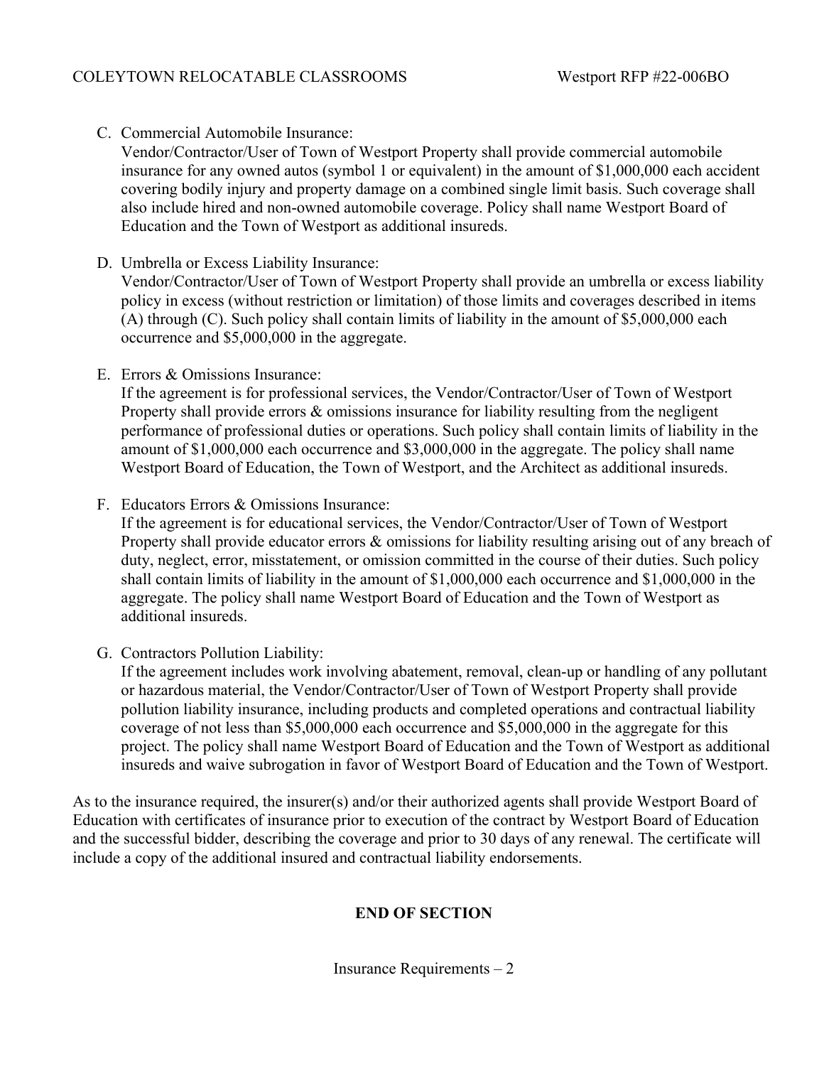C. Commercial Automobile Insurance:
   Vendor/Contractor/User of Town of Westport Property shall provide commercial automobile insurance for any owned autos (symbol 1 or equivalent) in the amount of $1,000,000 each accident covering bodily injury and property damage on a combined single limit basis. Such coverage shall also include hired and non-owned automobile coverage. Policy shall name Westport Board of Education and the Town of Westport as additional insureds.

D. Umbrella or Excess Liability Insurance:
   Vendor/Contractor/User of Town of Westport Property shall provide an umbrella or excess liability policy in excess (without restriction or limitation) of those limits and coverages described in items (A) through (C). Such policy shall contain limits of liability in the amount of $5,000,000 each occurrence and $5,000,000 in the aggregate.

E. Errors & Omissions Insurance:
   If the agreement is for professional services, the Vendor/Contractor/User of Town of Westport Property shall provide errors & omissions insurance for liability resulting from the negligent performance of professional duties or operations. Such policy shall contain limits of liability in the amount of $1,000,000 each occurrence and $3,000,000 in the aggregate. The policy shall name Westport Board of Education, the Town of Westport, and the Architect as additional insureds.

F. Educators Errors & Omissions Insurance:
   If the agreement is for educational services, the Vendor/Contractor/User of Town of Westport Property shall provide educator errors & omissions for liability resulting arising out of any breach of duty, neglect, error, misstatement, or omission committed in the course of their duties. Such policy shall contain limits of liability in the amount of $1,000,000 each occurrence and $1,000,000 in the aggregate. The policy shall name Westport Board of Education and the Town of Westport as additional insureds.

G. Contractors Pollution Liability:
   If the agreement includes work involving abatement, removal, clean-up or handling of any pollutant or hazardous material, the Vendor/Contractor/User of Town of Westport Property shall provide pollution liability insurance, including products and completed operations and contractual liability coverage of not less than $5,000,000 each occurrence and $5,000,000 in the aggregate for this project. The policy shall name Westport Board of Education and the Town of Westport as additional insureds and waive subrogation in favor of Westport Board of Education and the Town of Westport.

As to the insurance required, the insurer(s) and/or their authorized agents shall provide Westport Board of Education with certificates of insurance prior to execution of the contract by Westport Board of Education and the successful bidder, describing the coverage and prior to 30 days of any renewal. The certificate will include a copy of the additional insured and contractual liability endorsements.

**END OF SECTION**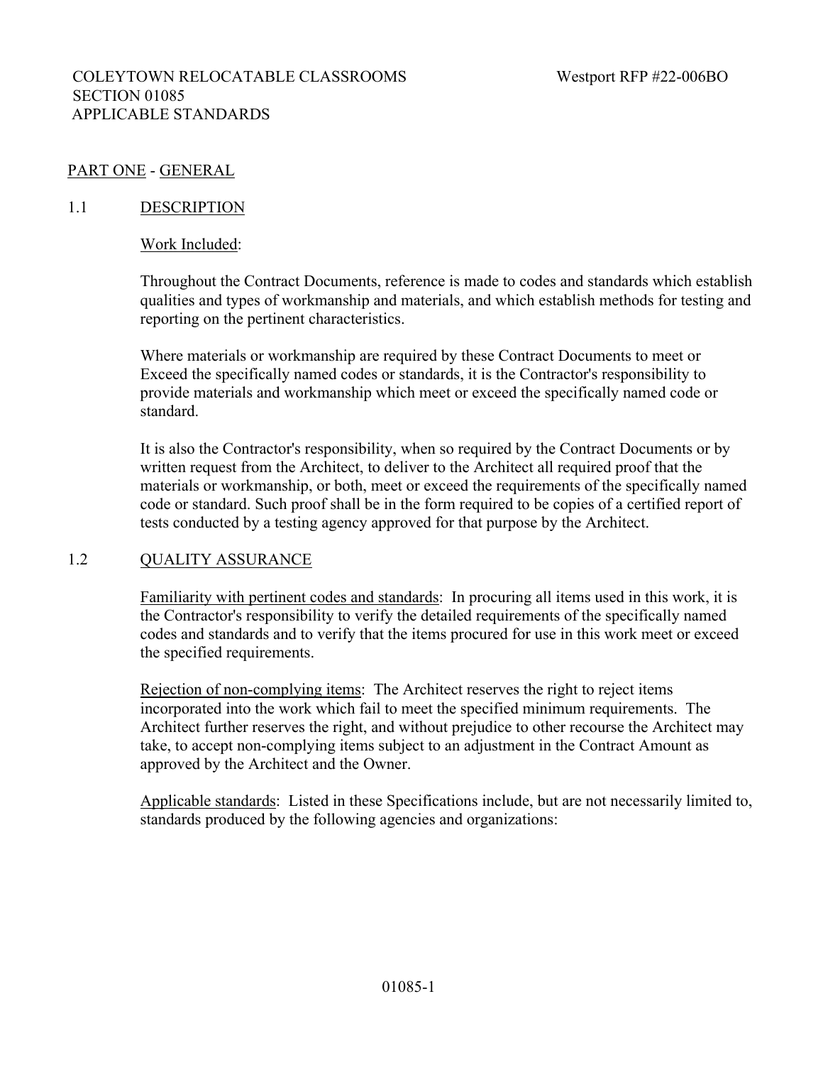COLEYTOWN RELOCATABLE CLASSROOMS — Westport RFP #22-006BO

SECTION 01085

APPLICABLE STANDARDS

## PART ONE - GENERAL

### 1.1 DESCRIPTION

Work Included:

Throughout the Contract Documents, reference is made to codes and standards which establish qualities and types of workmanship and materials, and which establish methods for testing and reporting on the pertinent characteristics.

Where materials or workmanship are required by these Contract Documents to meet or Exceed the specifically named codes or standards, it is the Contractor's responsibility to provide materials and workmanship which meet or exceed the specifically named code or standard.

It is also the Contractor's responsibility, when so required by the Contract Documents or by written request from the Architect, to deliver to the Architect all required proof that the materials or workmanship, or both, meet or exceed the requirements of the specifically named code or standard. Such proof shall be in the form required to be copies of a certified report of tests conducted by a testing agency approved for that purpose by the Architect.

### 1.2 QUALITY ASSURANCE

Familiarity with pertinent codes and standards: In procuring all items used in this work, it is the Contractor's responsibility to verify the detailed requirements of the specifically named codes and standards and to verify that the items procured for use in this work meet or exceed the specified requirements.

Rejection of non-complying items: The Architect reserves the right to reject items incorporated into the work which fail to meet the specified minimum requirements. The Architect further reserves the right, and without prejudice to other recourse the Architect may take, to accept non-complying items subject to an adjustment in the Contract Amount as approved by the Architect and the Owner.

Applicable standards: Listed in these Specifications include, but are not necessarily limited to, standards produced by the following agencies and organizations: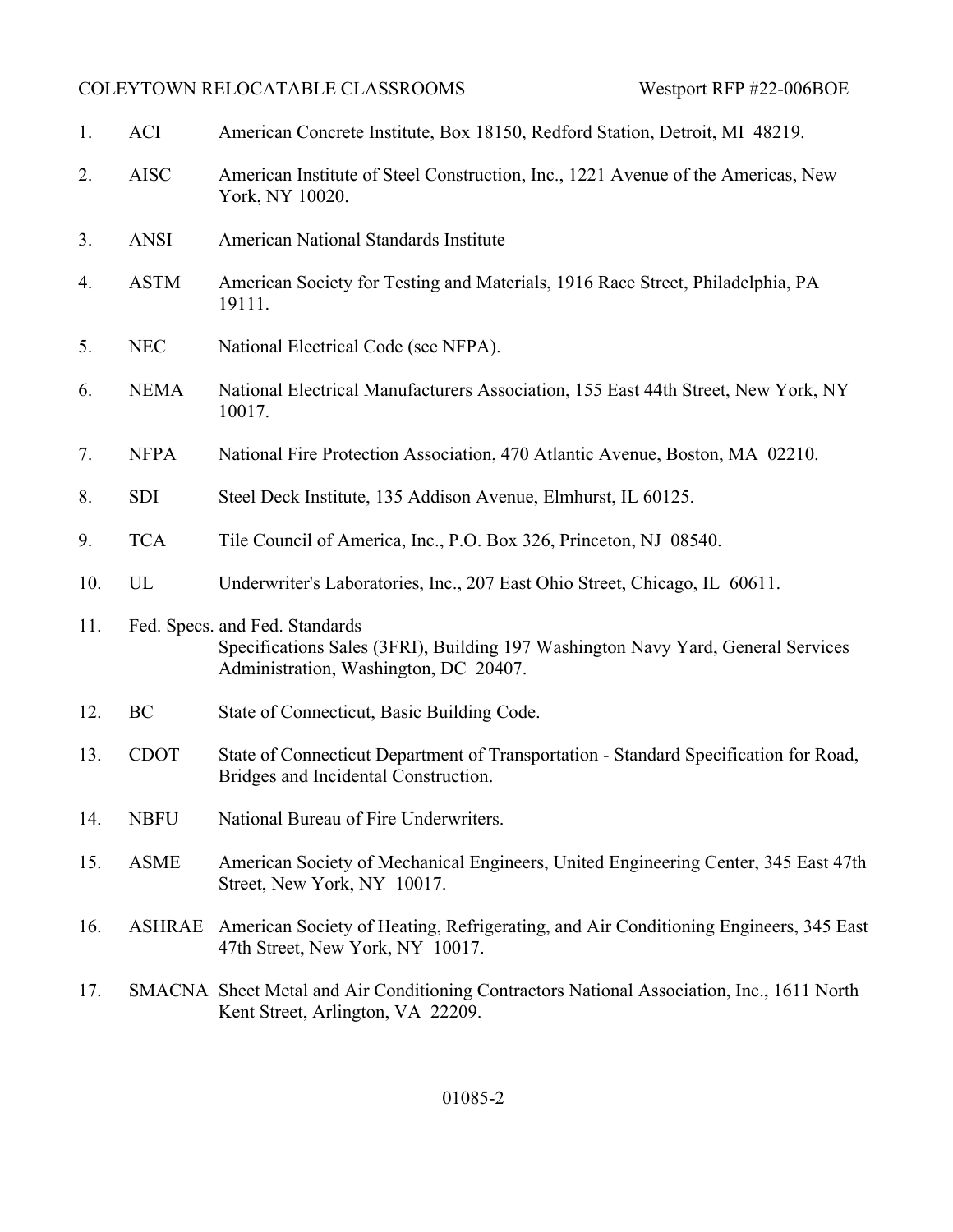1. ACI American Concrete Institute, Box 18150, Redford Station, Detroit, MI 48219.

2. AISC American Institute of Steel Construction, Inc., 1221 Avenue of the Americas, New York, NY 10020.

3. ANSI American National Standards Institute

4. ASTM American Society for Testing and Materials, 1916 Race Street, Philadelphia, PA 19111.

5. NEC National Electrical Code (see NFPA).

6. NEMA National Electrical Manufacturers Association, 155 East 44th Street, New York, NY 10017.

7. NFPA National Fire Protection Association, 470 Atlantic Avenue, Boston, MA 02210.

8. SDI Steel Deck Institute, 135 Addison Avenue, Elmhurst, IL 60125.

9. TCA Tile Council of America, Inc., P.O. Box 326, Princeton, NJ 08540.

10. UL Underwriter's Laboratories, Inc., 207 East Ohio Street, Chicago, IL 60611.

11. Fed. Specs. and Fed. Standards
    Specifications Sales (3FRI), Building 197 Washington Navy Yard, General Services Administration, Washington, DC 20407.

12. BC State of Connecticut, Basic Building Code.

13. CDOT State of Connecticut Department of Transportation - Standard Specification for Road, Bridges and Incidental Construction.

14. NBFU National Bureau of Fire Underwriters.

15. ASME American Society of Mechanical Engineers, United Engineering Center, 345 East 47th Street, New York, NY 10017.

16. ASHRAE American Society of Heating, Refrigerating, and Air Conditioning Engineers, 345 East 47th Street, New York, NY 10017.

17. SMACNA Sheet Metal and Air Conditioning Contractors National Association, Inc., 1611 North Kent Street, Arlington, VA 22209.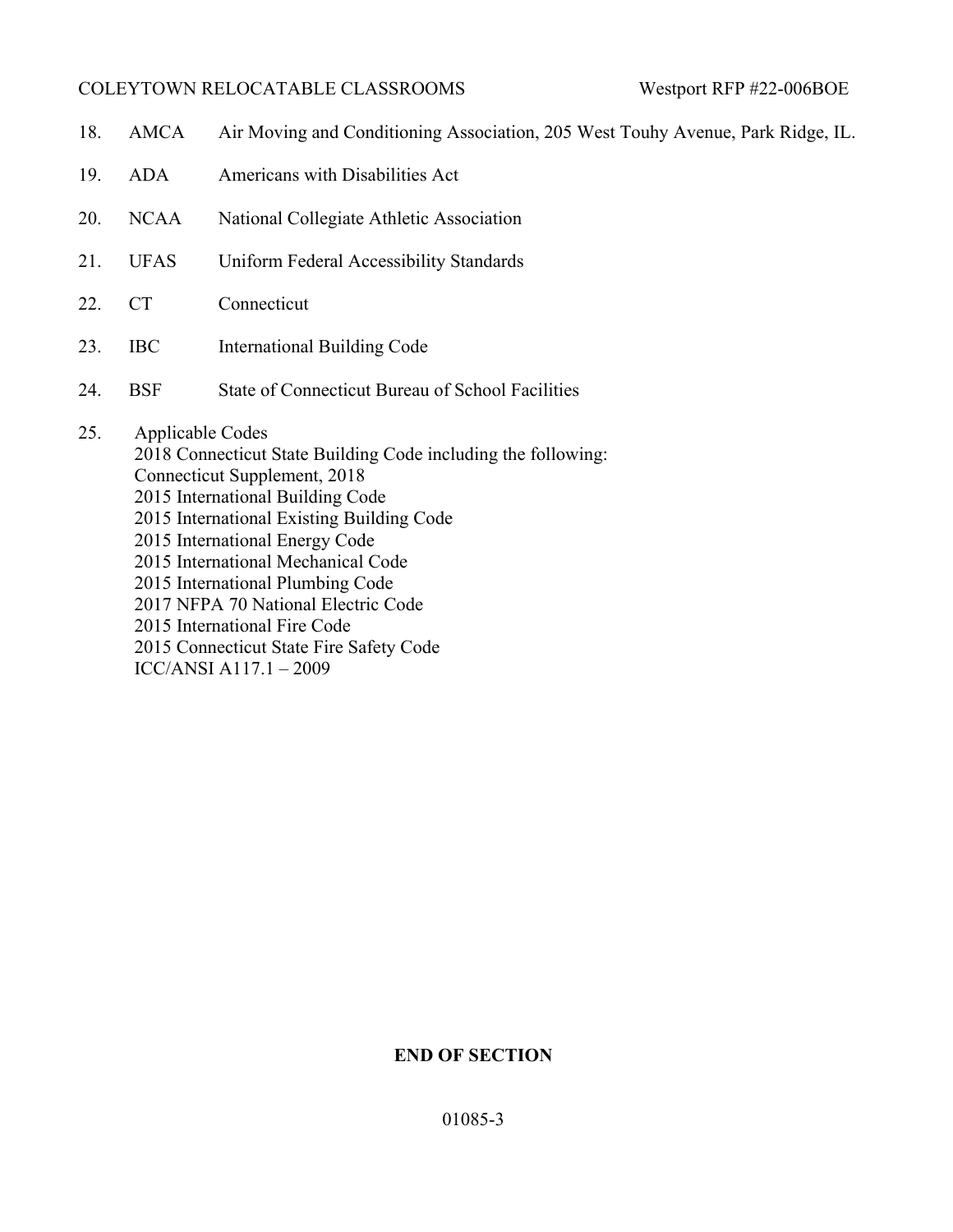18. AMCA Air Moving and Conditioning Association, 205 West Touhy Avenue, Park Ridge, IL.

19. ADA Americans with Disabilities Act

20. NCAA National Collegiate Athletic Association

21. UFAS Uniform Federal Accessibility Standards

22. CT Connecticut

23. IBC International Building Code

24. BSF State of Connecticut Bureau of School Facilities

25. Applicable Codes
    2018 Connecticut State Building Code including the following:
    Connecticut Supplement, 2018
    2015 International Building Code
    2015 International Existing Building Code
    2015 International Energy Code
    2015 International Mechanical Code
    2015 International Plumbing Code
    2017 NFPA 70 National Electric Code
    2015 International Fire Code
    2015 Connecticut State Fire Safety Code
    ICC/ANSI A117.1 – 2009

**END OF SECTION**

01085-3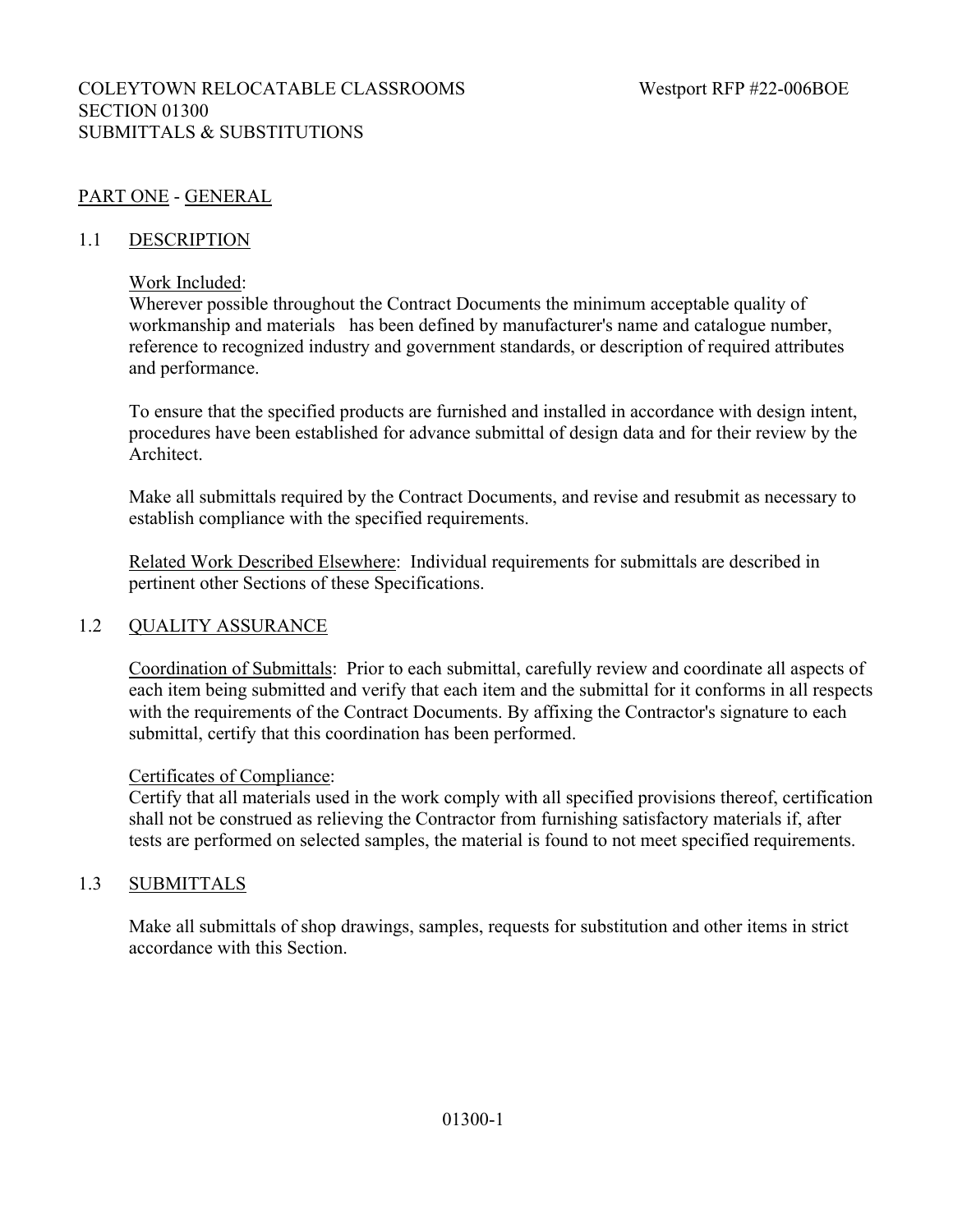COLEYTOWN RELOCATABLE CLASSROOMS Westport RFP #22-006BOE

SECTION 01300

SUBMITTALS & SUBSTITUTIONS

## PART ONE - GENERAL

### 1.1 DESCRIPTION

Work Included:

Wherever possible throughout the Contract Documents the minimum acceptable quality of workmanship and materials has been defined by manufacturer's name and catalogue number, reference to recognized industry and government standards, or description of required attributes and performance.

To ensure that the specified products are furnished and installed in accordance with design intent, procedures have been established for advance submittal of design data and for their review by the Architect.

Make all submittals required by the Contract Documents, and revise and resubmit as necessary to establish compliance with the specified requirements.

Related Work Described Elsewhere: Individual requirements for submittals are described in pertinent other Sections of these Specifications.

### 1.2 QUALITY ASSURANCE

Coordination of Submittals: Prior to each submittal, carefully review and coordinate all aspects of each item being submitted and verify that each item and the submittal for it conforms in all respects with the requirements of the Contract Documents. By affixing the Contractor's signature to each submittal, certify that this coordination has been performed.

Certificates of Compliance:

Certify that all materials used in the work comply with all specified provisions thereof, certification shall not be construed as relieving the Contractor from furnishing satisfactory materials if, after tests are performed on selected samples, the material is found to not meet specified requirements.

### 1.3 SUBMITTALS

Make all submittals of shop drawings, samples, requests for substitution and other items in strict accordance with this Section.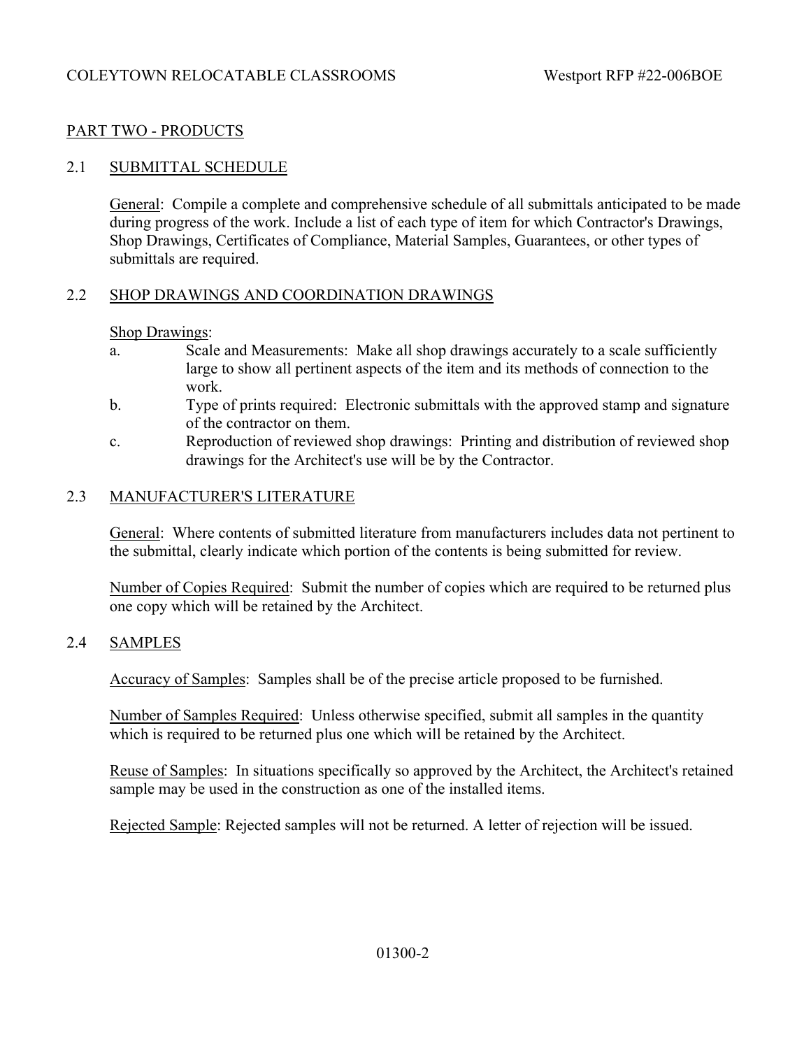## PART TWO - PRODUCTS

### 2.1 SUBMITTAL SCHEDULE

General: Compile a complete and comprehensive schedule of all submittals anticipated to be made during progress of the work. Include a list of each type of item for which Contractor's Drawings, Shop Drawings, Certificates of Compliance, Material Samples, Guarantees, or other types of submittals are required.

### 2.2 SHOP DRAWINGS AND COORDINATION DRAWINGS

Shop Drawings:

a. Scale and Measurements: Make all shop drawings accurately to a scale sufficiently large to show all pertinent aspects of the item and its methods of connection to the work.

b. Type of prints required: Electronic submittals with the approved stamp and signature of the contractor on them.

c. Reproduction of reviewed shop drawings: Printing and distribution of reviewed shop drawings for the Architect's use will be by the Contractor.

### 2.3 MANUFACTURER'S LITERATURE

General: Where contents of submitted literature from manufacturers includes data not pertinent to the submittal, clearly indicate which portion of the contents is being submitted for review.

Number of Copies Required: Submit the number of copies which are required to be returned plus one copy which will be retained by the Architect.

### 2.4 SAMPLES

Accuracy of Samples: Samples shall be of the precise article proposed to be furnished.

Number of Samples Required: Unless otherwise specified, submit all samples in the quantity which is required to be returned plus one which will be retained by the Architect.

Reuse of Samples: In situations specifically so approved by the Architect, the Architect's retained sample may be used in the construction as one of the installed items.

Rejected Sample: Rejected samples will not be returned. A letter of rejection will be issued.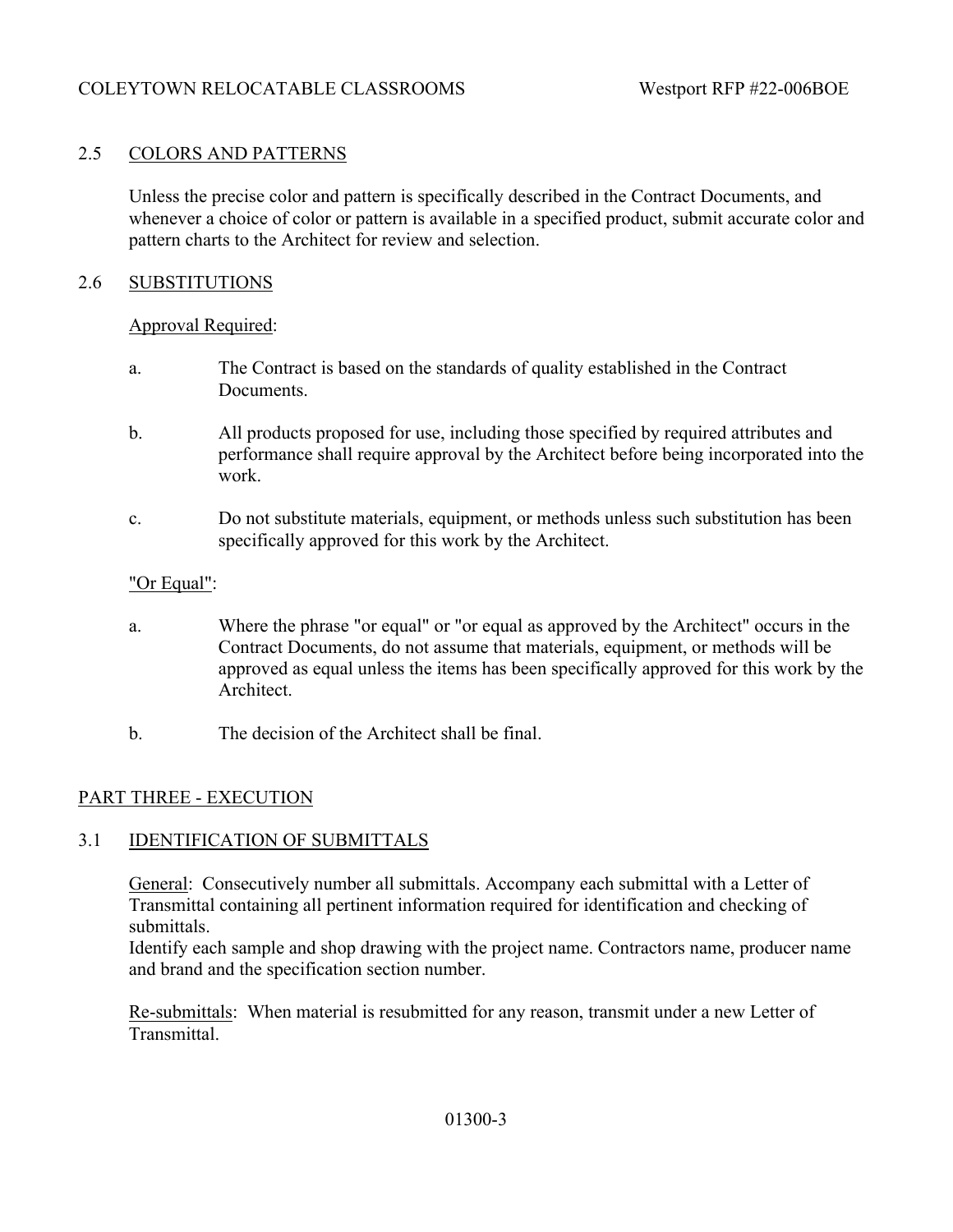## 2.5 COLORS AND PATTERNS

Unless the precise color and pattern is specifically described in the Contract Documents, and whenever a choice of color or pattern is available in a specified product, submit accurate color and pattern charts to the Architect for review and selection.

## 2.6 SUBSTITUTIONS

Approval Required:

a. The Contract is based on the standards of quality established in the Contract Documents.

b. All products proposed for use, including those specified by required attributes and performance shall require approval by the Architect before being incorporated into the work.

c. Do not substitute materials, equipment, or methods unless such substitution has been specifically approved for this work by the Architect.

"Or Equal":

a. Where the phrase "or equal" or "or equal as approved by the Architect" occurs in the Contract Documents, do not assume that materials, equipment, or methods will be approved as equal unless the items has been specifically approved for this work by the Architect.

b. The decision of the Architect shall be final.

# PART THREE - EXECUTION

## 3.1 IDENTIFICATION OF SUBMITTALS

General: Consecutively number all submittals. Accompany each submittal with a Letter of Transmittal containing all pertinent information required for identification and checking of submittals.
Identify each sample and shop drawing with the project name. Contractors name, producer name and brand and the specification section number.

Re-submittals: When material is resubmitted for any reason, transmit under a new Letter of Transmittal.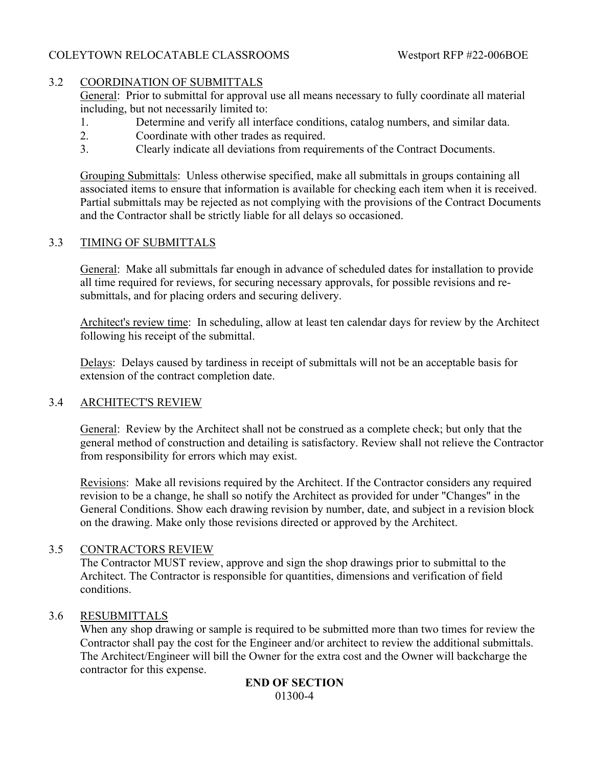## 3.2 COORDINATION OF SUBMITTALS

General: Prior to submittal for approval use all means necessary to fully coordinate all material including, but not necessarily limited to:

1. Determine and verify all interface conditions, catalog numbers, and similar data.
2. Coordinate with other trades as required.
3. Clearly indicate all deviations from requirements of the Contract Documents.

Grouping Submittals: Unless otherwise specified, make all submittals in groups containing all associated items to ensure that information is available for checking each item when it is received. Partial submittals may be rejected as not complying with the provisions of the Contract Documents and the Contractor shall be strictly liable for all delays so occasioned.

## 3.3 TIMING OF SUBMITTALS

General: Make all submittals far enough in advance of scheduled dates for installation to provide all time required for reviews, for securing necessary approvals, for possible revisions and re-submittals, and for placing orders and securing delivery.

Architect's review time: In scheduling, allow at least ten calendar days for review by the Architect following his receipt of the submittal.

Delays: Delays caused by tardiness in receipt of submittals will not be an acceptable basis for extension of the contract completion date.

## 3.4 ARCHITECT'S REVIEW

General: Review by the Architect shall not be construed as a complete check; but only that the general method of construction and detailing is satisfactory. Review shall not relieve the Contractor from responsibility for errors which may exist.

Revisions: Make all revisions required by the Architect. If the Contractor considers any required revision to be a change, he shall so notify the Architect as provided for under "Changes" in the General Conditions. Show each drawing revision by number, date, and subject in a revision block on the drawing. Make only those revisions directed or approved by the Architect.

## 3.5 CONTRACTORS REVIEW

The Contractor MUST review, approve and sign the shop drawings prior to submittal to the Architect. The Contractor is responsible for quantities, dimensions and verification of field conditions.

## 3.6 RESUBMITTALS

When any shop drawing or sample is required to be submitted more than two times for review the Contractor shall pay the cost for the Engineer and/or architect to review the additional submittals. The Architect/Engineer will bill the Owner for the extra cost and the Owner will backcharge the contractor for this expense.

**END OF SECTION**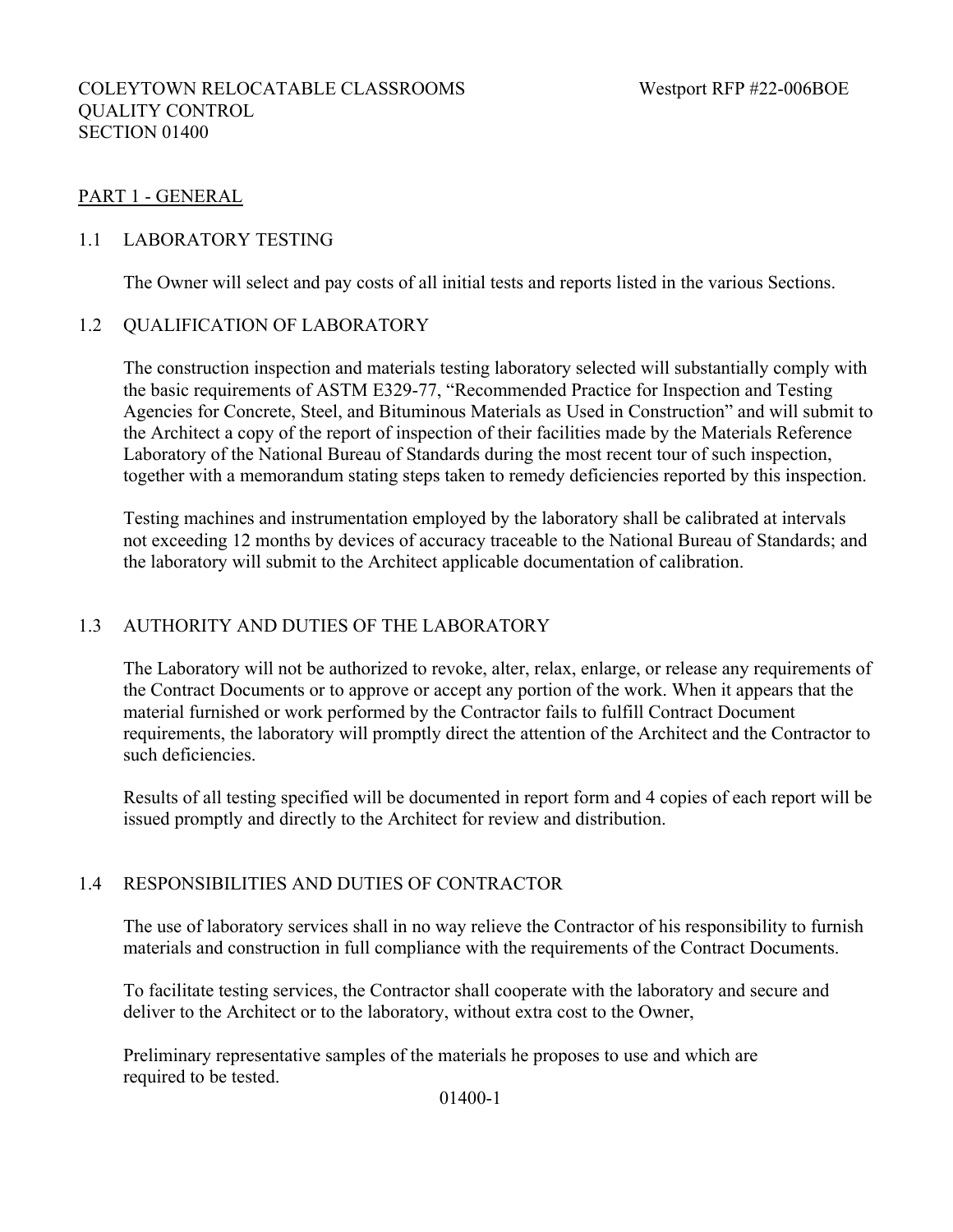COLEYTOWN RELOCATABLE CLASSROOMS Westport RFP #22-006BOE
QUALITY CONTROL
SECTION 01400

## PART 1 - GENERAL

### 1.1 LABORATORY TESTING

The Owner will select and pay costs of all initial tests and reports listed in the various Sections.

### 1.2 QUALIFICATION OF LABORATORY

The construction inspection and materials testing laboratory selected will substantially comply with the basic requirements of ASTM E329-77, "Recommended Practice for Inspection and Testing Agencies for Concrete, Steel, and Bituminous Materials as Used in Construction" and will submit to the Architect a copy of the report of inspection of their facilities made by the Materials Reference Laboratory of the National Bureau of Standards during the most recent tour of such inspection, together with a memorandum stating steps taken to remedy deficiencies reported by this inspection.

Testing machines and instrumentation employed by the laboratory shall be calibrated at intervals not exceeding 12 months by devices of accuracy traceable to the National Bureau of Standards; and the laboratory will submit to the Architect applicable documentation of calibration.

### 1.3 AUTHORITY AND DUTIES OF THE LABORATORY

The Laboratory will not be authorized to revoke, alter, relax, enlarge, or release any requirements of the Contract Documents or to approve or accept any portion of the work. When it appears that the material furnished or work performed by the Contractor fails to fulfill Contract Document requirements, the laboratory will promptly direct the attention of the Architect and the Contractor to such deficiencies.

Results of all testing specified will be documented in report form and 4 copies of each report will be issued promptly and directly to the Architect for review and distribution.

### 1.4 RESPONSIBILITIES AND DUTIES OF CONTRACTOR

The use of laboratory services shall in no way relieve the Contractor of his responsibility to furnish materials and construction in full compliance with the requirements of the Contract Documents.

To facilitate testing services, the Contractor shall cooperate with the laboratory and secure and deliver to the Architect or to the laboratory, without extra cost to the Owner,

Preliminary representative samples of the materials he proposes to use and which are required to be tested.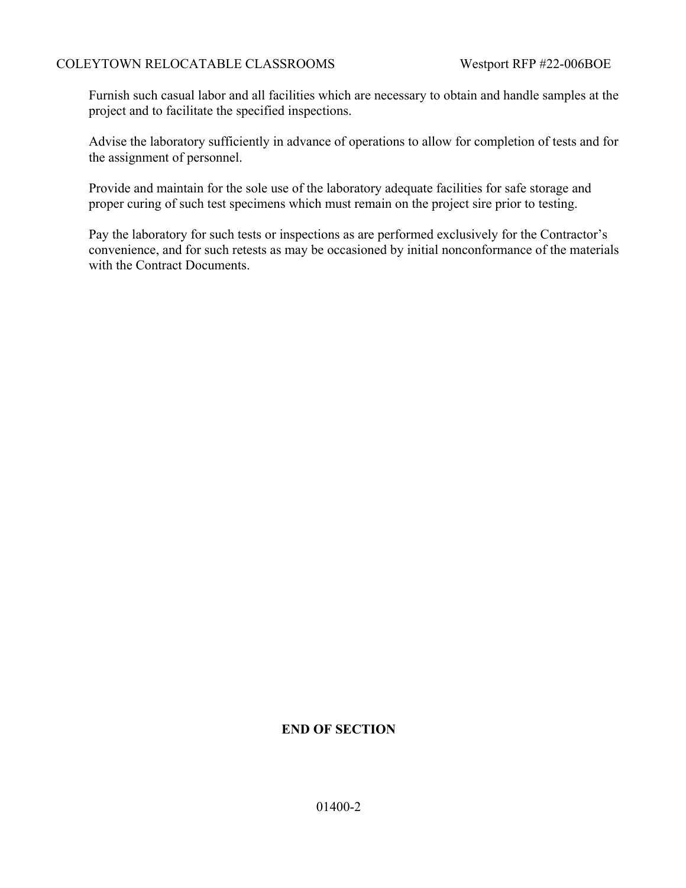Furnish such casual labor and all facilities which are necessary to obtain and handle samples at the project and to facilitate the specified inspections.

Advise the laboratory sufficiently in advance of operations to allow for completion of tests and for the assignment of personnel.

Provide and maintain for the sole use of the laboratory adequate facilities for safe storage and proper curing of such test specimens which must remain on the project sire prior to testing.

Pay the laboratory for such tests or inspections as are performed exclusively for the Contractor's convenience, and for such retests as may be occasioned by initial nonconformance of the materials with the Contract Documents.

**END OF SECTION**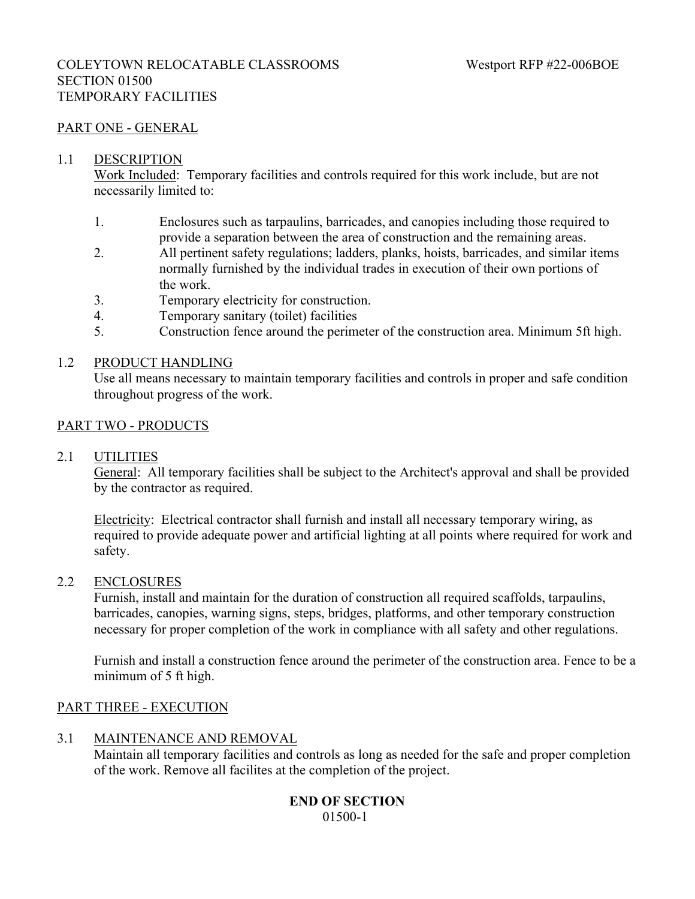COLEYTOWN RELOCATABLE CLASSROOMS Westport RFP #22-006BOE
SECTION 01500
TEMPORARY FACILITIES

## PART ONE - GENERAL

### 1.1 DESCRIPTION

Work Included: Temporary facilities and controls required for this work include, but are not necessarily limited to:

1. Enclosures such as tarpaulins, barricades, and canopies including those required to provide a separation between the area of construction and the remaining areas.
2. All pertinent safety regulations; ladders, planks, hoists, barricades, and similar items normally furnished by the individual trades in execution of their own portions of the work.
3. Temporary electricity for construction.
4. Temporary sanitary (toilet) facilities
5. Construction fence around the perimeter of the construction area. Minimum 5ft high.

### 1.2 PRODUCT HANDLING

Use all means necessary to maintain temporary facilities and controls in proper and safe condition throughout progress of the work.

## PART TWO - PRODUCTS

### 2.1 UTILITIES

General: All temporary facilities shall be subject to the Architect's approval and shall be provided by the contractor as required.

Electricity: Electrical contractor shall furnish and install all necessary temporary wiring, as required to provide adequate power and artificial lighting at all points where required for work and safety.

### 2.2 ENCLOSURES

Furnish, install and maintain for the duration of construction all required scaffolds, tarpaulins, barricades, canopies, warning signs, steps, bridges, platforms, and other temporary construction necessary for proper completion of the work in compliance with all safety and other regulations.

Furnish and install a construction fence around the perimeter of the construction area. Fence to be a minimum of 5 ft high.

## PART THREE - EXECUTION

### 3.1 MAINTENANCE AND REMOVAL

Maintain all temporary facilities and controls as long as needed for the safe and proper completion of the work. Remove all facilites at the completion of the project.

**END OF SECTION**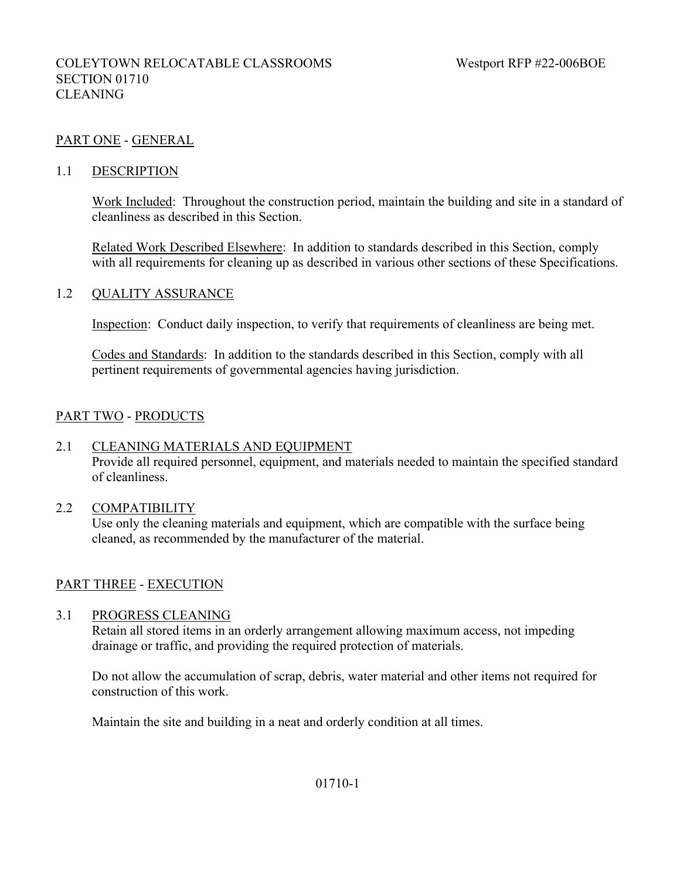COLEYTOWN RELOCATABLE CLASSROOMS — Westport RFP #22-006BOE

SECTION 01710

CLEANING

## PART ONE - GENERAL

### 1.1 DESCRIPTION

Work Included: Throughout the construction period, maintain the building and site in a standard of cleanliness as described in this Section.

Related Work Described Elsewhere: In addition to standards described in this Section, comply with all requirements for cleaning up as described in various other sections of these Specifications.

### 1.2 QUALITY ASSURANCE

Inspection: Conduct daily inspection, to verify that requirements of cleanliness are being met.

Codes and Standards: In addition to the standards described in this Section, comply with all pertinent requirements of governmental agencies having jurisdiction.

## PART TWO - PRODUCTS

### 2.1 CLEANING MATERIALS AND EQUIPMENT

Provide all required personnel, equipment, and materials needed to maintain the specified standard of cleanliness.

### 2.2 COMPATIBILITY

Use only the cleaning materials and equipment, which are compatible with the surface being cleaned, as recommended by the manufacturer of the material.

## PART THREE - EXECUTION

### 3.1 PROGRESS CLEANING

Retain all stored items in an orderly arrangement allowing maximum access, not impeding drainage or traffic, and providing the required protection of materials.

Do not allow the accumulation of scrap, debris, water material and other items not required for construction of this work.

Maintain the site and building in a neat and orderly condition at all times.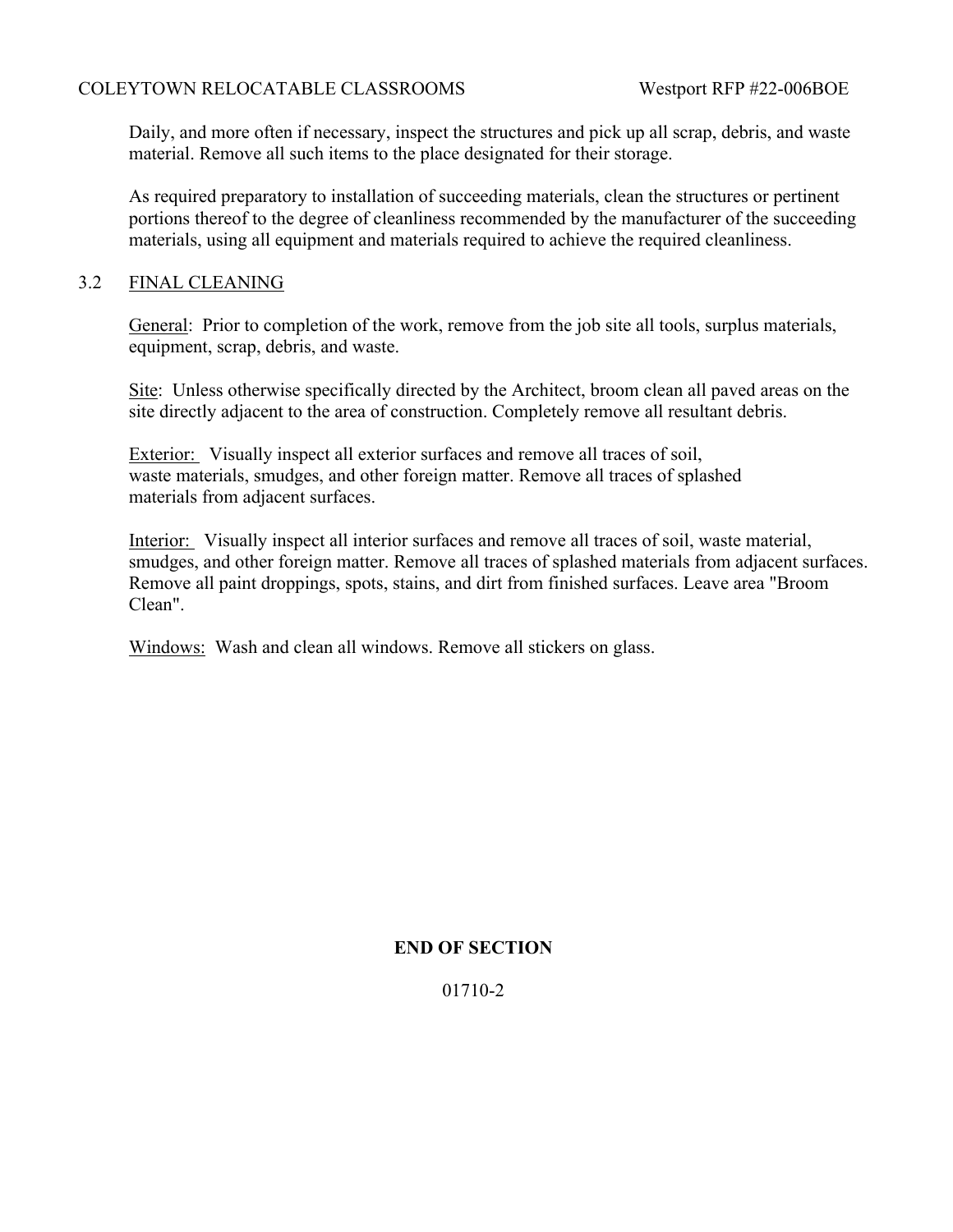Daily, and more often if necessary, inspect the structures and pick up all scrap, debris, and waste material. Remove all such items to the place designated for their storage.

As required preparatory to installation of succeeding materials, clean the structures or pertinent portions thereof to the degree of cleanliness recommended by the manufacturer of the succeeding materials, using all equipment and materials required to achieve the required cleanliness.

### 3.2 FINAL CLEANING

General: Prior to completion of the work, remove from the job site all tools, surplus materials, equipment, scrap, debris, and waste.

Site: Unless otherwise specifically directed by the Architect, broom clean all paved areas on the site directly adjacent to the area of construction. Completely remove all resultant debris.

Exterior: Visually inspect all exterior surfaces and remove all traces of soil, waste materials, smudges, and other foreign matter. Remove all traces of splashed materials from adjacent surfaces.

Interior: Visually inspect all interior surfaces and remove all traces of soil, waste material, smudges, and other foreign matter. Remove all traces of splashed materials from adjacent surfaces. Remove all paint droppings, spots, stains, and dirt from finished surfaces. Leave area "Broom Clean".

Windows: Wash and clean all windows. Remove all stickers on glass.

**END OF SECTION**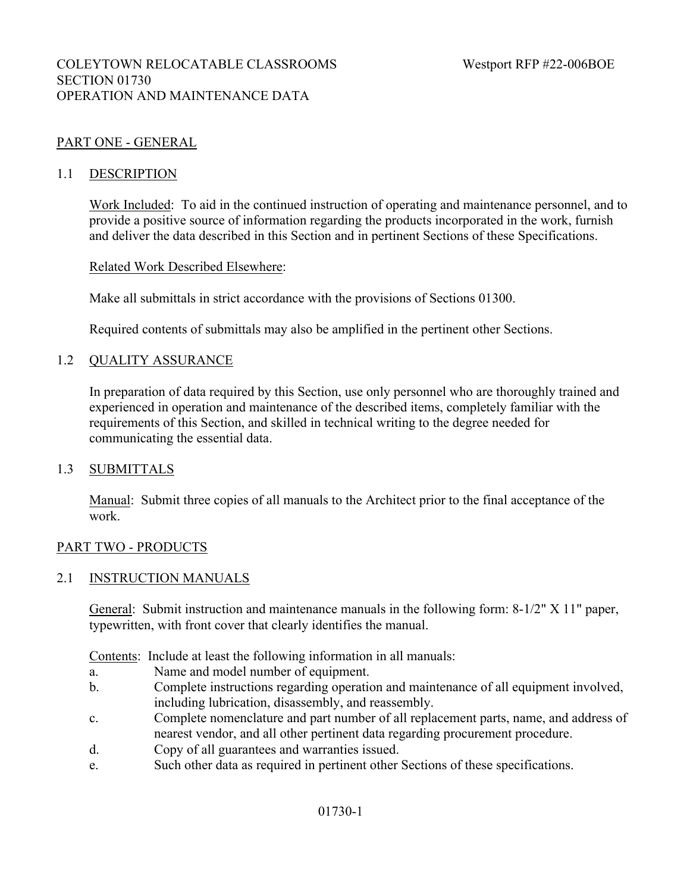# COLEYTOWN RELOCATABLE CLASSROOMS — Westport RFP #22-006BOE
# SECTION 01730
# OPERATION AND MAINTENANCE DATA

## PART ONE - GENERAL

### 1.1 DESCRIPTION

Work Included: To aid in the continued instruction of operating and maintenance personnel, and to provide a positive source of information regarding the products incorporated in the work, furnish and deliver the data described in this Section and in pertinent Sections of these Specifications.

Related Work Described Elsewhere:

Make all submittals in strict accordance with the provisions of Sections 01300.

Required contents of submittals may also be amplified in the pertinent other Sections.

### 1.2 QUALITY ASSURANCE

In preparation of data required by this Section, use only personnel who are thoroughly trained and experienced in operation and maintenance of the described items, completely familiar with the requirements of this Section, and skilled in technical writing to the degree needed for communicating the essential data.

### 1.3 SUBMITTALS

Manual: Submit three copies of all manuals to the Architect prior to the final acceptance of the work.

## PART TWO - PRODUCTS

### 2.1 INSTRUCTION MANUALS

General: Submit instruction and maintenance manuals in the following form: 8-1/2" X 11" paper, typewritten, with front cover that clearly identifies the manual.

Contents: Include at least the following information in all manuals:

a. Name and model number of equipment.
b. Complete instructions regarding operation and maintenance of all equipment involved, including lubrication, disassembly, and reassembly.
c. Complete nomenclature and part number of all replacement parts, name, and address of nearest vendor, and all other pertinent data regarding procurement procedure.
d. Copy of all guarantees and warranties issued.
e. Such other data as required in pertinent other Sections of these specifications.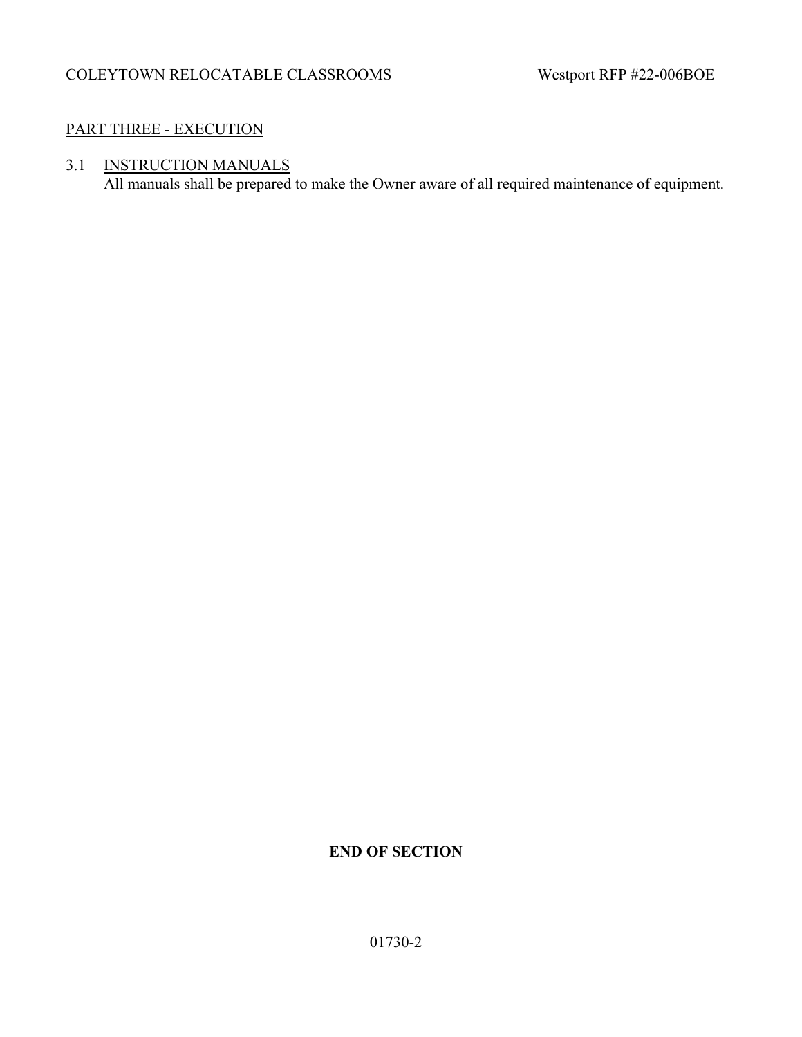## PART THREE - EXECUTION

### 3.1 INSTRUCTION MANUALS

All manuals shall be prepared to make the Owner aware of all required maintenance of equipment.

**END OF SECTION**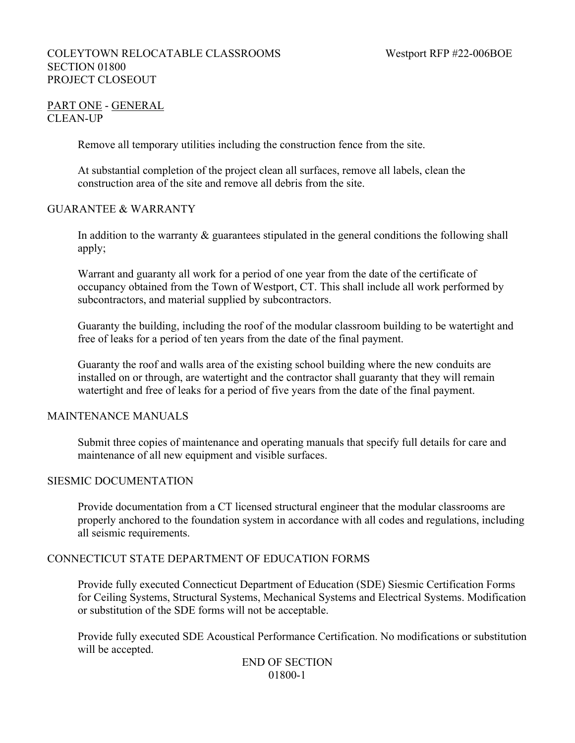COLEYTOWN RELOCATABLE CLASSROOMS Westport RFP #22-006BOE

# SECTION 01800
# PROJECT CLOSEOUT

## PART ONE - GENERAL

### CLEAN-UP

Remove all temporary utilities including the construction fence from the site.

At substantial completion of the project clean all surfaces, remove all labels, clean the construction area of the site and remove all debris from the site.

### GUARANTEE & WARRANTY

In addition to the warranty & guarantees stipulated in the general conditions the following shall apply;

Warrant and guaranty all work for a period of one year from the date of the certificate of occupancy obtained from the Town of Westport, CT. This shall include all work performed by subcontractors, and material supplied by subcontractors.

Guaranty the building, including the roof of the modular classroom building to be watertight and free of leaks for a period of ten years from the date of the final payment.

Guaranty the roof and walls area of the existing school building where the new conduits are installed on or through, are watertight and the contractor shall guaranty that they will remain watertight and free of leaks for a period of five years from the date of the final payment.

### MAINTENANCE MANUALS

Submit three copies of maintenance and operating manuals that specify full details for care and maintenance of all new equipment and visible surfaces.

### SIESMIC DOCUMENTATION

Provide documentation from a CT licensed structural engineer that the modular classrooms are properly anchored to the foundation system in accordance with all codes and regulations, including all seismic requirements.

### CONNECTICUT STATE DEPARTMENT OF EDUCATION FORMS

Provide fully executed Connecticut Department of Education (SDE) Siesmic Certification Forms for Ceiling Systems, Structural Systems, Mechanical Systems and Electrical Systems. Modification or substitution of the SDE forms will not be acceptable.

Provide fully executed SDE Acoustical Performance Certification. No modifications or substitution will be accepted.

END OF SECTION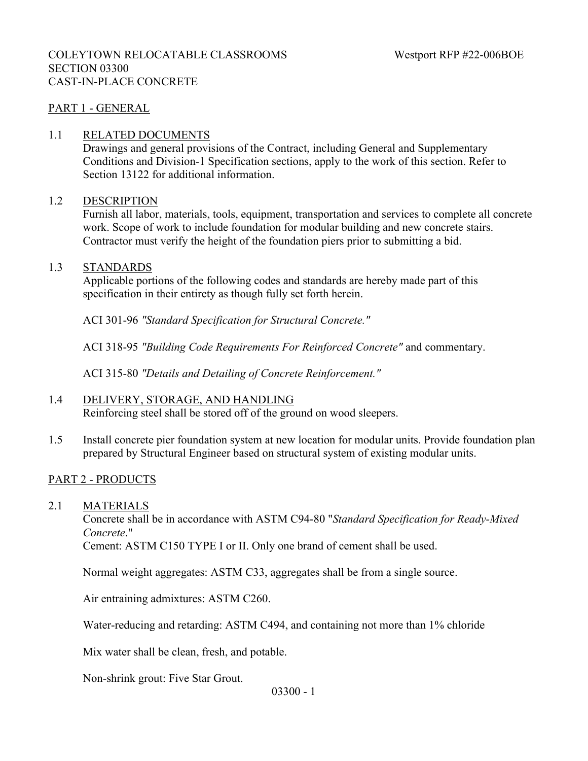COLEYTOWN RELOCATABLE CLASSROOMS
SECTION 03300
CAST-IN-PLACE CONCRETE

Westport RFP #22-006BOE

## PART 1 - GENERAL

### 1.1 RELATED DOCUMENTS

Drawings and general provisions of the Contract, including General and Supplementary Conditions and Division-1 Specification sections, apply to the work of this section. Refer to Section 13122 for additional information.

### 1.2 DESCRIPTION

Furnish all labor, materials, tools, equipment, transportation and services to complete all concrete work. Scope of work to include foundation for modular building and new concrete stairs. Contractor must verify the height of the foundation piers prior to submitting a bid.

### 1.3 STANDARDS

Applicable portions of the following codes and standards are hereby made part of this specification in their entirety as though fully set forth herein.

ACI 301-96 *"Standard Specification for Structural Concrete."*

ACI 318-95 *"Building Code Requirements For Reinforced Concrete"* and commentary.

ACI 315-80 *"Details and Detailing of Concrete Reinforcement."*

### 1.4 DELIVERY, STORAGE, AND HANDLING

Reinforcing steel shall be stored off of the ground on wood sleepers.

### 1.5

Install concrete pier foundation system at new location for modular units. Provide foundation plan prepared by Structural Engineer based on structural system of existing modular units.

## PART 2 - PRODUCTS

### 2.1 MATERIALS

Concrete shall be in accordance with ASTM C94-80 "*Standard Specification for Ready-Mixed Concrete*."
Cement: ASTM C150 TYPE I or II. Only one brand of cement shall be used.

Normal weight aggregates: ASTM C33, aggregates shall be from a single source.

Air entraining admixtures: ASTM C260.

Water-reducing and retarding: ASTM C494, and containing not more than 1% chloride

Mix water shall be clean, fresh, and potable.

Non-shrink grout: Five Star Grout.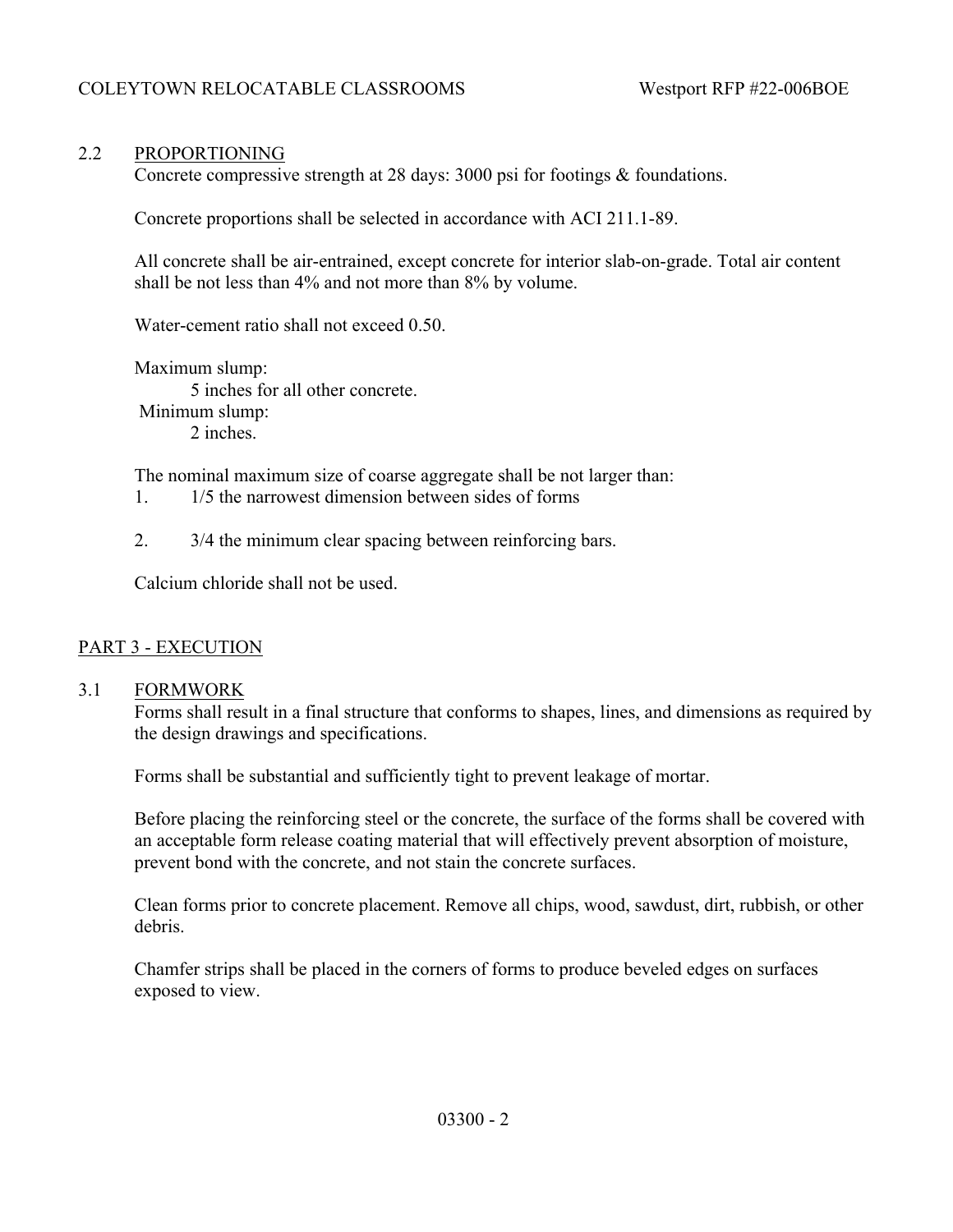### 2.2 PROPORTIONING

Concrete compressive strength at 28 days: 3000 psi for footings & foundations.

Concrete proportions shall be selected in accordance with ACI 211.1-89.

All concrete shall be air-entrained, except concrete for interior slab-on-grade. Total air content shall be not less than 4% and not more than 8% by volume.

Water-cement ratio shall not exceed 0.50.

Maximum slump:
5 inches for all other concrete.

Minimum slump:
2 inches.

The nominal maximum size of coarse aggregate shall be not larger than:

1. 1/5 the narrowest dimension between sides of forms
2. 3/4 the minimum clear spacing between reinforcing bars.

Calcium chloride shall not be used.

## PART 3 - EXECUTION

### 3.1 FORMWORK

Forms shall result in a final structure that conforms to shapes, lines, and dimensions as required by the design drawings and specifications.

Forms shall be substantial and sufficiently tight to prevent leakage of mortar.

Before placing the reinforcing steel or the concrete, the surface of the forms shall be covered with an acceptable form release coating material that will effectively prevent absorption of moisture, prevent bond with the concrete, and not stain the concrete surfaces.

Clean forms prior to concrete placement. Remove all chips, wood, sawdust, dirt, rubbish, or other debris.

Chamfer strips shall be placed in the corners of forms to produce beveled edges on surfaces exposed to view.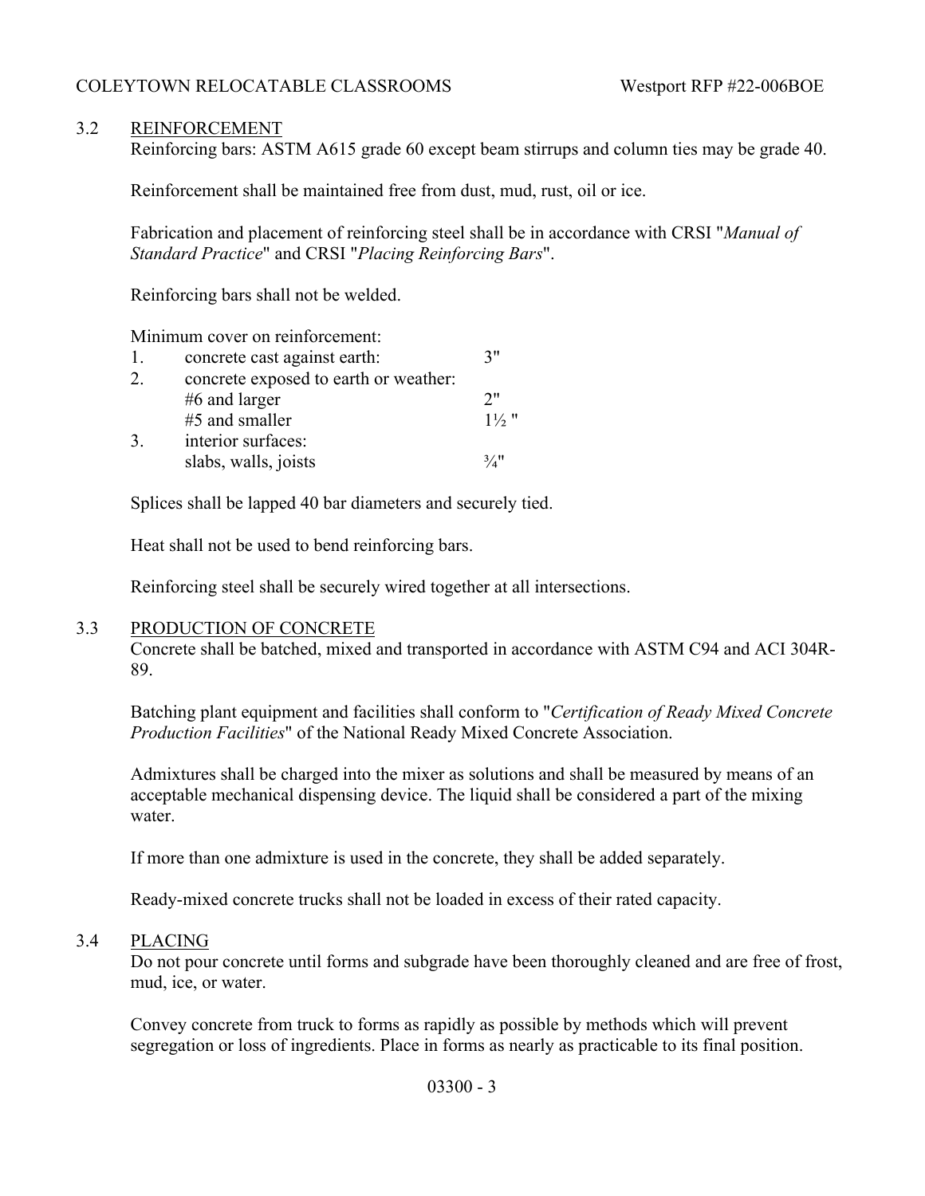## 3.2 REINFORCEMENT

Reinforcing bars: ASTM A615 grade 60 except beam stirrups and column ties may be grade 40.

Reinforcement shall be maintained free from dust, mud, rust, oil or ice.

Fabrication and placement of reinforcing steel shall be in accordance with CRSI "*Manual of Standard Practice*" and CRSI "*Placing Reinforcing Bars*".

Reinforcing bars shall not be welded.

Minimum cover on reinforcement:

| | | |
|---|---|---|
| 1. | concrete cast against earth: | 3" |
| 2. | concrete exposed to earth or weather: | |
| | #6 and larger | 2" |
| | #5 and smaller | 1½ " |
| 3. | interior surfaces: | |
| | slabs, walls, joists | ¾" |

Splices shall be lapped 40 bar diameters and securely tied.

Heat shall not be used to bend reinforcing bars.

Reinforcing steel shall be securely wired together at all intersections.

## 3.3 PRODUCTION OF CONCRETE

Concrete shall be batched, mixed and transported in accordance with ASTM C94 and ACI 304R-89.

Batching plant equipment and facilities shall conform to "*Certification of Ready Mixed Concrete Production Facilities*" of the National Ready Mixed Concrete Association.

Admixtures shall be charged into the mixer as solutions and shall be measured by means of an acceptable mechanical dispensing device. The liquid shall be considered a part of the mixing water.

If more than one admixture is used in the concrete, they shall be added separately.

Ready-mixed concrete trucks shall not be loaded in excess of their rated capacity.

## 3.4 PLACING

Do not pour concrete until forms and subgrade have been thoroughly cleaned and are free of frost, mud, ice, or water.

Convey concrete from truck to forms as rapidly as possible by methods which will prevent segregation or loss of ingredients. Place in forms as nearly as practicable to its final position.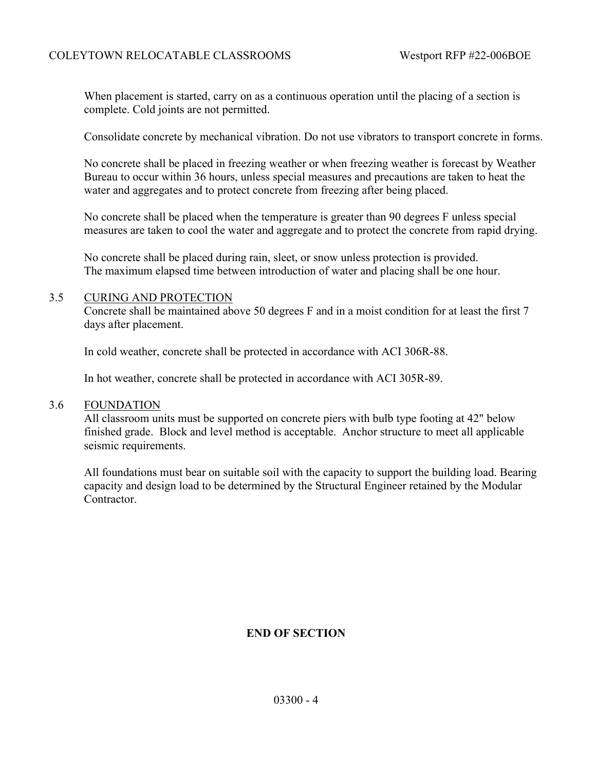When placement is started, carry on as a continuous operation until the placing of a section is complete. Cold joints are not permitted.

Consolidate concrete by mechanical vibration. Do not use vibrators to transport concrete in forms.

No concrete shall be placed in freezing weather or when freezing weather is forecast by Weather Bureau to occur within 36 hours, unless special measures and precautions are taken to heat the water and aggregates and to protect concrete from freezing after being placed.

No concrete shall be placed when the temperature is greater than 90 degrees F unless special measures are taken to cool the water and aggregate and to protect the concrete from rapid drying.

No concrete shall be placed during rain, sleet, or snow unless protection is provided.
The maximum elapsed time between introduction of water and placing shall be one hour.

3.5 CURING AND PROTECTION

Concrete shall be maintained above 50 degrees F and in a moist condition for at least the first 7 days after placement.

In cold weather, concrete shall be protected in accordance with ACI 306R-88.

In hot weather, concrete shall be protected in accordance with ACI 305R-89.

3.6 FOUNDATION

All classroom units must be supported on concrete piers with bulb type footing at 42" below finished grade. Block and level method is acceptable. Anchor structure to meet all applicable seismic requirements.

All foundations must bear on suitable soil with the capacity to support the building load. Bearing capacity and design load to be determined by the Structural Engineer retained by the Modular Contractor.

**END OF SECTION**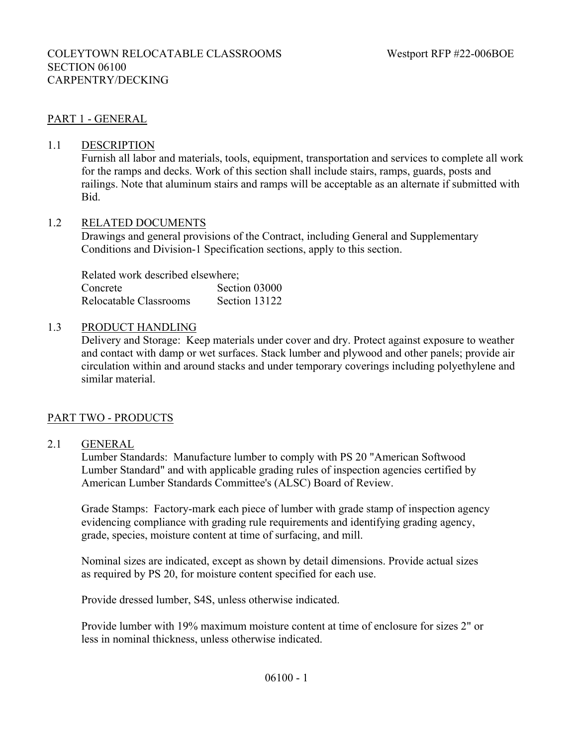COLEYTOWN RELOCATABLE CLASSROOMS Westport RFP #22-006BOE
SECTION 06100
CARPENTRY/DECKING

## PART 1 - GENERAL

### 1.1 DESCRIPTION

Furnish all labor and materials, tools, equipment, transportation and services to complete all work for the ramps and decks. Work of this section shall include stairs, ramps, guards, posts and railings. Note that aluminum stairs and ramps will be acceptable as an alternate if submitted with Bid.

### 1.2 RELATED DOCUMENTS

Drawings and general provisions of the Contract, including General and Supplementary Conditions and Division-1 Specification sections, apply to this section.

Related work described elsewhere;

| | |
|---|---|
| Concrete | Section 03000 |
| Relocatable Classrooms | Section 13122 |

### 1.3 PRODUCT HANDLING

Delivery and Storage: Keep materials under cover and dry. Protect against exposure to weather and contact with damp or wet surfaces. Stack lumber and plywood and other panels; provide air circulation within and around stacks and under temporary coverings including polyethylene and similar material.

## PART TWO - PRODUCTS

### 2.1 GENERAL

Lumber Standards: Manufacture lumber to comply with PS 20 "American Softwood Lumber Standard" and with applicable grading rules of inspection agencies certified by American Lumber Standards Committee's (ALSC) Board of Review.

Grade Stamps: Factory-mark each piece of lumber with grade stamp of inspection agency evidencing compliance with grading rule requirements and identifying grading agency, grade, species, moisture content at time of surfacing, and mill.

Nominal sizes are indicated, except as shown by detail dimensions. Provide actual sizes as required by PS 20, for moisture content specified for each use.

Provide dressed lumber, S4S, unless otherwise indicated.

Provide lumber with 19% maximum moisture content at time of enclosure for sizes 2" or less in nominal thickness, unless otherwise indicated.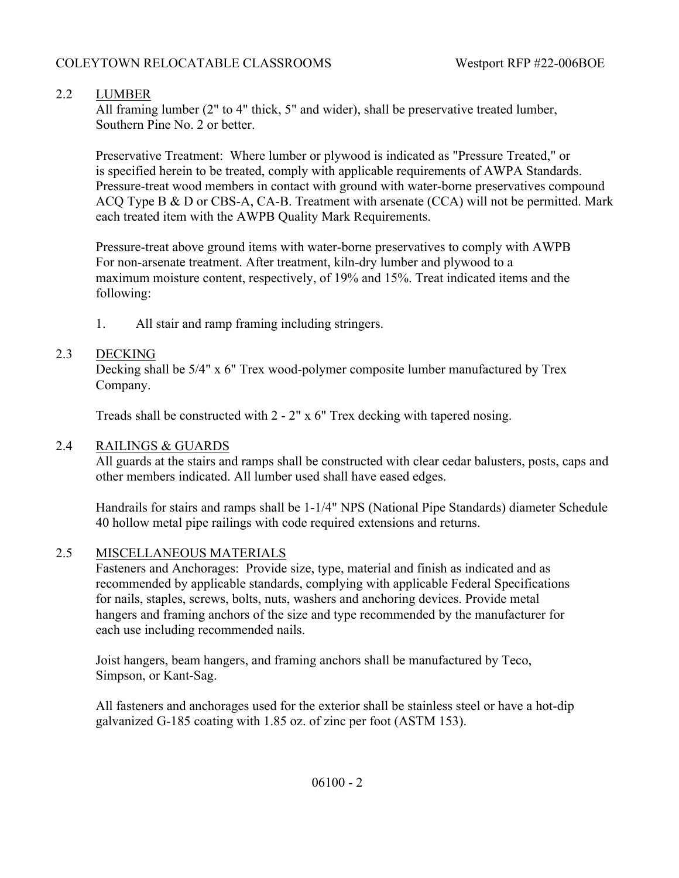## 2.2 LUMBER

All framing lumber (2" to 4" thick, 5" and wider), shall be preservative treated lumber, Southern Pine No. 2 or better.

Preservative Treatment: Where lumber or plywood is indicated as "Pressure Treated," or is specified herein to be treated, comply with applicable requirements of AWPA Standards. Pressure-treat wood members in contact with ground with water-borne preservatives compound ACQ Type B & D or CBS-A, CA-B. Treatment with arsenate (CCA) will not be permitted. Mark each treated item with the AWPB Quality Mark Requirements.

Pressure-treat above ground items with water-borne preservatives to comply with AWPB For non-arsenate treatment. After treatment, kiln-dry lumber and plywood to a maximum moisture content, respectively, of 19% and 15%. Treat indicated items and the following:

1. All stair and ramp framing including stringers.

## 2.3 DECKING

Decking shall be 5/4" x 6" Trex wood-polymer composite lumber manufactured by Trex Company.

Treads shall be constructed with 2 - 2" x 6" Trex decking with tapered nosing.

## 2.4 RAILINGS & GUARDS

All guards at the stairs and ramps shall be constructed with clear cedar balusters, posts, caps and other members indicated. All lumber used shall have eased edges.

Handrails for stairs and ramps shall be 1-1/4" NPS (National Pipe Standards) diameter Schedule 40 hollow metal pipe railings with code required extensions and returns.

## 2.5 MISCELLANEOUS MATERIALS

Fasteners and Anchorages: Provide size, type, material and finish as indicated and as recommended by applicable standards, complying with applicable Federal Specifications for nails, staples, screws, bolts, nuts, washers and anchoring devices. Provide metal hangers and framing anchors of the size and type recommended by the manufacturer for each use including recommended nails.

Joist hangers, beam hangers, and framing anchors shall be manufactured by Teco, Simpson, or Kant-Sag.

All fasteners and anchorages used for the exterior shall be stainless steel or have a hot-dip galvanized G-185 coating with 1.85 oz. of zinc per foot (ASTM 153).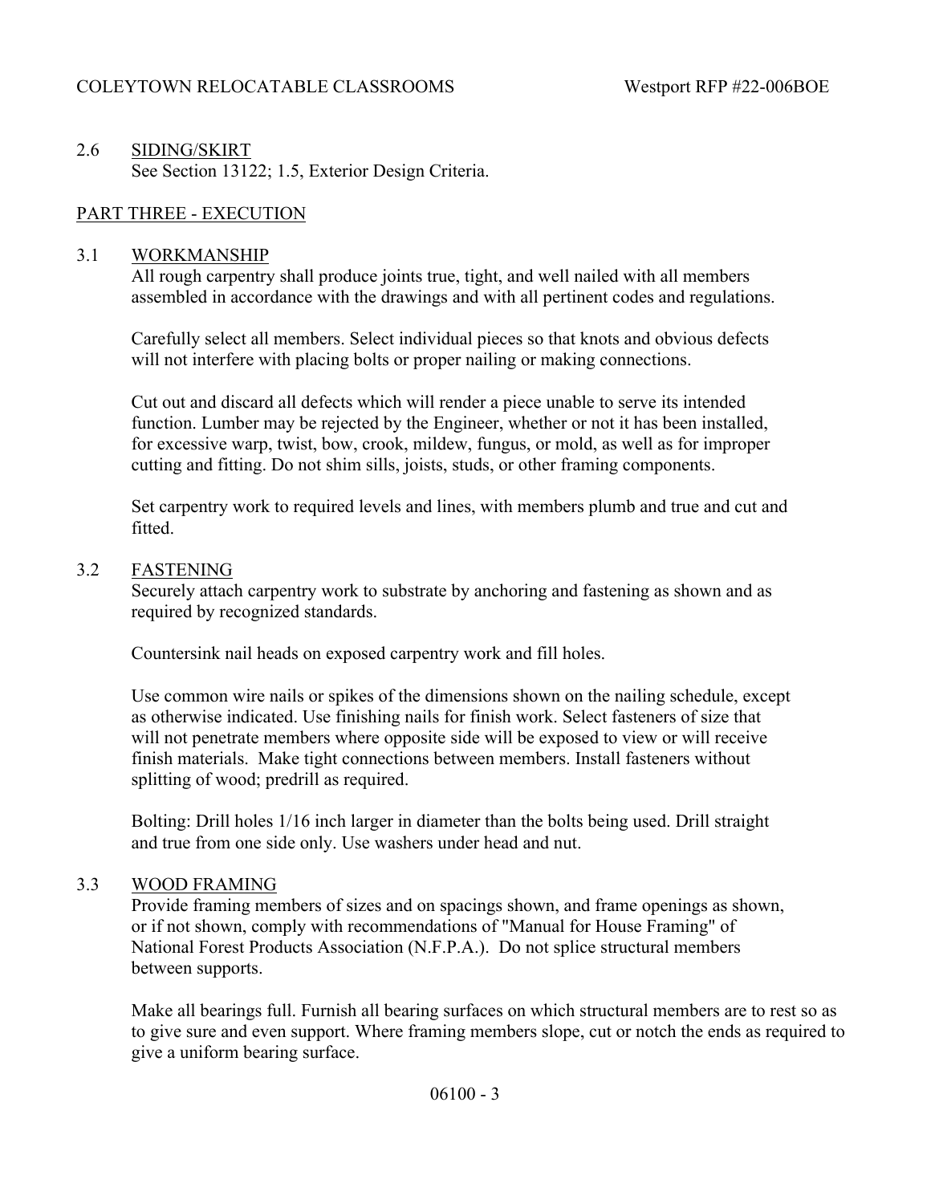### 2.6 SIDING/SKIRT

See Section 13122; 1.5, Exterior Design Criteria.

## PART THREE - EXECUTION

### 3.1 WORKMANSHIP

All rough carpentry shall produce joints true, tight, and well nailed with all members assembled in accordance with the drawings and with all pertinent codes and regulations.

Carefully select all members. Select individual pieces so that knots and obvious defects will not interfere with placing bolts or proper nailing or making connections.

Cut out and discard all defects which will render a piece unable to serve its intended function. Lumber may be rejected by the Engineer, whether or not it has been installed, for excessive warp, twist, bow, crook, mildew, fungus, or mold, as well as for improper cutting and fitting. Do not shim sills, joists, studs, or other framing components.

Set carpentry work to required levels and lines, with members plumb and true and cut and fitted.

### 3.2 FASTENING

Securely attach carpentry work to substrate by anchoring and fastening as shown and as required by recognized standards.

Countersink nail heads on exposed carpentry work and fill holes.

Use common wire nails or spikes of the dimensions shown on the nailing schedule, except as otherwise indicated. Use finishing nails for finish work. Select fasteners of size that will not penetrate members where opposite side will be exposed to view or will receive finish materials. Make tight connections between members. Install fasteners without splitting of wood; predrill as required.

Bolting: Drill holes 1/16 inch larger in diameter than the bolts being used. Drill straight and true from one side only. Use washers under head and nut.

### 3.3 WOOD FRAMING

Provide framing members of sizes and on spacings shown, and frame openings as shown, or if not shown, comply with recommendations of "Manual for House Framing" of National Forest Products Association (N.F.P.A.). Do not splice structural members between supports.

Make all bearings full. Furnish all bearing surfaces on which structural members are to rest so as to give sure and even support. Where framing members slope, cut or notch the ends as required to give a uniform bearing surface.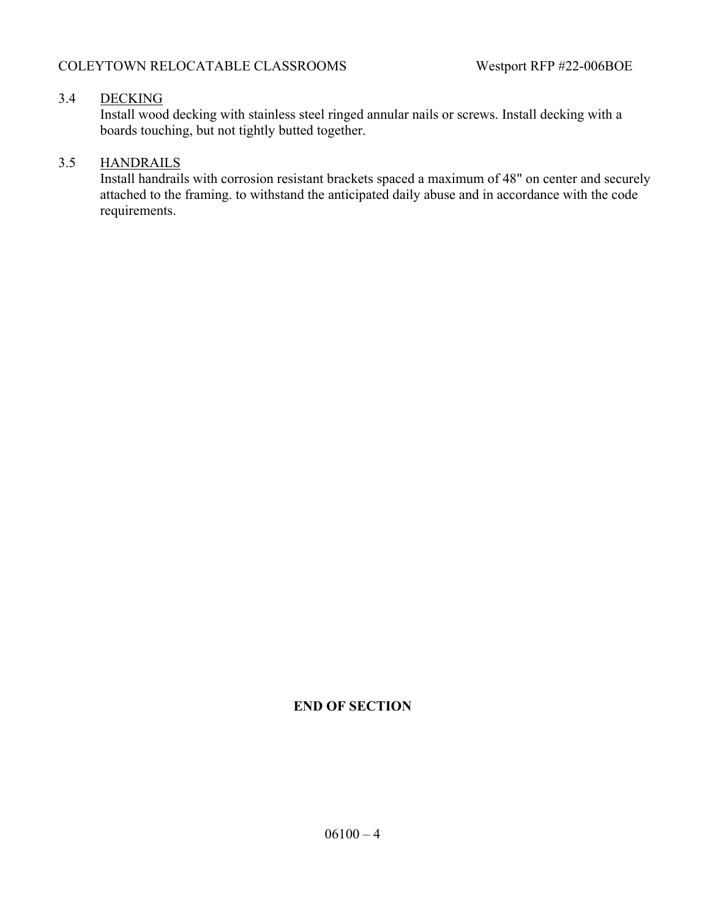3.4 <u>DECKING</u>

Install wood decking with stainless steel ringed annular nails or screws. Install decking with a boards touching, but not tightly butted together.

3.5 <u>HANDRAILS</u>

Install handrails with corrosion resistant brackets spaced a maximum of 48" on center and securely attached to the framing. to withstand the anticipated daily abuse and in accordance with the code requirements.

**END OF SECTION**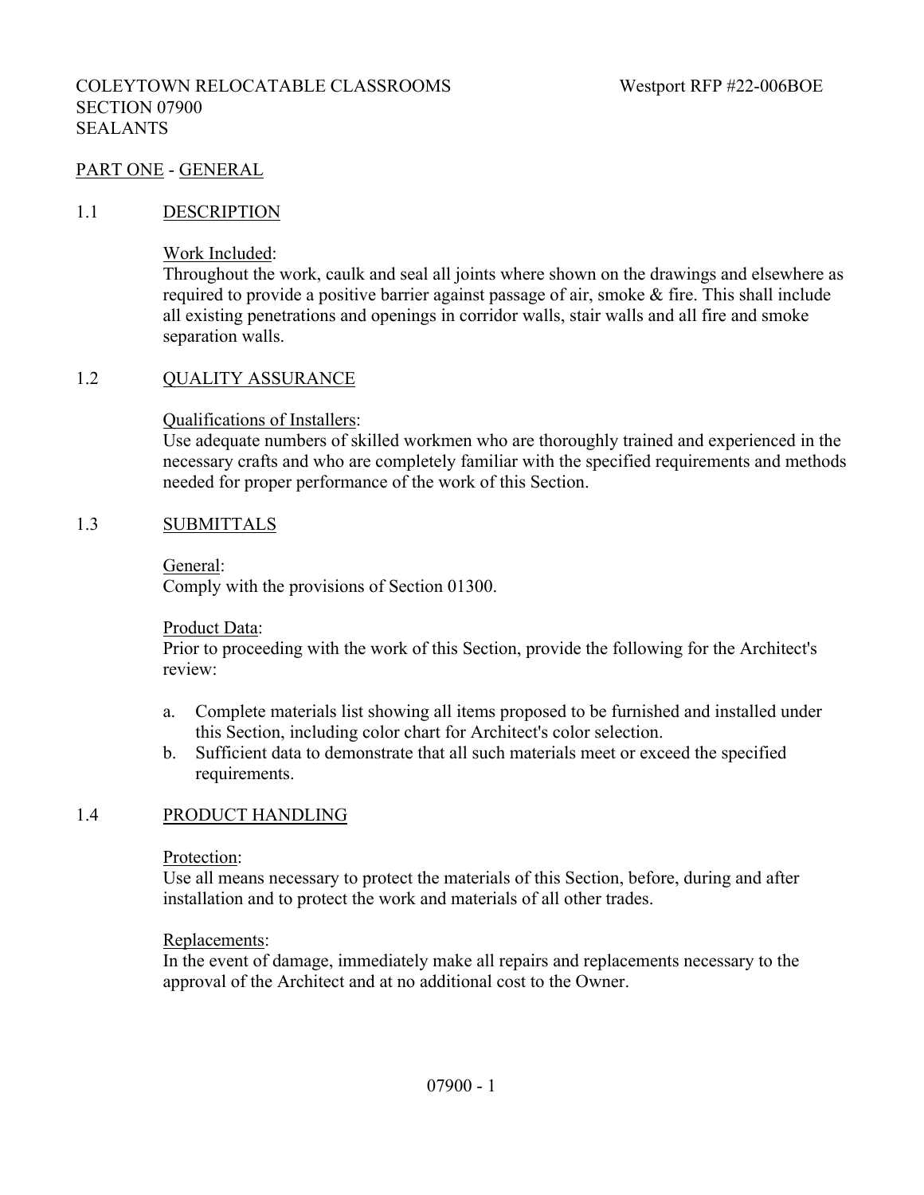COLEYTOWN RELOCATABLE CLASSROOMS Westport RFP #22-006BOE
SECTION 07900
SEALANTS

## PART ONE - GENERAL

### 1.1 DESCRIPTION

Work Included:
Throughout the work, caulk and seal all joints where shown on the drawings and elsewhere as required to provide a positive barrier against passage of air, smoke & fire. This shall include all existing penetrations and openings in corridor walls, stair walls and all fire and smoke separation walls.

### 1.2 QUALITY ASSURANCE

Qualifications of Installers:
Use adequate numbers of skilled workmen who are thoroughly trained and experienced in the necessary crafts and who are completely familiar with the specified requirements and methods needed for proper performance of the work of this Section.

### 1.3 SUBMITTALS

General:
Comply with the provisions of Section 01300.

Product Data:
Prior to proceeding with the work of this Section, provide the following for the Architect's review:

a. Complete materials list showing all items proposed to be furnished and installed under this Section, including color chart for Architect's color selection.
b. Sufficient data to demonstrate that all such materials meet or exceed the specified requirements.

### 1.4 PRODUCT HANDLING

Protection:
Use all means necessary to protect the materials of this Section, before, during and after installation and to protect the work and materials of all other trades.

Replacements:
In the event of damage, immediately make all repairs and replacements necessary to the approval of the Architect and at no additional cost to the Owner.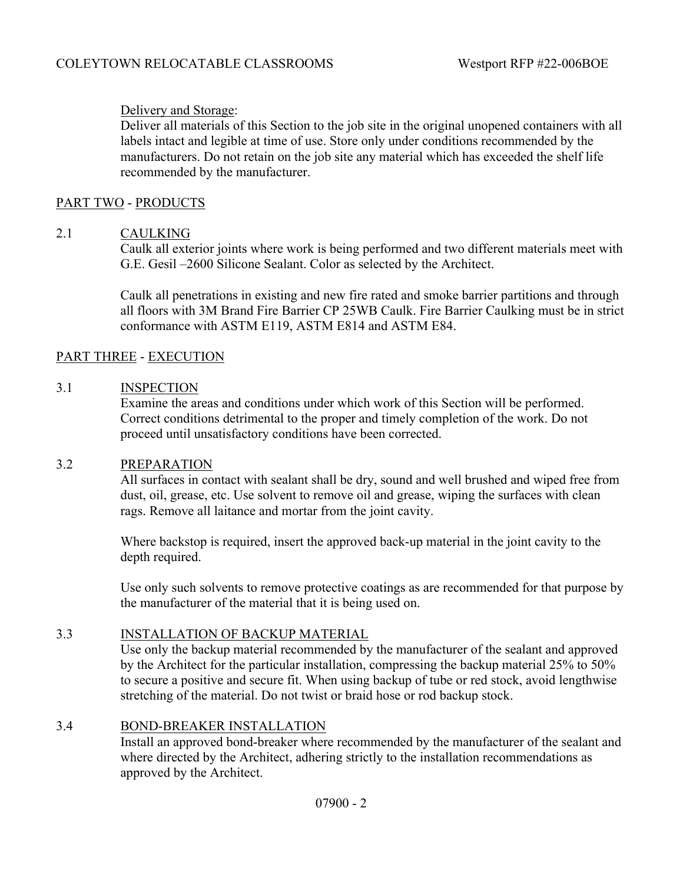Delivery and Storage:
Deliver all materials of this Section to the job site in the original unopened containers with all labels intact and legible at time of use. Store only under conditions recommended by the manufacturers. Do not retain on the job site any material which has exceeded the shelf life recommended by the manufacturer.

## PART TWO - PRODUCTS

### 2.1 CAULKING

Caulk all exterior joints where work is being performed and two different materials meet with G.E. Gesil –2600 Silicone Sealant. Color as selected by the Architect.

Caulk all penetrations in existing and new fire rated and smoke barrier partitions and through all floors with 3M Brand Fire Barrier CP 25WB Caulk. Fire Barrier Caulking must be in strict conformance with ASTM E119, ASTM E814 and ASTM E84.

## PART THREE - EXECUTION

### 3.1 INSPECTION

Examine the areas and conditions under which work of this Section will be performed. Correct conditions detrimental to the proper and timely completion of the work. Do not proceed until unsatisfactory conditions have been corrected.

### 3.2 PREPARATION

All surfaces in contact with sealant shall be dry, sound and well brushed and wiped free from dust, oil, grease, etc. Use solvent to remove oil and grease, wiping the surfaces with clean rags. Remove all laitance and mortar from the joint cavity.

Where backstop is required, insert the approved back-up material in the joint cavity to the depth required.

Use only such solvents to remove protective coatings as are recommended for that purpose by the manufacturer of the material that it is being used on.

### 3.3 INSTALLATION OF BACKUP MATERIAL

Use only the backup material recommended by the manufacturer of the sealant and approved by the Architect for the particular installation, compressing the backup material 25% to 50% to secure a positive and secure fit. When using backup of tube or red stock, avoid lengthwise stretching of the material. Do not twist or braid hose or rod backup stock.

### 3.4 BOND-BREAKER INSTALLATION

Install an approved bond-breaker where recommended by the manufacturer of the sealant and where directed by the Architect, adhering strictly to the installation recommendations as approved by the Architect.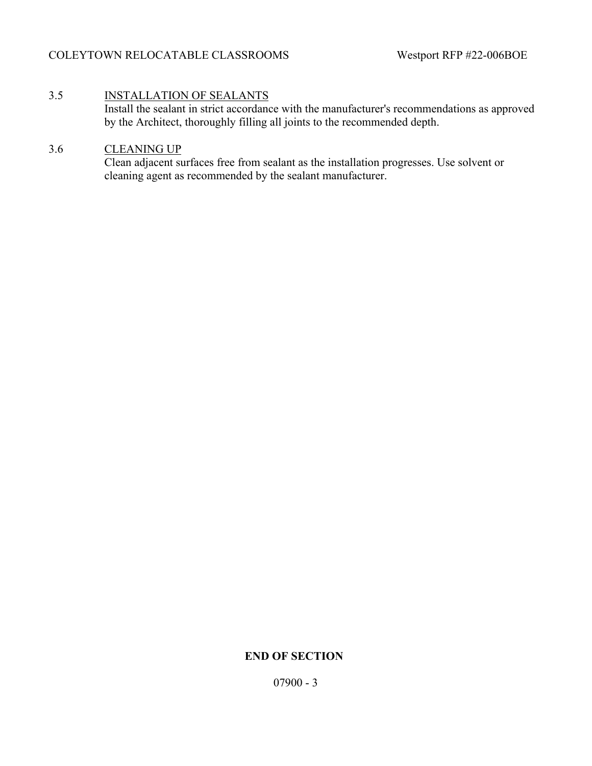3.5 INSTALLATION OF SEALANTS

Install the sealant in strict accordance with the manufacturer's recommendations as approved by the Architect, thoroughly filling all joints to the recommended depth.

3.6 CLEANING UP

Clean adjacent surfaces free from sealant as the installation progresses. Use solvent or cleaning agent as recommended by the sealant manufacturer.

**END OF SECTION**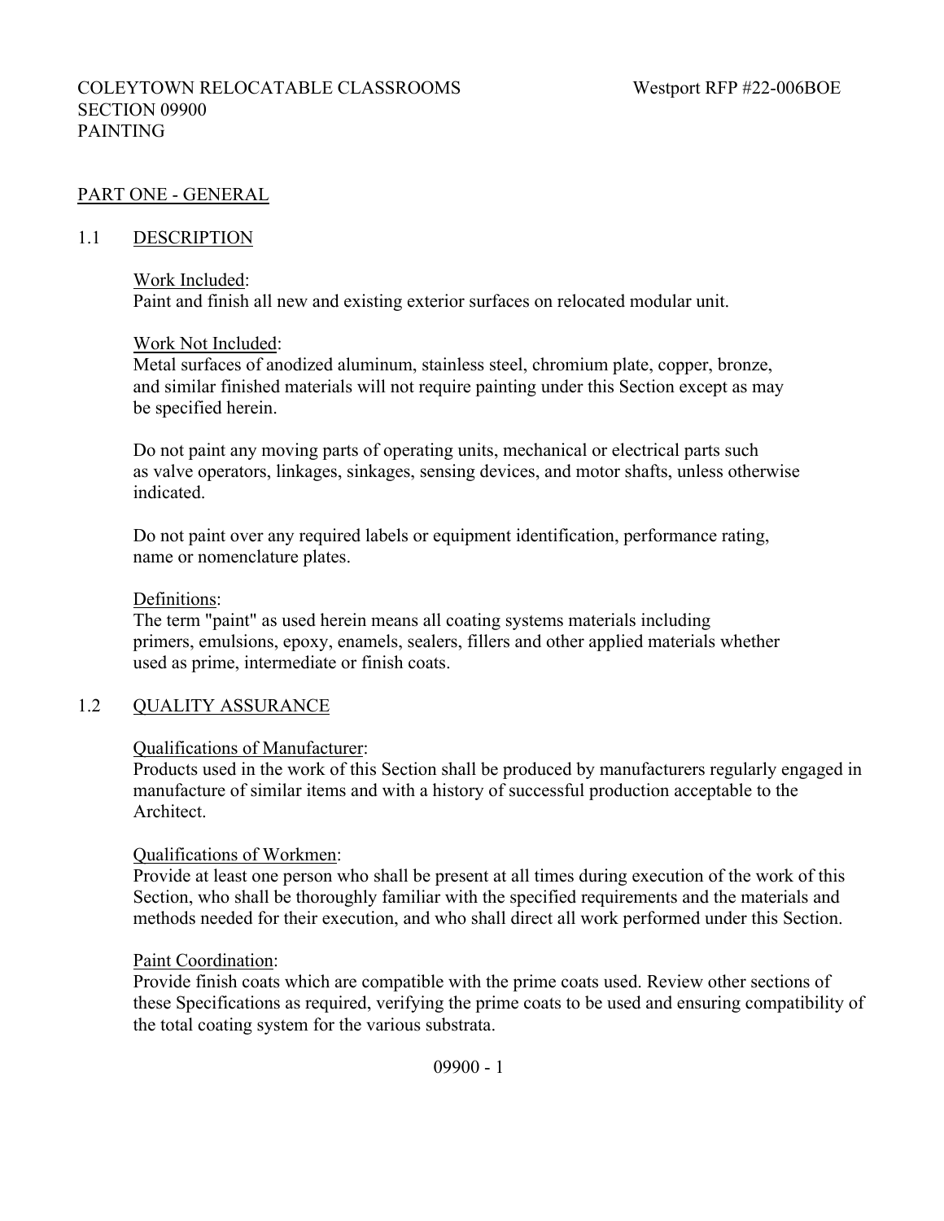COLEYTOWN RELOCATABLE CLASSROOMS — Westport RFP #22-006BOE

SECTION 09900

PAINTING

## PART ONE - GENERAL

### 1.1 DESCRIPTION

Work Included:
Paint and finish all new and existing exterior surfaces on relocated modular unit.

Work Not Included:
Metal surfaces of anodized aluminum, stainless steel, chromium plate, copper, bronze, and similar finished materials will not require painting under this Section except as may be specified herein.

Do not paint any moving parts of operating units, mechanical or electrical parts such as valve operators, linkages, sinkages, sensing devices, and motor shafts, unless otherwise indicated.

Do not paint over any required labels or equipment identification, performance rating, name or nomenclature plates.

Definitions:
The term "paint" as used herein means all coating systems materials including primers, emulsions, epoxy, enamels, sealers, fillers and other applied materials whether used as prime, intermediate or finish coats.

### 1.2 QUALITY ASSURANCE

Qualifications of Manufacturer:
Products used in the work of this Section shall be produced by manufacturers regularly engaged in manufacture of similar items and with a history of successful production acceptable to the Architect.

Qualifications of Workmen:
Provide at least one person who shall be present at all times during execution of the work of this Section, who shall be thoroughly familiar with the specified requirements and the materials and methods needed for their execution, and who shall direct all work performed under this Section.

Paint Coordination:
Provide finish coats which are compatible with the prime coats used. Review other sections of these Specifications as required, verifying the prime coats to be used and ensuring compatibility of the total coating system for the various substrata.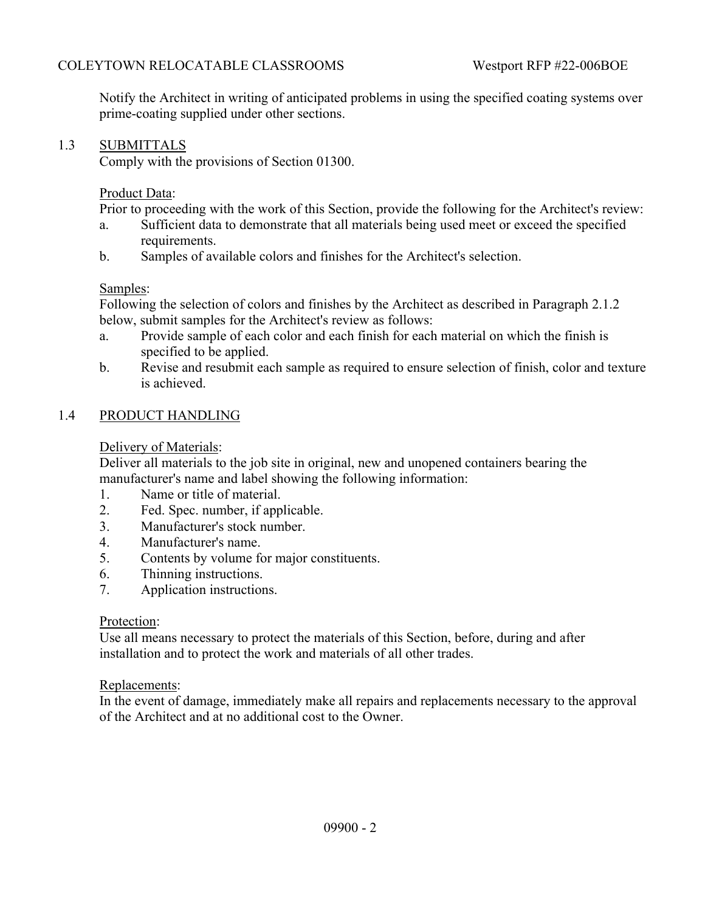Notify the Architect in writing of anticipated problems in using the specified coating systems over prime-coating supplied under other sections.

## 1.3 SUBMITTALS

Comply with the provisions of Section 01300.

Product Data:

Prior to proceeding with the work of this Section, provide the following for the Architect's review:

a. Sufficient data to demonstrate that all materials being used meet or exceed the specified requirements.
b. Samples of available colors and finishes for the Architect's selection.

Samples:

Following the selection of colors and finishes by the Architect as described in Paragraph 2.1.2 below, submit samples for the Architect's review as follows:

a. Provide sample of each color and each finish for each material on which the finish is specified to be applied.
b. Revise and resubmit each sample as required to ensure selection of finish, color and texture is achieved.

## 1.4 PRODUCT HANDLING

Delivery of Materials:

Deliver all materials to the job site in original, new and unopened containers bearing the manufacturer's name and label showing the following information:

1. Name or title of material.
2. Fed. Spec. number, if applicable.
3. Manufacturer's stock number.
4. Manufacturer's name.
5. Contents by volume for major constituents.
6. Thinning instructions.
7. Application instructions.

Protection:

Use all means necessary to protect the materials of this Section, before, during and after installation and to protect the work and materials of all other trades.

Replacements:

In the event of damage, immediately make all repairs and replacements necessary to the approval of the Architect and at no additional cost to the Owner.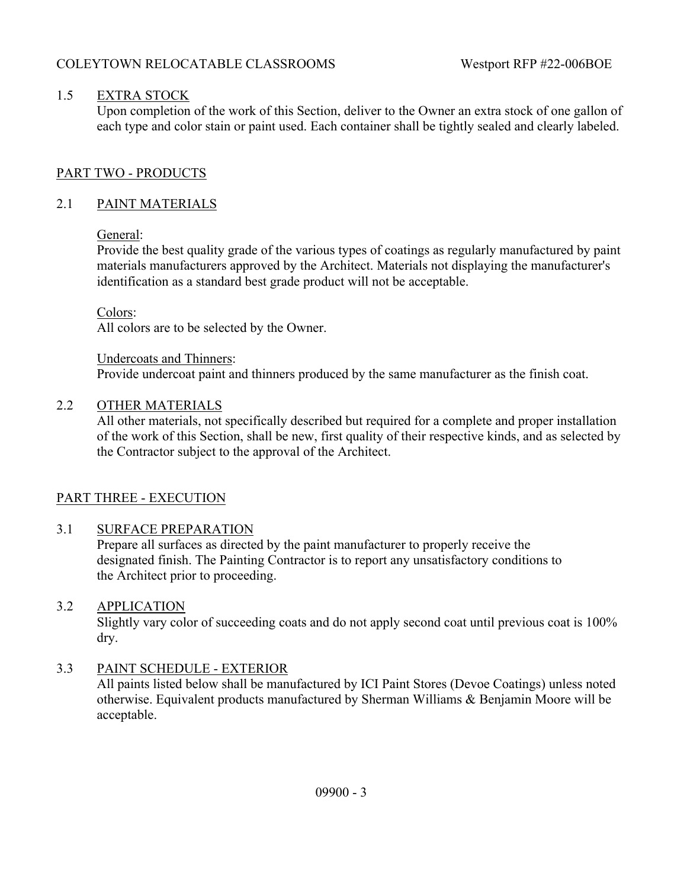## 1.5 EXTRA STOCK

Upon completion of the work of this Section, deliver to the Owner an extra stock of one gallon of each type and color stain or paint used. Each container shall be tightly sealed and clearly labeled.

# PART TWO - PRODUCTS

## 2.1 PAINT MATERIALS

General:
Provide the best quality grade of the various types of coatings as regularly manufactured by paint materials manufacturers approved by the Architect. Materials not displaying the manufacturer's identification as a standard best grade product will not be acceptable.

Colors:
All colors are to be selected by the Owner.

Undercoats and Thinners:
Provide undercoat paint and thinners produced by the same manufacturer as the finish coat.

## 2.2 OTHER MATERIALS

All other materials, not specifically described but required for a complete and proper installation of the work of this Section, shall be new, first quality of their respective kinds, and as selected by the Contractor subject to the approval of the Architect.

# PART THREE - EXECUTION

## 3.1 SURFACE PREPARATION

Prepare all surfaces as directed by the paint manufacturer to properly receive the designated finish. The Painting Contractor is to report any unsatisfactory conditions to the Architect prior to proceeding.

## 3.2 APPLICATION

Slightly vary color of succeeding coats and do not apply second coat until previous coat is 100% dry.

## 3.3 PAINT SCHEDULE - EXTERIOR

All paints listed below shall be manufactured by ICI Paint Stores (Devoe Coatings) unless noted otherwise. Equivalent products manufactured by Sherman Williams & Benjamin Moore will be acceptable.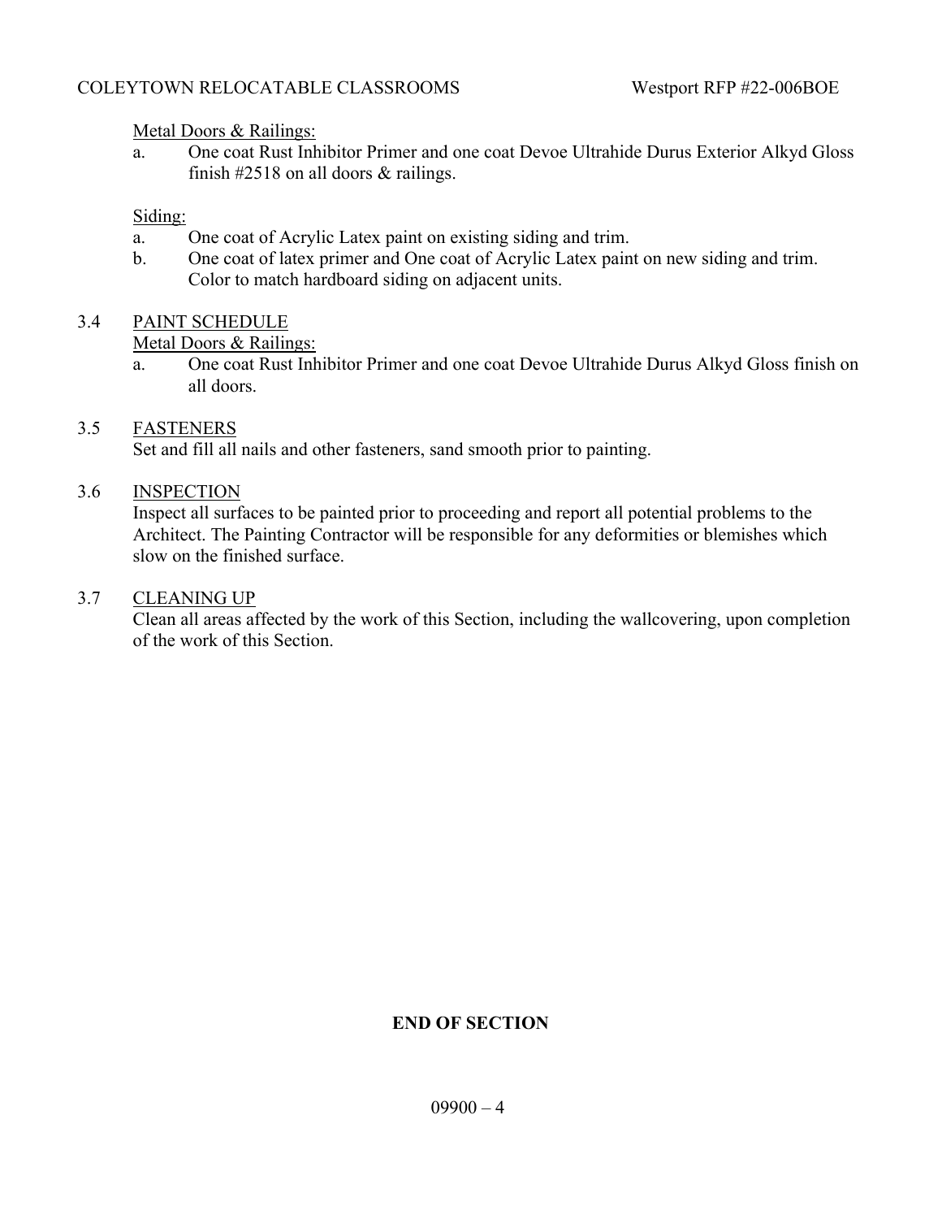Metal Doors & Railings:

a. One coat Rust Inhibitor Primer and one coat Devoe Ultrahide Durus Exterior Alkyd Gloss finish #2518 on all doors & railings.

Siding:

a. One coat of Acrylic Latex paint on existing siding and trim.
b. One coat of latex primer and One coat of Acrylic Latex paint on new siding and trim. Color to match hardboard siding on adjacent units.

3.4 PAINT SCHEDULE

Metal Doors & Railings:

a. One coat Rust Inhibitor Primer and one coat Devoe Ultrahide Durus Alkyd Gloss finish on all doors.

3.5 FASTENERS

Set and fill all nails and other fasteners, sand smooth prior to painting.

3.6 INSPECTION

Inspect all surfaces to be painted prior to proceeding and report all potential problems to the Architect. The Painting Contractor will be responsible for any deformities or blemishes which slow on the finished surface.

3.7 CLEANING UP

Clean all areas affected by the work of this Section, including the wallcovering, upon completion of the work of this Section.

**END OF SECTION**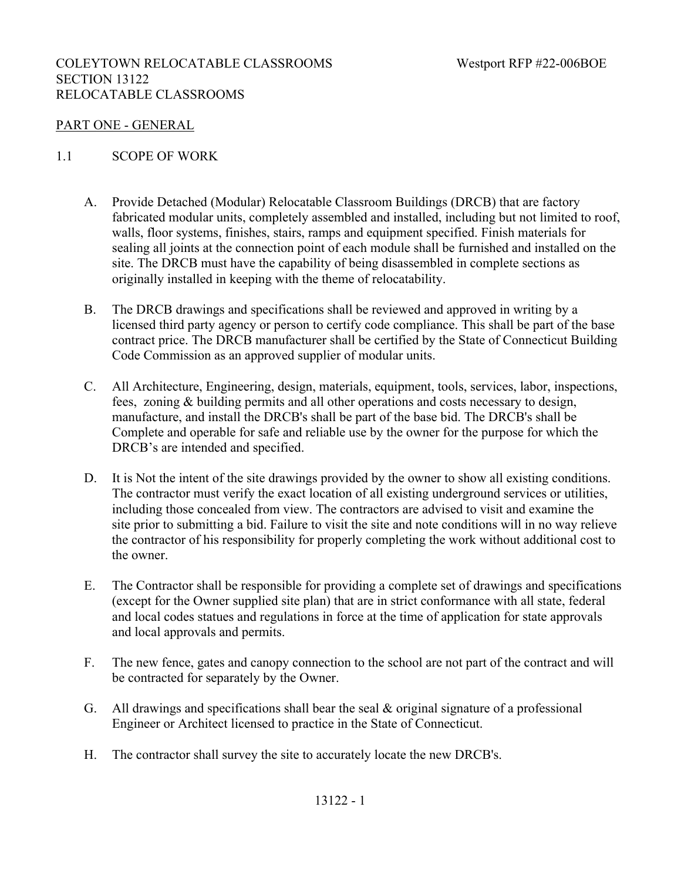COLEYTOWN RELOCATABLE CLASSROOMS Westport RFP #22-006BOE

SECTION 13122

RELOCATABLE CLASSROOMS

PART ONE - GENERAL

1.1 SCOPE OF WORK

A. Provide Detached (Modular) Relocatable Classroom Buildings (DRCB) that are factory fabricated modular units, completely assembled and installed, including but not limited to roof, walls, floor systems, finishes, stairs, ramps and equipment specified. Finish materials for sealing all joints at the connection point of each module shall be furnished and installed on the site. The DRCB must have the capability of being disassembled in complete sections as originally installed in keeping with the theme of relocatability.

B. The DRCB drawings and specifications shall be reviewed and approved in writing by a licensed third party agency or person to certify code compliance. This shall be part of the base contract price. The DRCB manufacturer shall be certified by the State of Connecticut Building Code Commission as an approved supplier of modular units.

C. All Architecture, Engineering, design, materials, equipment, tools, services, labor, inspections, fees, zoning & building permits and all other operations and costs necessary to design, manufacture, and install the DRCB's shall be part of the base bid. The DRCB's shall be Complete and operable for safe and reliable use by the owner for the purpose for which the DRCB's are intended and specified.

D. It is Not the intent of the site drawings provided by the owner to show all existing conditions. The contractor must verify the exact location of all existing underground services or utilities, including those concealed from view. The contractors are advised to visit and examine the site prior to submitting a bid. Failure to visit the site and note conditions will in no way relieve the contractor of his responsibility for properly completing the work without additional cost to the owner.

E. The Contractor shall be responsible for providing a complete set of drawings and specifications (except for the Owner supplied site plan) that are in strict conformance with all state, federal and local codes statues and regulations in force at the time of application for state approvals and local approvals and permits.

F. The new fence, gates and canopy connection to the school are not part of the contract and will be contracted for separately by the Owner.

G. All drawings and specifications shall bear the seal & original signature of a professional Engineer or Architect licensed to practice in the State of Connecticut.

H. The contractor shall survey the site to accurately locate the new DRCB's.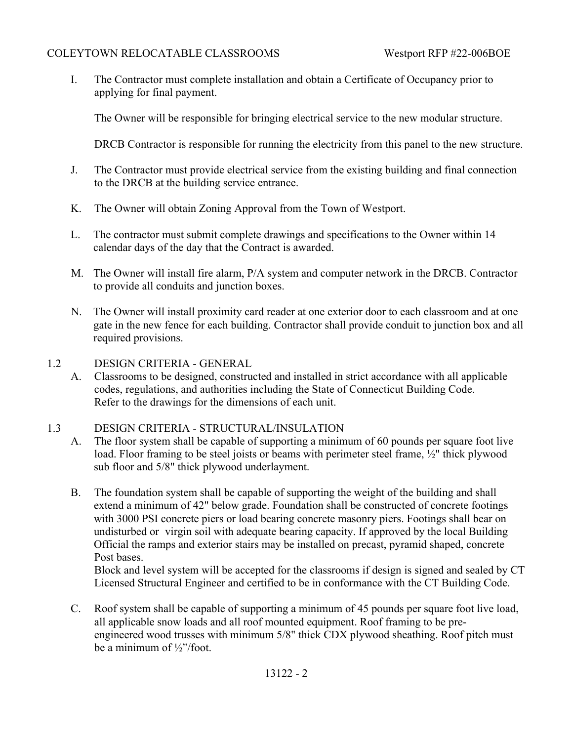I. The Contractor must complete installation and obtain a Certificate of Occupancy prior to applying for final payment.

   The Owner will be responsible for bringing electrical service to the new modular structure.

   DRCB Contractor is responsible for running the electricity from this panel to the new structure.

J. The Contractor must provide electrical service from the existing building and final connection to the DRCB at the building service entrance.

K. The Owner will obtain Zoning Approval from the Town of Westport.

L. The contractor must submit complete drawings and specifications to the Owner within 14 calendar days of the day that the Contract is awarded.

M. The Owner will install fire alarm, P/A system and computer network in the DRCB. Contractor to provide all conduits and junction boxes.

N. The Owner will install proximity card reader at one exterior door to each classroom and at one gate in the new fence for each building. Contractor shall provide conduit to junction box and all required provisions.

## 1.2 DESIGN CRITERIA - GENERAL

A. Classrooms to be designed, constructed and installed in strict accordance with all applicable codes, regulations, and authorities including the State of Connecticut Building Code. Refer to the drawings for the dimensions of each unit.

## 1.3 DESIGN CRITERIA - STRUCTURAL/INSULATION

A. The floor system shall be capable of supporting a minimum of 60 pounds per square foot live load. Floor framing to be steel joists or beams with perimeter steel frame, ½" thick plywood sub floor and 5/8" thick plywood underlayment.

B. The foundation system shall be capable of supporting the weight of the building and shall extend a minimum of 42" below grade. Foundation shall be constructed of concrete footings with 3000 PSI concrete piers or load bearing concrete masonry piers. Footings shall bear on undisturbed or virgin soil with adequate bearing capacity. If approved by the local Building Official the ramps and exterior stairs may be installed on precast, pyramid shaped, concrete Post bases.
   Block and level system will be accepted for the classrooms if design is signed and sealed by CT Licensed Structural Engineer and certified to be in conformance with the CT Building Code.

C. Roof system shall be capable of supporting a minimum of 45 pounds per square foot live load, all applicable snow loads and all roof mounted equipment. Roof framing to be pre-engineered wood trusses with minimum 5/8" thick CDX plywood sheathing. Roof pitch must be a minimum of ½"/foot.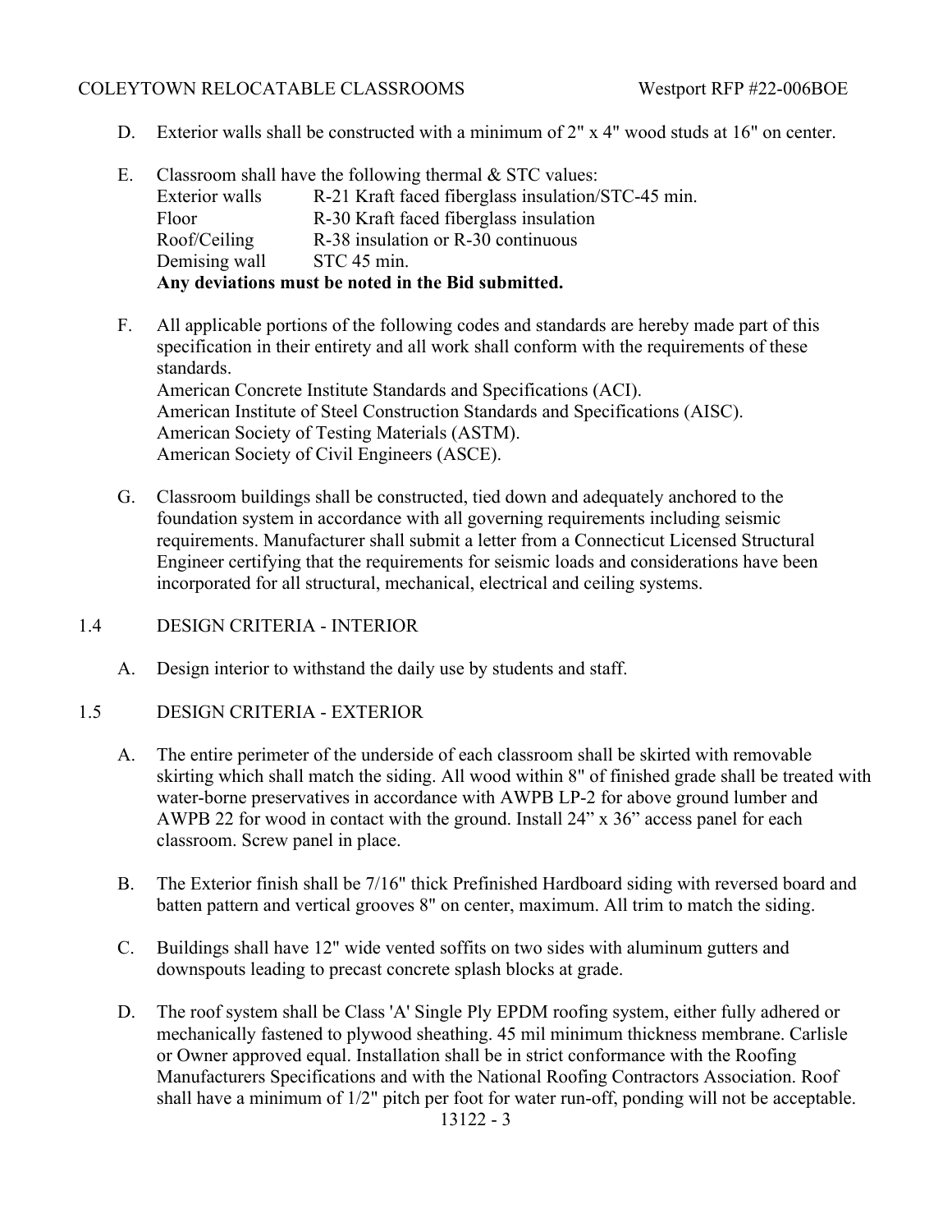D. Exterior walls shall be constructed with a minimum of 2" x 4" wood studs at 16" on center.

E. Classroom shall have the following thermal & STC values:

| | |
|---|---|
| Exterior walls | R-21 Kraft faced fiberglass insulation/STC-45 min. |
| Floor | R-30 Kraft faced fiberglass insulation |
| Roof/Ceiling | R-38 insulation or R-30 continuous |
| Demising wall | STC 45 min. |

**Any deviations must be noted in the Bid submitted.**

F. All applicable portions of the following codes and standards are hereby made part of this specification in their entirety and all work shall conform with the requirements of these standards.
American Concrete Institute Standards and Specifications (ACI).
American Institute of Steel Construction Standards and Specifications (AISC).
American Society of Testing Materials (ASTM).
American Society of Civil Engineers (ASCE).

G. Classroom buildings shall be constructed, tied down and adequately anchored to the foundation system in accordance with all governing requirements including seismic requirements. Manufacturer shall submit a letter from a Connecticut Licensed Structural Engineer certifying that the requirements for seismic loads and considerations have been incorporated for all structural, mechanical, electrical and ceiling systems.

## 1.4 DESIGN CRITERIA - INTERIOR

A. Design interior to withstand the daily use by students and staff.

## 1.5 DESIGN CRITERIA - EXTERIOR

A. The entire perimeter of the underside of each classroom shall be skirted with removable skirting which shall match the siding. All wood within 8" of finished grade shall be treated with water-borne preservatives in accordance with AWPB LP-2 for above ground lumber and AWPB 22 for wood in contact with the ground. Install 24" x 36" access panel for each classroom. Screw panel in place.

B. The Exterior finish shall be 7/16" thick Prefinished Hardboard siding with reversed board and batten pattern and vertical grooves 8" on center, maximum. All trim to match the siding.

C. Buildings shall have 12" wide vented soffits on two sides with aluminum gutters and downspouts leading to precast concrete splash blocks at grade.

D. The roof system shall be Class 'A' Single Ply EPDM roofing system, either fully adhered or mechanically fastened to plywood sheathing. 45 mil minimum thickness membrane. Carlisle or Owner approved equal. Installation shall be in strict conformance with the Roofing Manufacturers Specifications and with the National Roofing Contractors Association. Roof shall have a minimum of 1/2" pitch per foot for water run-off, ponding will not be acceptable.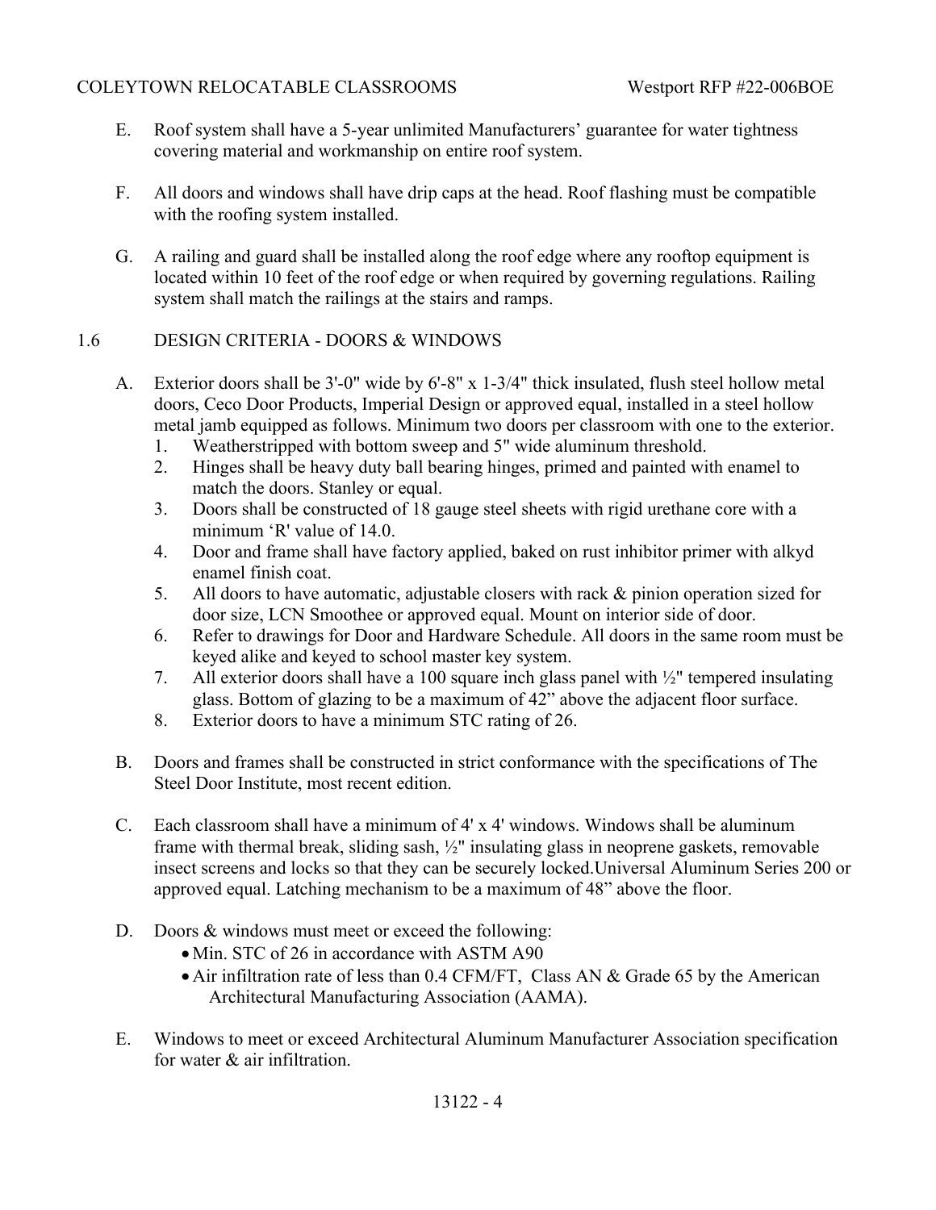E. Roof system shall have a 5-year unlimited Manufacturers' guarantee for water tightness covering material and workmanship on entire roof system.

F. All doors and windows shall have drip caps at the head. Roof flashing must be compatible with the roofing system installed.

G. A railing and guard shall be installed along the roof edge where any rooftop equipment is located within 10 feet of the roof edge or when required by governing regulations. Railing system shall match the railings at the stairs and ramps.

## 1.6 DESIGN CRITERIA - DOORS & WINDOWS

A. Exterior doors shall be 3'-0" wide by 6'-8" x 1-3/4" thick insulated, flush steel hollow metal doors, Ceco Door Products, Imperial Design or approved equal, installed in a steel hollow metal jamb equipped as follows. Minimum two doors per classroom with one to the exterior.

1. Weatherstripped with bottom sweep and 5" wide aluminum threshold.
2. Hinges shall be heavy duty ball bearing hinges, primed and painted with enamel to match the doors. Stanley or equal.
3. Doors shall be constructed of 18 gauge steel sheets with rigid urethane core with a minimum 'R' value of 14.0.
4. Door and frame shall have factory applied, baked on rust inhibitor primer with alkyd enamel finish coat.
5. All doors to have automatic, adjustable closers with rack & pinion operation sized for door size, LCN Smoothee or approved equal. Mount on interior side of door.
6. Refer to drawings for Door and Hardware Schedule. All doors in the same room must be keyed alike and keyed to school master key system.
7. All exterior doors shall have a 100 square inch glass panel with ½" tempered insulating glass. Bottom of glazing to be a maximum of 42" above the adjacent floor surface.
8. Exterior doors to have a minimum STC rating of 26.

B. Doors and frames shall be constructed in strict conformance with the specifications of The Steel Door Institute, most recent edition.

C. Each classroom shall have a minimum of 4' x 4' windows. Windows shall be aluminum frame with thermal break, sliding sash, ½" insulating glass in neoprene gaskets, removable insect screens and locks so that they can be securely locked.Universal Aluminum Series 200 or approved equal. Latching mechanism to be a maximum of 48" above the floor.

D. Doors & windows must meet or exceed the following:

- Min. STC of 26 in accordance with ASTM A90
- Air infiltration rate of less than 0.4 CFM/FT, Class AN & Grade 65 by the American Architectural Manufacturing Association (AAMA).

E. Windows to meet or exceed Architectural Aluminum Manufacturer Association specification for water & air infiltration.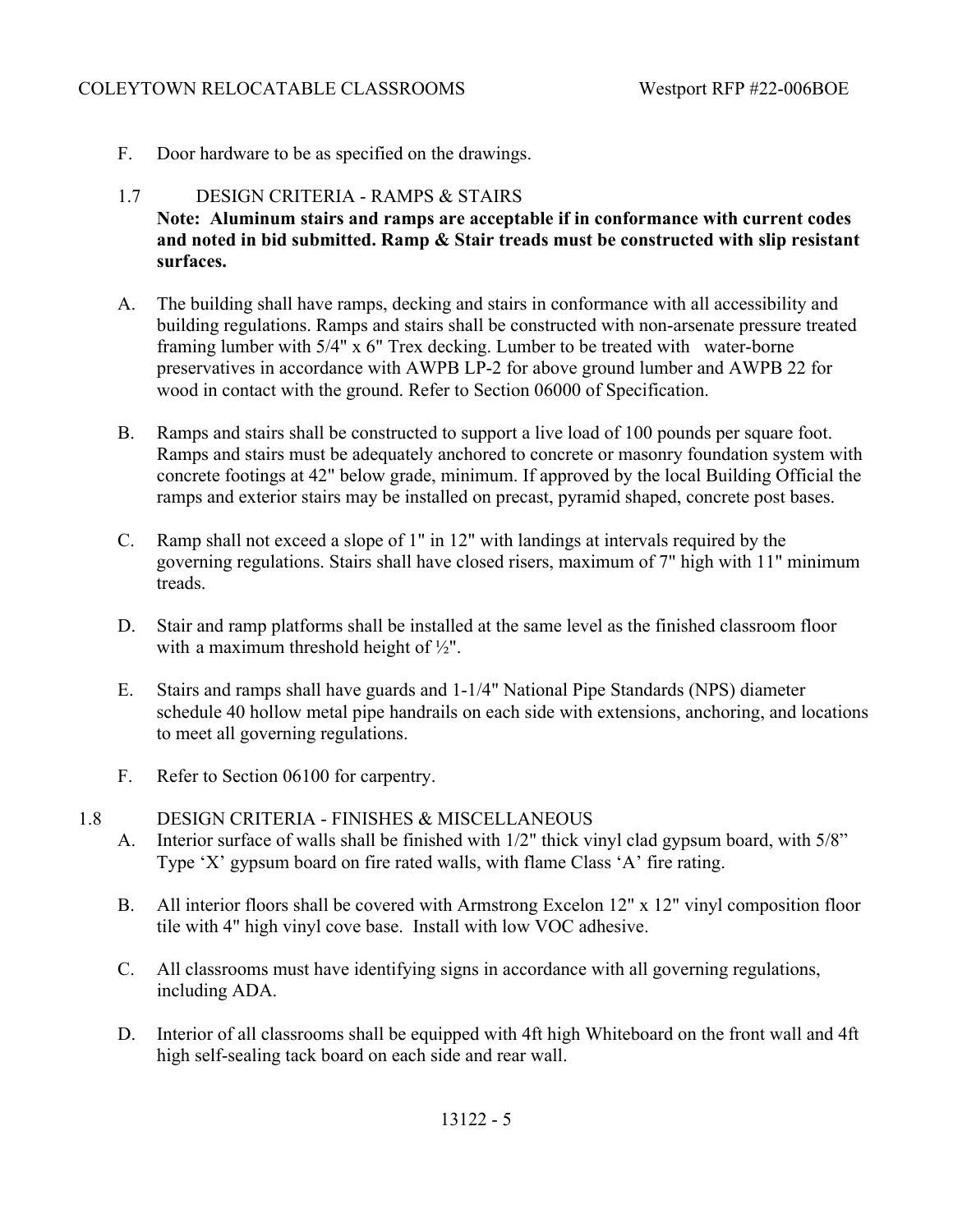F. Door hardware to be as specified on the drawings.

## 1.7 DESIGN CRITERIA - RAMPS & STAIRS

**Note: Aluminum stairs and ramps are acceptable if in conformance with current codes and noted in bid submitted. Ramp & Stair treads must be constructed with slip resistant surfaces.**

A. The building shall have ramps, decking and stairs in conformance with all accessibility and building regulations. Ramps and stairs shall be constructed with non-arsenate pressure treated framing lumber with 5/4" x 6" Trex decking. Lumber to be treated with water-borne preservatives in accordance with AWPB LP-2 for above ground lumber and AWPB 22 for wood in contact with the ground. Refer to Section 06000 of Specification.

B. Ramps and stairs shall be constructed to support a live load of 100 pounds per square foot. Ramps and stairs must be adequately anchored to concrete or masonry foundation system with concrete footings at 42" below grade, minimum. If approved by the local Building Official the ramps and exterior stairs may be installed on precast, pyramid shaped, concrete post bases.

C. Ramp shall not exceed a slope of 1" in 12" with landings at intervals required by the governing regulations. Stairs shall have closed risers, maximum of 7" high with 11" minimum treads.

D. Stair and ramp platforms shall be installed at the same level as the finished classroom floor with a maximum threshold height of ½".

E. Stairs and ramps shall have guards and 1-1/4" National Pipe Standards (NPS) diameter schedule 40 hollow metal pipe handrails on each side with extensions, anchoring, and locations to meet all governing regulations.

F. Refer to Section 06100 for carpentry.

## 1.8 DESIGN CRITERIA - FINISHES & MISCELLANEOUS

A. Interior surface of walls shall be finished with 1/2" thick vinyl clad gypsum board, with 5/8" Type 'X' gypsum board on fire rated walls, with flame Class 'A' fire rating.

B. All interior floors shall be covered with Armstrong Excelon 12" x 12" vinyl composition floor tile with 4" high vinyl cove base. Install with low VOC adhesive.

C. All classrooms must have identifying signs in accordance with all governing regulations, including ADA.

D. Interior of all classrooms shall be equipped with 4ft high Whiteboard on the front wall and 4ft high self-sealing tack board on each side and rear wall.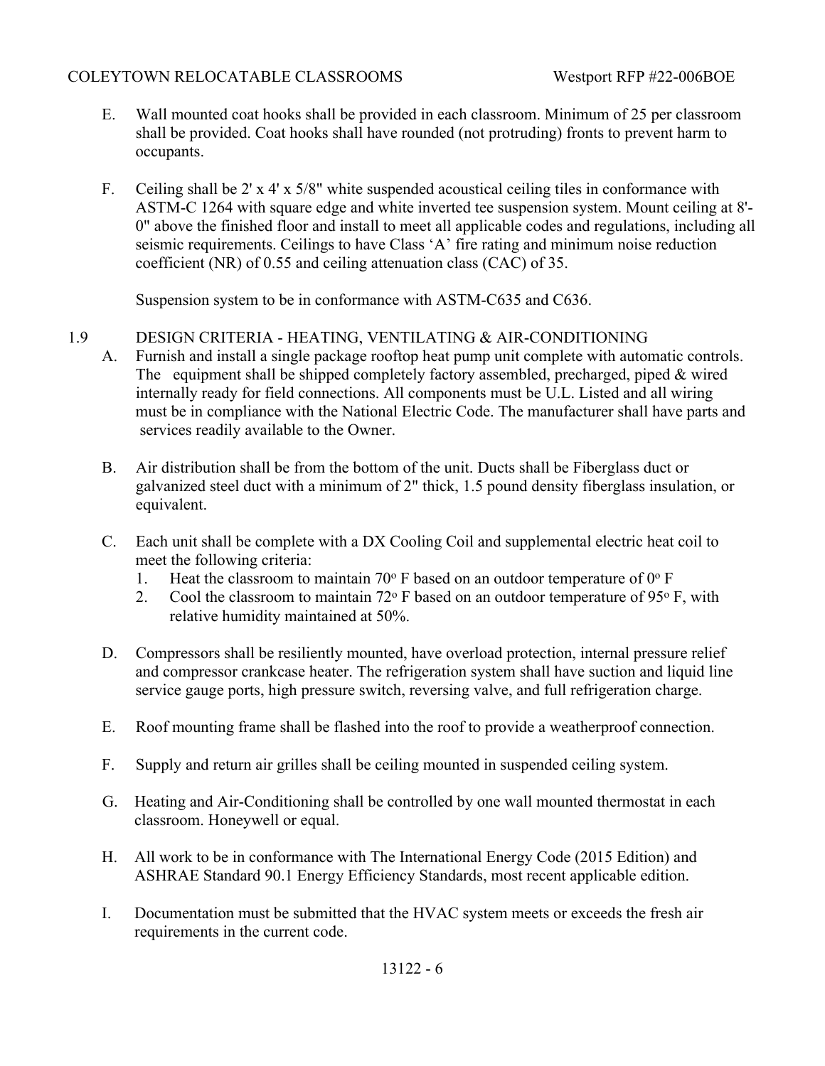E. Wall mounted coat hooks shall be provided in each classroom. Minimum of 25 per classroom shall be provided. Coat hooks shall have rounded (not protruding) fronts to prevent harm to occupants.

F. Ceiling shall be 2' x 4' x 5/8" white suspended acoustical ceiling tiles in conformance with ASTM-C 1264 with square edge and white inverted tee suspension system. Mount ceiling at 8'-0" above the finished floor and install to meet all applicable codes and regulations, including all seismic requirements. Ceilings to have Class 'A' fire rating and minimum noise reduction coefficient (NR) of 0.55 and ceiling attenuation class (CAC) of 35.

Suspension system to be in conformance with ASTM-C635 and C636.

## 1.9 DESIGN CRITERIA - HEATING, VENTILATING & AIR-CONDITIONING

A. Furnish and install a single package rooftop heat pump unit complete with automatic controls. The equipment shall be shipped completely factory assembled, precharged, piped & wired internally ready for field connections. All components must be U.L. Listed and all wiring must be in compliance with the National Electric Code. The manufacturer shall have parts and services readily available to the Owner.

B. Air distribution shall be from the bottom of the unit. Ducts shall be Fiberglass duct or galvanized steel duct with a minimum of 2" thick, 1.5 pound density fiberglass insulation, or equivalent.

C. Each unit shall be complete with a DX Cooling Coil and supplemental electric heat coil to meet the following criteria:
   1. Heat the classroom to maintain 70° F based on an outdoor temperature of 0° F
   2. Cool the classroom to maintain 72° F based on an outdoor temperature of 95° F, with relative humidity maintained at 50%.

D. Compressors shall be resiliently mounted, have overload protection, internal pressure relief and compressor crankcase heater. The refrigeration system shall have suction and liquid line service gauge ports, high pressure switch, reversing valve, and full refrigeration charge.

E. Roof mounting frame shall be flashed into the roof to provide a weatherproof connection.

F. Supply and return air grilles shall be ceiling mounted in suspended ceiling system.

G. Heating and Air-Conditioning shall be controlled by one wall mounted thermostat in each classroom. Honeywell or equal.

H. All work to be in conformance with The International Energy Code (2015 Edition) and ASHRAE Standard 90.1 Energy Efficiency Standards, most recent applicable edition.

I. Documentation must be submitted that the HVAC system meets or exceeds the fresh air requirements in the current code.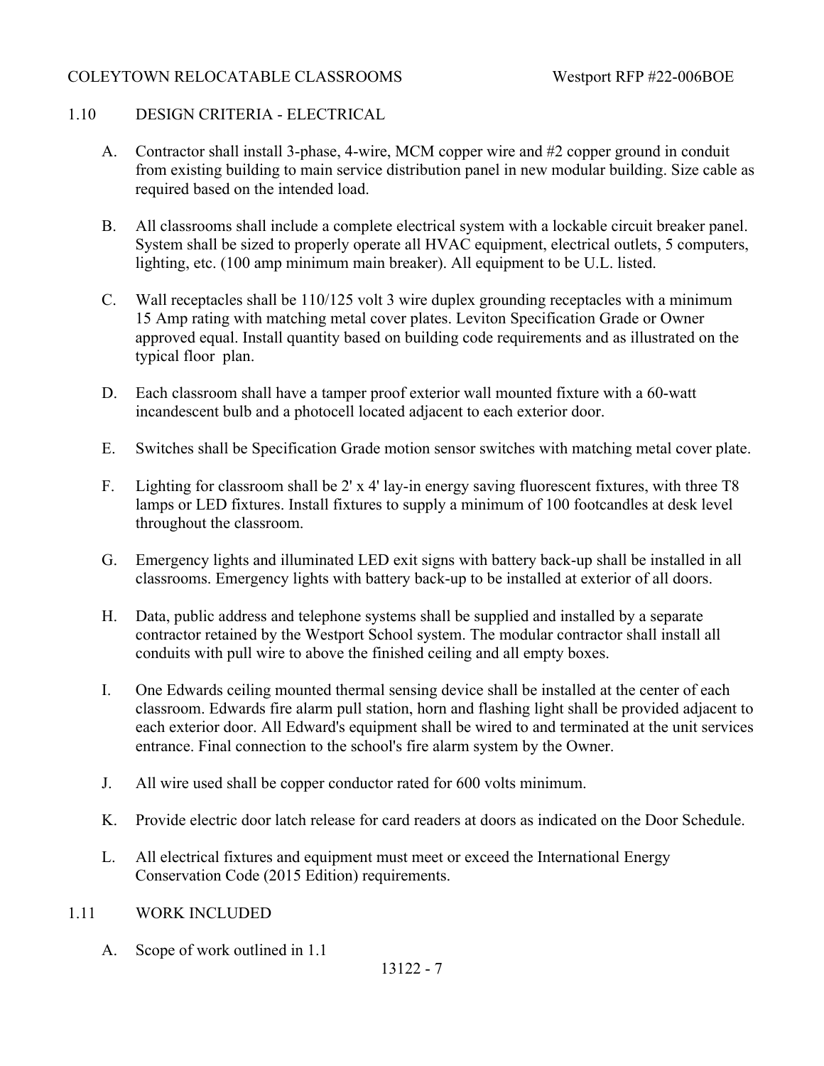## 1.10 DESIGN CRITERIA - ELECTRICAL

A. Contractor shall install 3-phase, 4-wire, MCM copper wire and #2 copper ground in conduit from existing building to main service distribution panel in new modular building. Size cable as required based on the intended load.

B. All classrooms shall include a complete electrical system with a lockable circuit breaker panel. System shall be sized to properly operate all HVAC equipment, electrical outlets, 5 computers, lighting, etc. (100 amp minimum main breaker). All equipment to be U.L. listed.

C. Wall receptacles shall be 110/125 volt 3 wire duplex grounding receptacles with a minimum 15 Amp rating with matching metal cover plates. Leviton Specification Grade or Owner approved equal. Install quantity based on building code requirements and as illustrated on the typical floor plan.

D. Each classroom shall have a tamper proof exterior wall mounted fixture with a 60-watt incandescent bulb and a photocell located adjacent to each exterior door.

E. Switches shall be Specification Grade motion sensor switches with matching metal cover plate.

F. Lighting for classroom shall be 2' x 4' lay-in energy saving fluorescent fixtures, with three T8 lamps or LED fixtures. Install fixtures to supply a minimum of 100 footcandles at desk level throughout the classroom.

G. Emergency lights and illuminated LED exit signs with battery back-up shall be installed in all classrooms. Emergency lights with battery back-up to be installed at exterior of all doors.

H. Data, public address and telephone systems shall be supplied and installed by a separate contractor retained by the Westport School system. The modular contractor shall install all conduits with pull wire to above the finished ceiling and all empty boxes.

I. One Edwards ceiling mounted thermal sensing device shall be installed at the center of each classroom. Edwards fire alarm pull station, horn and flashing light shall be provided adjacent to each exterior door. All Edward's equipment shall be wired to and terminated at the unit services entrance. Final connection to the school's fire alarm system by the Owner.

J. All wire used shall be copper conductor rated for 600 volts minimum.

K. Provide electric door latch release for card readers at doors as indicated on the Door Schedule.

L. All electrical fixtures and equipment must meet or exceed the International Energy Conservation Code (2015 Edition) requirements.

## 1.11 WORK INCLUDED

A. Scope of work outlined in 1.1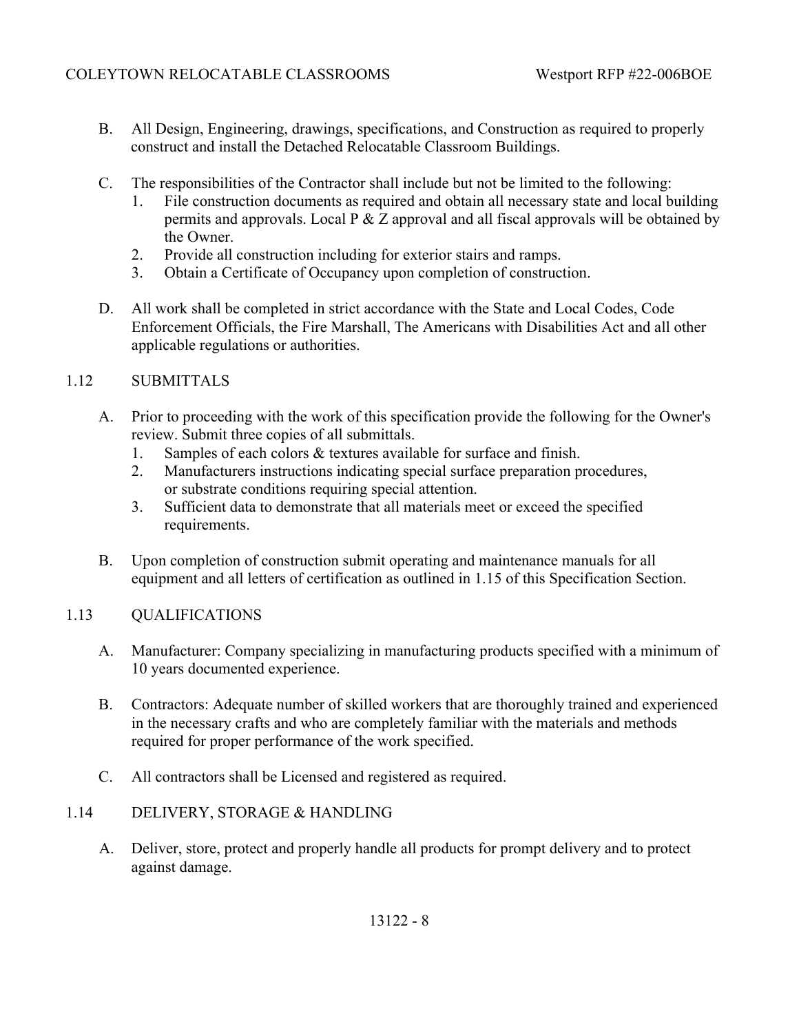B. All Design, Engineering, drawings, specifications, and Construction as required to properly construct and install the Detached Relocatable Classroom Buildings.

C. The responsibilities of the Contractor shall include but not be limited to the following:
   1. File construction documents as required and obtain all necessary state and local building permits and approvals. Local P & Z approval and all fiscal approvals will be obtained by the Owner.
   2. Provide all construction including for exterior stairs and ramps.
   3. Obtain a Certificate of Occupancy upon completion of construction.

D. All work shall be completed in strict accordance with the State and Local Codes, Code Enforcement Officials, the Fire Marshall, The Americans with Disabilities Act and all other applicable regulations or authorities.

## 1.12 SUBMITTALS

A. Prior to proceeding with the work of this specification provide the following for the Owner's review. Submit three copies of all submittals.
   1. Samples of each colors & textures available for surface and finish.
   2. Manufacturers instructions indicating special surface preparation procedures, or substrate conditions requiring special attention.
   3. Sufficient data to demonstrate that all materials meet or exceed the specified requirements.

B. Upon completion of construction submit operating and maintenance manuals for all equipment and all letters of certification as outlined in 1.15 of this Specification Section.

## 1.13 QUALIFICATIONS

A. Manufacturer: Company specializing in manufacturing products specified with a minimum of 10 years documented experience.

B. Contractors: Adequate number of skilled workers that are thoroughly trained and experienced in the necessary crafts and who are completely familiar with the materials and methods required for proper performance of the work specified.

C. All contractors shall be Licensed and registered as required.

## 1.14 DELIVERY, STORAGE & HANDLING

A. Deliver, store, protect and properly handle all products for prompt delivery and to protect against damage.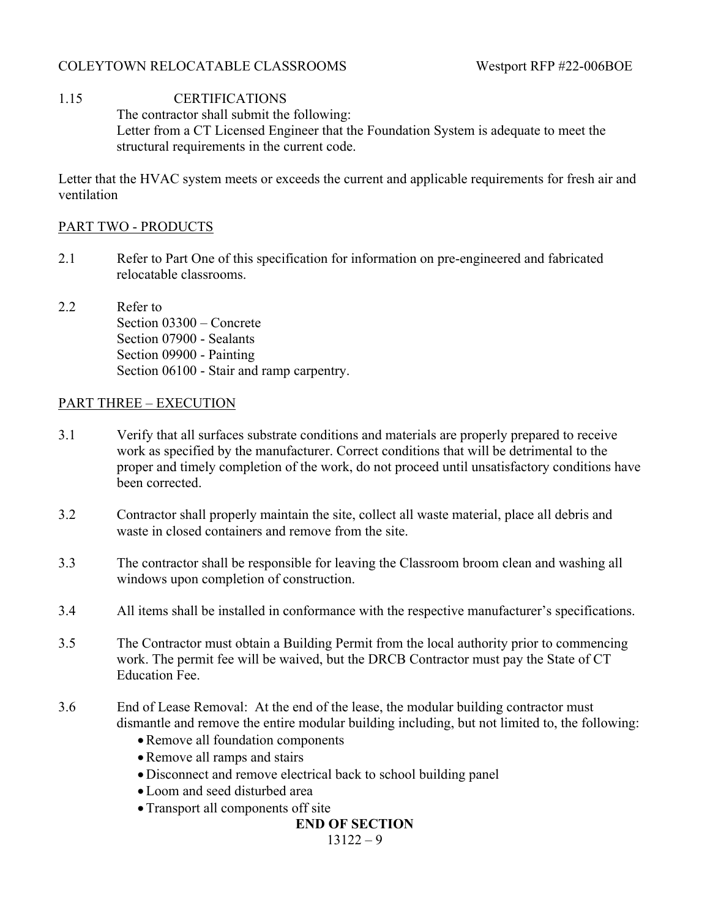1.15 CERTIFICATIONS

The contractor shall submit the following:

Letter from a CT Licensed Engineer that the Foundation System is adequate to meet the structural requirements in the current code.

Letter that the HVAC system meets or exceeds the current and applicable requirements for fresh air and ventilation

## PART TWO - PRODUCTS

2.1 Refer to Part One of this specification for information on pre-engineered and fabricated relocatable classrooms.

2.2 Refer to
Section 03300 – Concrete
Section 07900 - Sealants
Section 09900 - Painting
Section 06100 - Stair and ramp carpentry.

## PART THREE – EXECUTION

3.1 Verify that all surfaces substrate conditions and materials are properly prepared to receive work as specified by the manufacturer. Correct conditions that will be detrimental to the proper and timely completion of the work, do not proceed until unsatisfactory conditions have been corrected.

3.2 Contractor shall properly maintain the site, collect all waste material, place all debris and waste in closed containers and remove from the site.

3.3 The contractor shall be responsible for leaving the Classroom broom clean and washing all windows upon completion of construction.

3.4 All items shall be installed in conformance with the respective manufacturer's specifications.

3.5 The Contractor must obtain a Building Permit from the local authority prior to commencing work. The permit fee will be waived, but the DRCB Contractor must pay the State of CT Education Fee.

3.6 End of Lease Removal: At the end of the lease, the modular building contractor must dismantle and remove the entire modular building including, but not limited to, the following:

- Remove all foundation components
- Remove all ramps and stairs
- Disconnect and remove electrical back to school building panel
- Loom and seed disturbed area
- Transport all components off site

**END OF SECTION**

13122 – 9